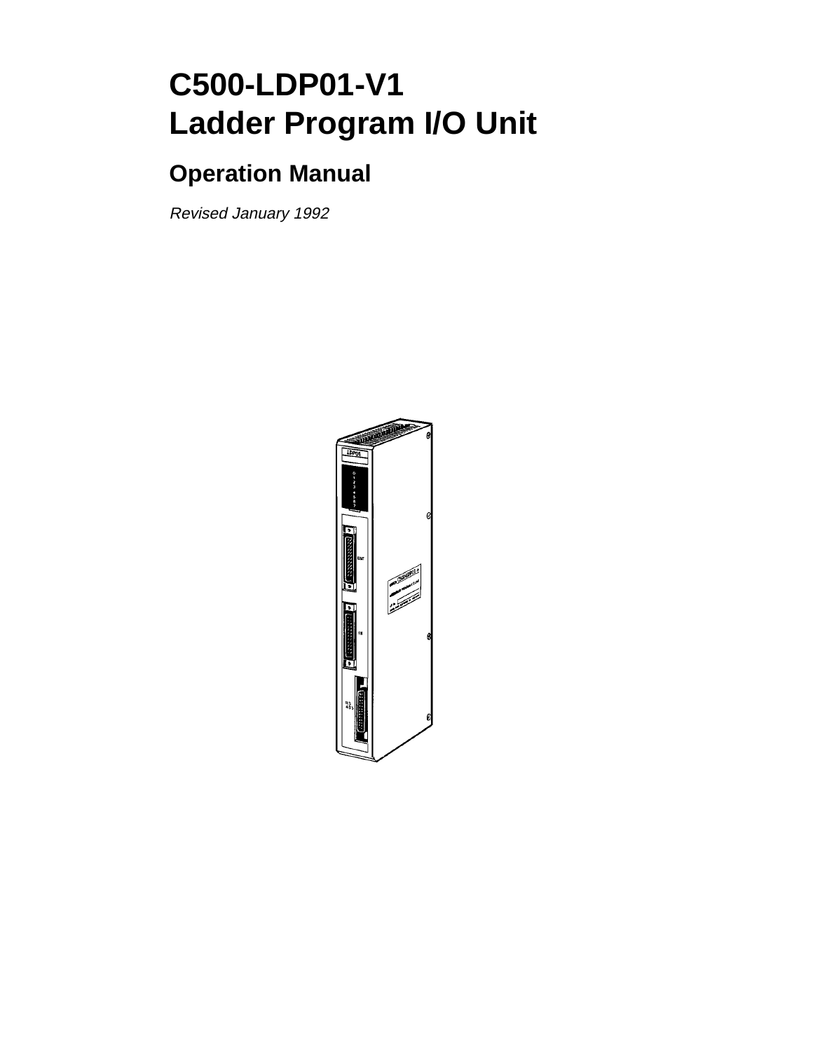# C500-LDP01-V1
# Ladder Program I/O Unit

## Operation Manual

*Revised January 1992*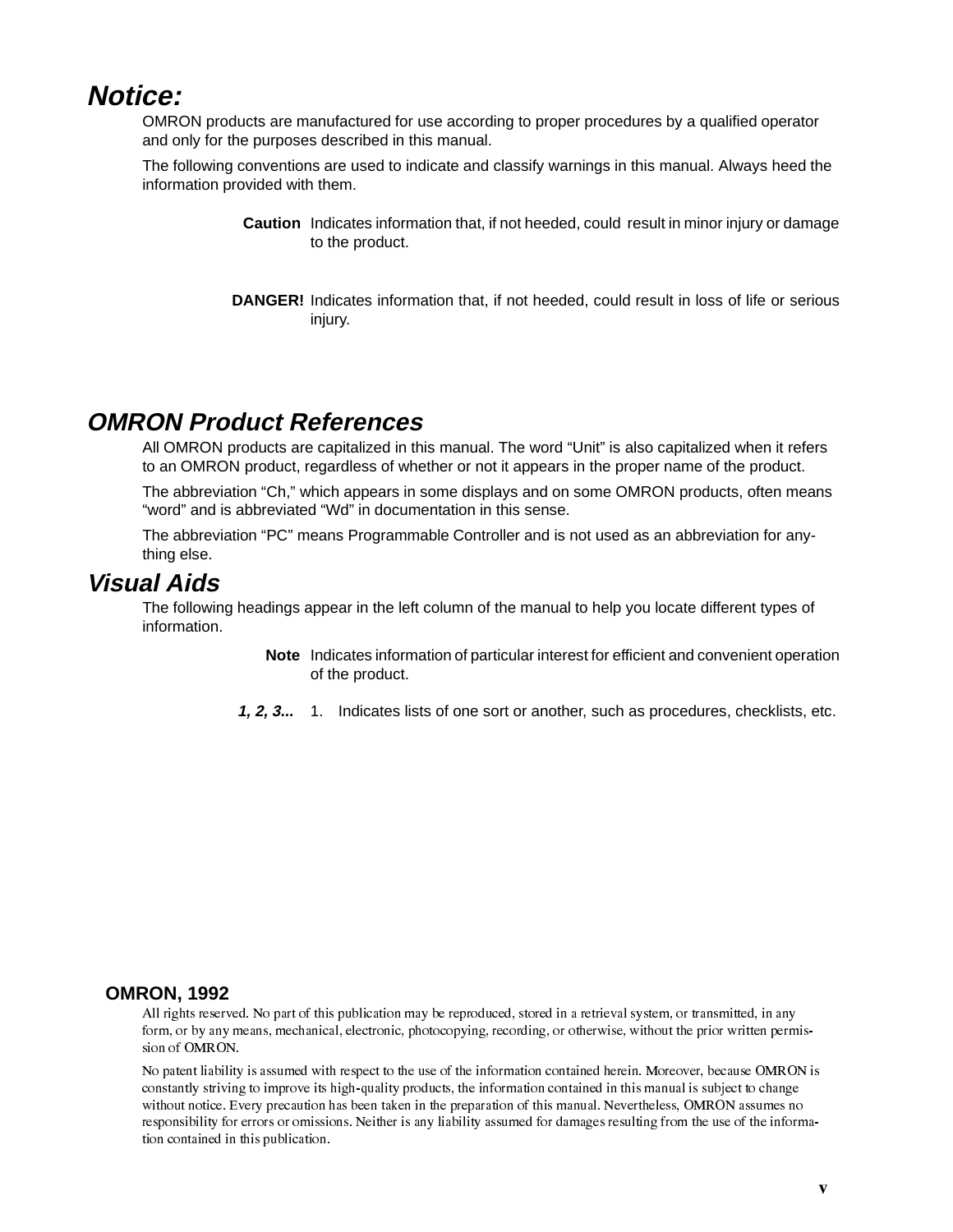# *Notice:*

OMRON products are manufactured for use according to proper procedures by a qualified operator and only for the purposes described in this manual.

The following conventions are used to indicate and classify warnings in this manual. Always heed the information provided with them.

**Caution** Indicates information that, if not heeded, could result in minor injury or damage to the product.

**DANGER!** Indicates information that, if not heeded, could result in loss of life or serious injury.

# *OMRON Product References*

All OMRON products are capitalized in this manual. The word "Unit" is also capitalized when it refers to an OMRON product, regardless of whether or not it appears in the proper name of the product.

The abbreviation "Ch," which appears in some displays and on some OMRON products, often means "word" and is abbreviated "Wd" in documentation in this sense.

The abbreviation "PC" means Programmable Controller and is not used as an abbreviation for anything else.

# *Visual Aids*

The following headings appear in the left column of the manual to help you locate different types of information.

**Note** Indicates information of particular interest for efficient and convenient operation of the product.

***1, 2, 3...*** 1. Indicates lists of one sort or another, such as procedures, checklists, etc.

**OMRON, 1992**

All rights reserved. No part of this publication may be reproduced, stored in a retrieval system, or transmitted, in any form, or by any means, mechanical, electronic, photocopying, recording, or otherwise, without the prior written permission of OMRON.

No patent liability is assumed with respect to the use of the information contained herein. Moreover, because OMRON is constantly striving to improve its high-quality products, the information contained in this manual is subject to change without notice. Every precaution has been taken in the preparation of this manual. Nevertheless, OMRON assumes no responsibility for errors or omissions. Neither is any liability assumed for damages resulting from the use of the information contained in this publication.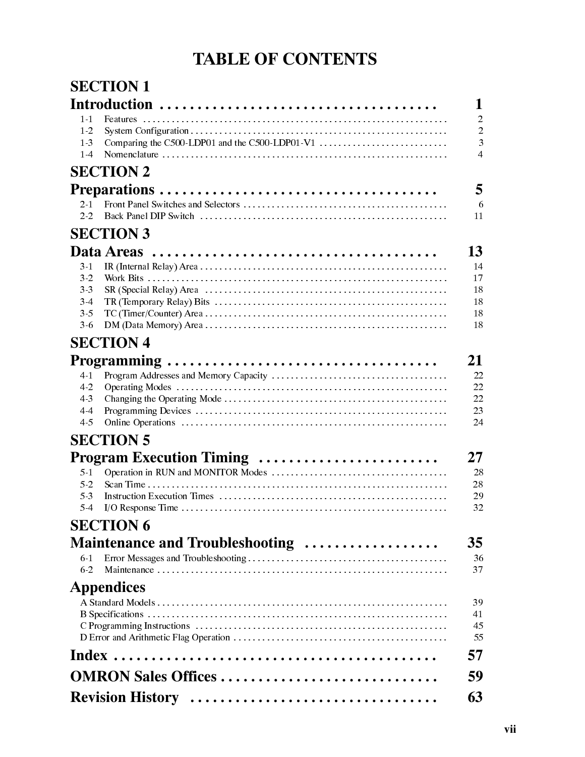# TABLE OF CONTENTS

## SECTION 1
## Introduction . . . . . . . . . . . . . . . . . . . . . . . . . . . . . . . . . . . . 1

1-1 Features . . . . . . . . . . . . . . . . . . . . . . . . . . . . . . . . . . . . . . . . . . . . . . . . . . . . . . . . . . . . . . . . . 2
1-2 System Configuration . . . . . . . . . . . . . . . . . . . . . . . . . . . . . . . . . . . . . . . . . . . . . . . . . . . . . . 2
1-3 Comparing the C500-LDP01 and the C500-LDP01-V1 . . . . . . . . . . . . . . . . . . . . . . . . . . . 3
1-4 Nomenclature . . . . . . . . . . . . . . . . . . . . . . . . . . . . . . . . . . . . . . . . . . . . . . . . . . . . . . . . . . . . 4

## SECTION 2
## Preparations . . . . . . . . . . . . . . . . . . . . . . . . . . . . . . . . . . . . 5

2-1 Front Panel Switches and Selectors . . . . . . . . . . . . . . . . . . . . . . . . . . . . . . . . . . . . . . . . . . . 6
2-2 Back Panel DIP Switch . . . . . . . . . . . . . . . . . . . . . . . . . . . . . . . . . . . . . . . . . . . . . . . . . . . . 11

## SECTION 3
## Data Areas . . . . . . . . . . . . . . . . . . . . . . . . . . . . . . . . . . . . 13

3-1 IR (Internal Relay) Area . . . . . . . . . . . . . . . . . . . . . . . . . . . . . . . . . . . . . . . . . . . . . . . . . . . . 14
3-2 Work Bits . . . . . . . . . . . . . . . . . . . . . . . . . . . . . . . . . . . . . . . . . . . . . . . . . . . . . . . . . . . . . . . . 17
3-3 SR (Special Relay) Area . . . . . . . . . . . . . . . . . . . . . . . . . . . . . . . . . . . . . . . . . . . . . . . . . . . . 18
3-4 TR (Temporary Relay) Bits . . . . . . . . . . . . . . . . . . . . . . . . . . . . . . . . . . . . . . . . . . . . . . . . . . 18
3-5 TC (Timer/Counter) Area . . . . . . . . . . . . . . . . . . . . . . . . . . . . . . . . . . . . . . . . . . . . . . . . . . . 18
3-6 DM (Data Memory) Area . . . . . . . . . . . . . . . . . . . . . . . . . . . . . . . . . . . . . . . . . . . . . . . . . . . 18

## SECTION 4
## Programming . . . . . . . . . . . . . . . . . . . . . . . . . . . . . . . . . . . 21

4-1 Program Addresses and Memory Capacity . . . . . . . . . . . . . . . . . . . . . . . . . . . . . . . . . . . . . 22
4-2 Operating Modes . . . . . . . . . . . . . . . . . . . . . . . . . . . . . . . . . . . . . . . . . . . . . . . . . . . . . . . . . . 22
4-3 Changing the Operating Mode . . . . . . . . . . . . . . . . . . . . . . . . . . . . . . . . . . . . . . . . . . . . . . . 22
4-4 Programming Devices . . . . . . . . . . . . . . . . . . . . . . . . . . . . . . . . . . . . . . . . . . . . . . . . . . . . . . 23
4-5 Online Operations . . . . . . . . . . . . . . . . . . . . . . . . . . . . . . . . . . . . . . . . . . . . . . . . . . . . . . . . . 24

## SECTION 5
## Program Execution Timing . . . . . . . . . . . . . . . . . . . . . . . . 27

5-1 Operation in RUN and MONITOR Modes . . . . . . . . . . . . . . . . . . . . . . . . . . . . . . . . . . . . . 28
5-2 Scan Time . . . . . . . . . . . . . . . . . . . . . . . . . . . . . . . . . . . . . . . . . . . . . . . . . . . . . . . . . . . . . . . 28
5-3 Instruction Execution Times . . . . . . . . . . . . . . . . . . . . . . . . . . . . . . . . . . . . . . . . . . . . . . . . 29
5-4 I/O Response Time . . . . . . . . . . . . . . . . . . . . . . . . . . . . . . . . . . . . . . . . . . . . . . . . . . . . . . . . 32

## SECTION 6
## Maintenance and Troubleshooting . . . . . . . . . . . . . . . . . . 35

6-1 Error Messages and Troubleshooting . . . . . . . . . . . . . . . . . . . . . . . . . . . . . . . . . . . . . . . . . . 36
6-2 Maintenance . . . . . . . . . . . . . . . . . . . . . . . . . . . . . . . . . . . . . . . . . . . . . . . . . . . . . . . . . . . . . 37

## Appendices

A Standard Models . . . . . . . . . . . . . . . . . . . . . . . . . . . . . . . . . . . . . . . . . . . . . . . . . . . . . . . . . . . 39
B Specifications . . . . . . . . . . . . . . . . . . . . . . . . . . . . . . . . . . . . . . . . . . . . . . . . . . . . . . . . . . . . . 41
C Programming Instructions . . . . . . . . . . . . . . . . . . . . . . . . . . . . . . . . . . . . . . . . . . . . . . . . . . . 45
D Error and Arithmetic Flag Operation . . . . . . . . . . . . . . . . . . . . . . . . . . . . . . . . . . . . . . . . . . . 55

## Index . . . . . . . . . . . . . . . . . . . . . . . . . . . . . . . . . . . . . . . . . . 57

## OMRON Sales Offices . . . . . . . . . . . . . . . . . . . . . . . . . . . . 59

## Revision History . . . . . . . . . . . . . . . . . . . . . . . . . . . . . . . . 63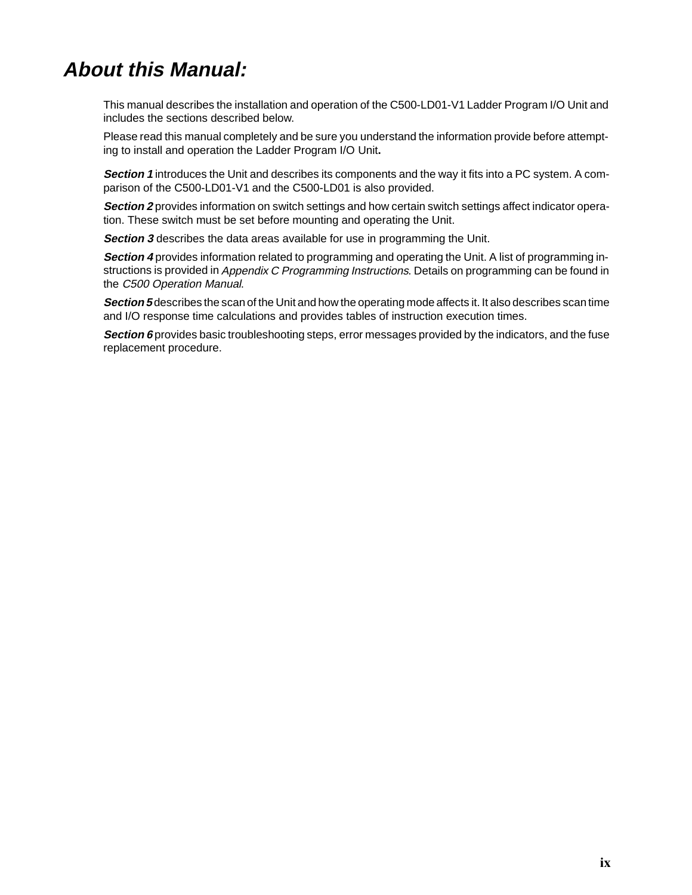# About this Manual:

This manual describes the installation and operation of the C500-LD01-V1 Ladder Program I/O Unit and includes the sections described below.

Please read this manual completely and be sure you understand the information provide before attempting to install and operation the Ladder Program I/O Unit**.**

***Section 1*** introduces the Unit and describes its components and the way it fits into a PC system. A comparison of the C500-LD01-V1 and the C500-LD01 is also provided.

***Section 2*** provides information on switch settings and how certain switch settings affect indicator operation. These switch must be set before mounting and operating the Unit.

***Section 3*** describes the data areas available for use in programming the Unit.

***Section 4*** provides information related to programming and operating the Unit. A list of programming instructions is provided in *Appendix C Programming Instructions*. Details on programming can be found in the *C500 Operation Manual*.

***Section 5*** describes the scan of the Unit and how the operating mode affects it. It also describes scan time and I/O response time calculations and provides tables of instruction execution times.

***Section 6*** provides basic troubleshooting steps, error messages provided by the indicators, and the fuse replacement procedure.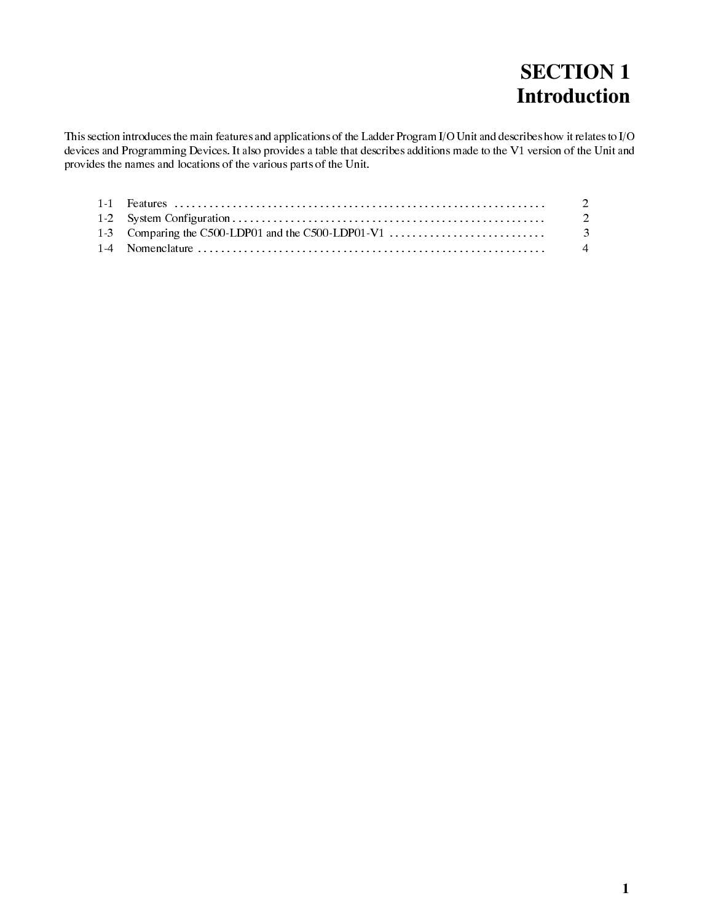# SECTION 1
# Introduction

This section introduces the main features and applications of the Ladder Program I/O Unit and describes how it relates to I/O devices and Programming Devices. It also provides a table that describes additions made to the V1 version of the Unit and provides the names and locations of the various parts of the Unit.

| | | |
|---|---|---|
| 1-1 | Features | 2 |
| 1-2 | System Configuration | 2 |
| 1-3 | Comparing the C500-LDP01 and the C500-LDP01-V1 | 3 |
| 1-4 | Nomenclature | 4 |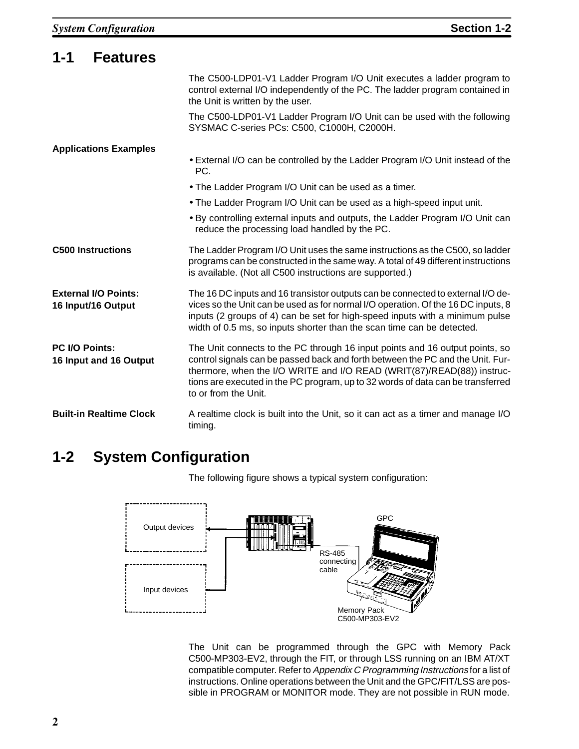## 1-1 Features

The C500-LDP01-V1 Ladder Program I/O Unit executes a ladder program to control external I/O independently of the PC. The ladder program contained in the Unit is written by the user.

The C500-LDP01-V1 Ladder Program I/O Unit can be used with the following SYSMAC C-series PCs: C500, C1000H, C2000H.

**Applications Examples**

- External I/O can be controlled by the Ladder Program I/O Unit instead of the PC.
- The Ladder Program I/O Unit can be used as a timer.
- The Ladder Program I/O Unit can be used as a high-speed input unit.
- By controlling external inputs and outputs, the Ladder Program I/O Unit can reduce the processing load handled by the PC.

**C500 Instructions**

The Ladder Program I/O Unit uses the same instructions as the C500, so ladder programs can be constructed in the same way. A total of 49 different instructions is available. (Not all C500 instructions are supported.)

**External I/O Points: 16 Input/16 Output**

The 16 DC inputs and 16 transistor outputs can be connected to external I/O devices so the Unit can be used as for normal I/O operation. Of the 16 DC inputs, 8 inputs (2 groups of 4) can be set for high-speed inputs with a minimum pulse width of 0.5 ms, so inputs shorter than the scan time can be detected.

**PC I/O Points: 16 Input and 16 Output**

The Unit connects to the PC through 16 input points and 16 output points, so control signals can be passed back and forth between the PC and the Unit. Furthermore, when the I/O WRITE and I/O READ (WRIT(87)/READ(88)) instructions are executed in the PC program, up to 32 words of data can be transferred to or from the Unit.

**Built-in Realtime Clock**

A realtime clock is built into the Unit, so it can act as a timer and manage I/O timing.

## 1-2 System Configuration

The following figure shows a typical system configuration:

Output devices

Input devices

GPC

RS-485 connecting cable

Memory Pack C500-MP303-EV2

The Unit can be programmed through the GPC with Memory Pack C500-MP303-EV2, through the FIT, or through LSS running on an IBM AT/XT compatible computer. Refer to *Appendix C Programming Instructions* for a list of instructions. Online operations between the Unit and the GPC/FIT/LSS are possible in PROGRAM or MONITOR mode. They are not possible in RUN mode.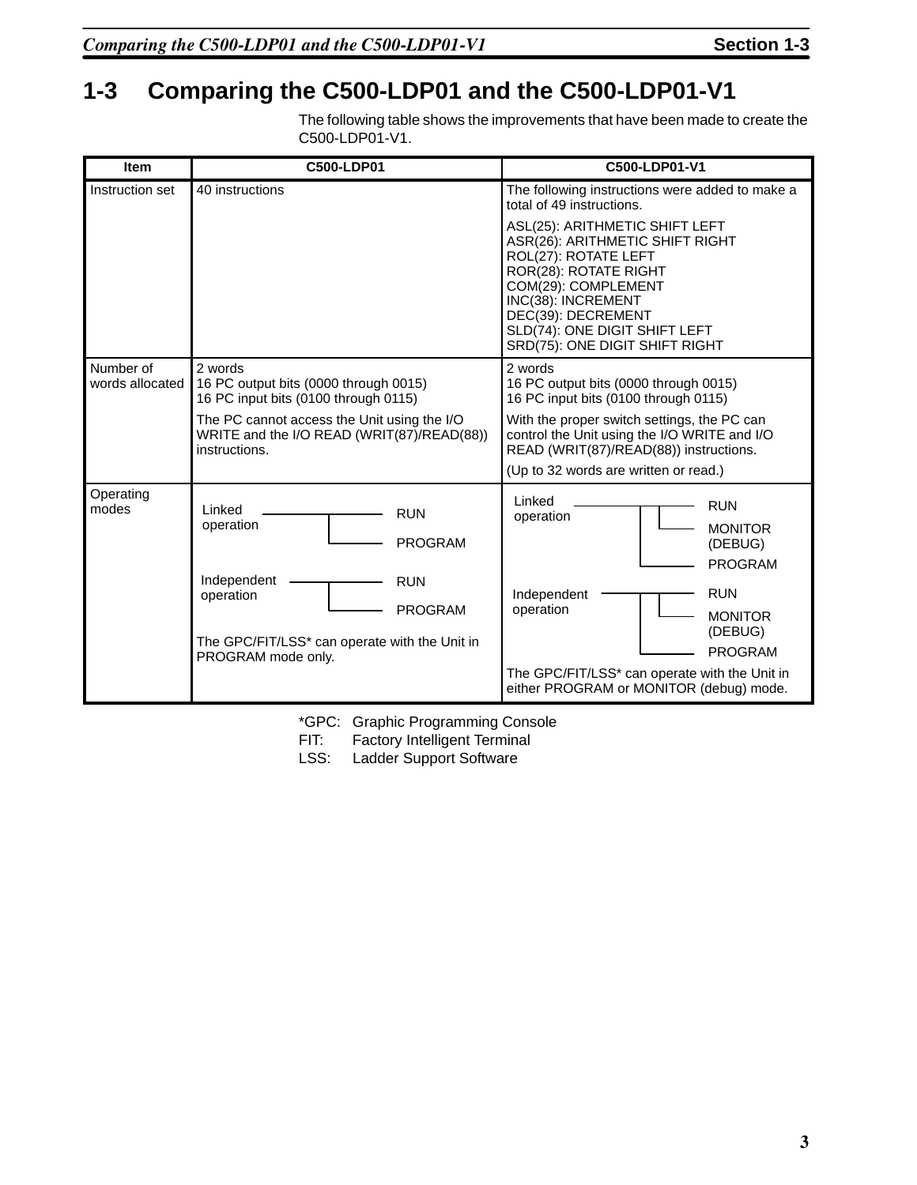## 1-3 Comparing the C500-LDP01 and the C500-LDP01-V1

The following table shows the improvements that have been made to create the C500-LDP01-V1.

| Item | C500-LDP01 | C500-LDP01-V1 |
|---|---|---|
| Instruction set | 40 instructions | The following instructions were added to make a total of 49 instructions.<br><br>ASL(25): ARITHMETIC SHIFT LEFT<br>ASR(26): ARITHMETIC SHIFT RIGHT<br>ROL(27): ROTATE LEFT<br>ROR(28): ROTATE RIGHT<br>COM(29): COMPLEMENT<br>INC(38): INCREMENT<br>DEC(39): DECREMENT<br>SLD(74): ONE DIGIT SHIFT LEFT<br>SRD(75): ONE DIGIT SHIFT RIGHT |
| Number of words allocated | 2 words<br>16 PC output bits (0000 through 0015)<br>16 PC input bits (0100 through 0115)<br><br>The PC cannot access the Unit using the I/O WRITE and the I/O READ (WRIT(87)/READ(88)) instructions. | 2 words<br>16 PC output bits (0000 through 0015)<br>16 PC input bits (0100 through 0115)<br><br>With the proper switch settings, the PC can control the Unit using the I/O WRITE and I/O READ (WRIT(87)/READ(88)) instructions.<br><br>(Up to 32 words are written or read.) |
| Operating modes | Linked operation: RUN, PROGRAM<br><br>Independent operation: RUN, PROGRAM<br><br>The GPC/FIT/LSS* can operate with the Unit in PROGRAM mode only. | Linked operation: RUN, MONITOR (DEBUG), PROGRAM<br><br>Independent operation: RUN, MONITOR (DEBUG), PROGRAM<br><br>The GPC/FIT/LSS* can operate with the Unit in either PROGRAM or MONITOR (debug) mode. |

*GPC: Graphic Programming Console
FIT: Factory Intelligent Terminal
LSS: Ladder Support Software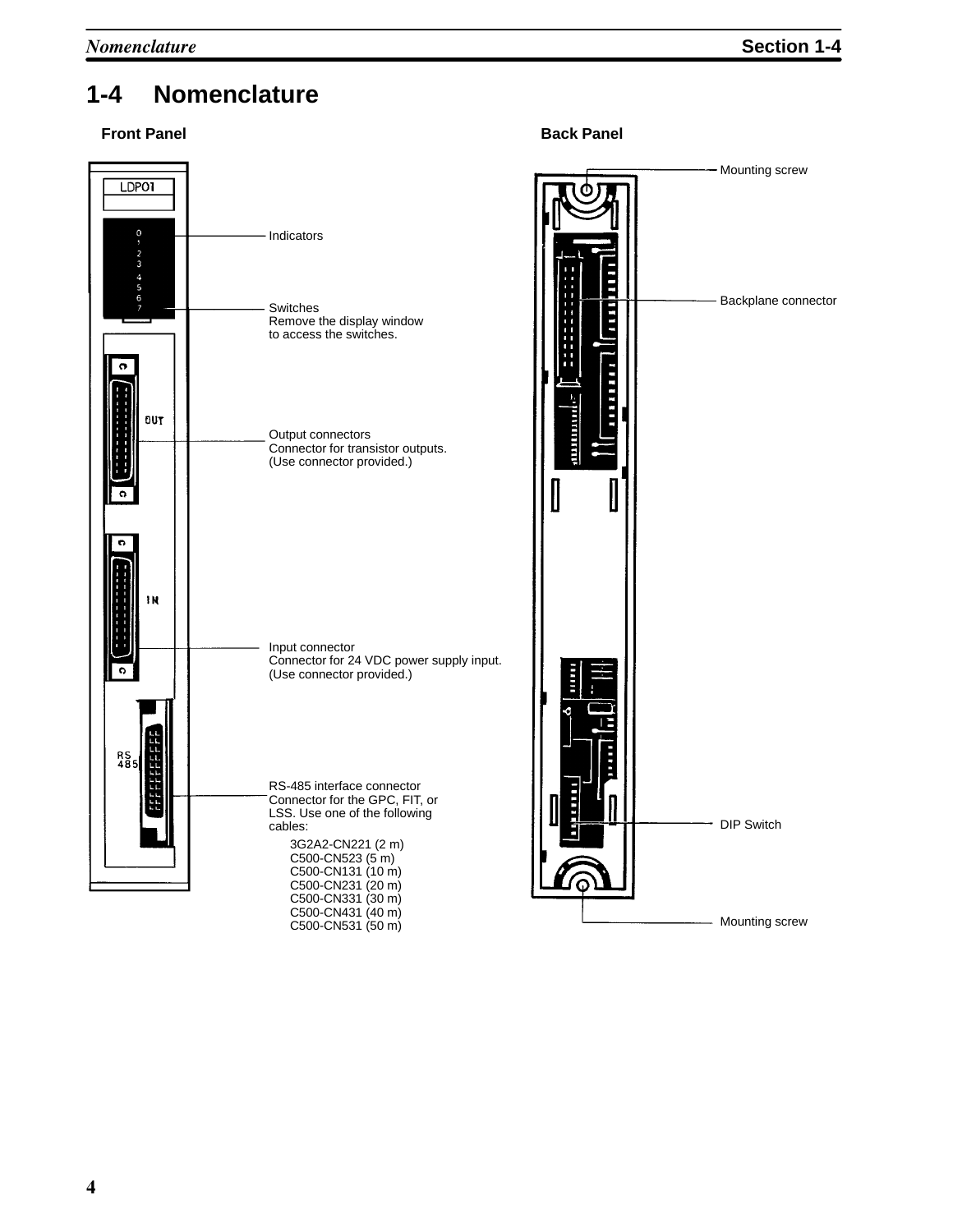## 1-4 Nomenclature

**Front Panel**

Indicators

Switches
Remove the display window to access the switches.

Output connectors
Connector for transistor outputs.
(Use connector provided.)

Input connector
Connector for 24 VDC power supply input.
(Use connector provided.)

RS-485 interface connector
Connector for the GPC, FIT, or LSS. Use one of the following cables:

- 3G2A2-CN221 (2 m)
- C500-CN523 (5 m)
- C500-CN131 (10 m)
- C500-CN231 (20 m)
- C500-CN331 (30 m)
- C500-CN431 (40 m)
- C500-CN531 (50 m)

**Back Panel**

Mounting screw

Backplane connector

DIP Switch

Mounting screw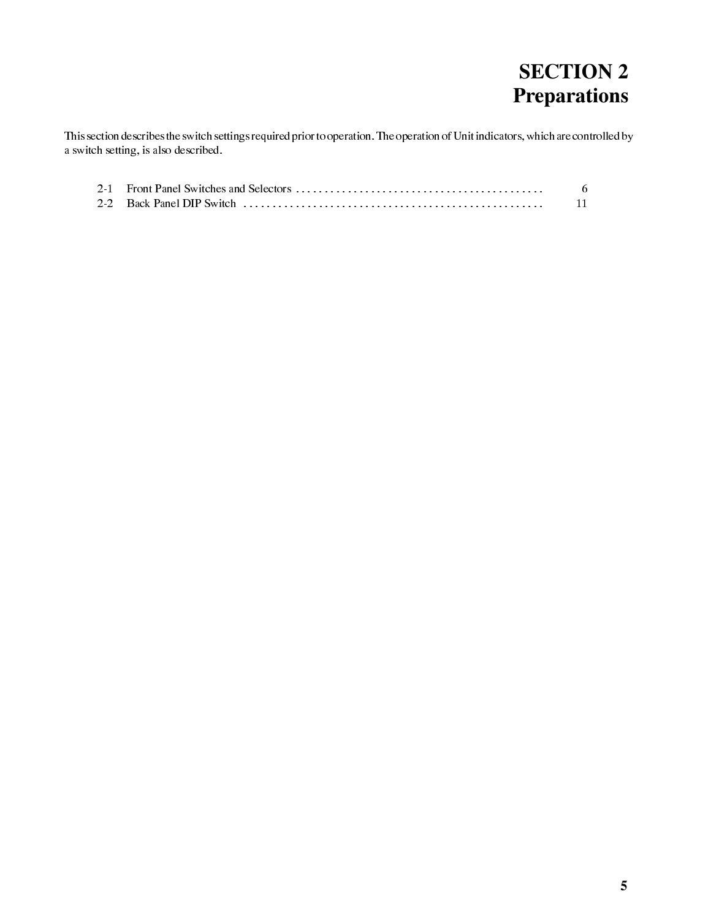# SECTION 2
# Preparations

This section describes the switch settings required prior to operation. The operation of Unit indicators, which are controlled by a switch setting, is also described.

| | | |
|---|---|---|
| 2-1 | Front Panel Switches and Selectors | 6 |
| 2-2 | Back Panel DIP Switch | 11 |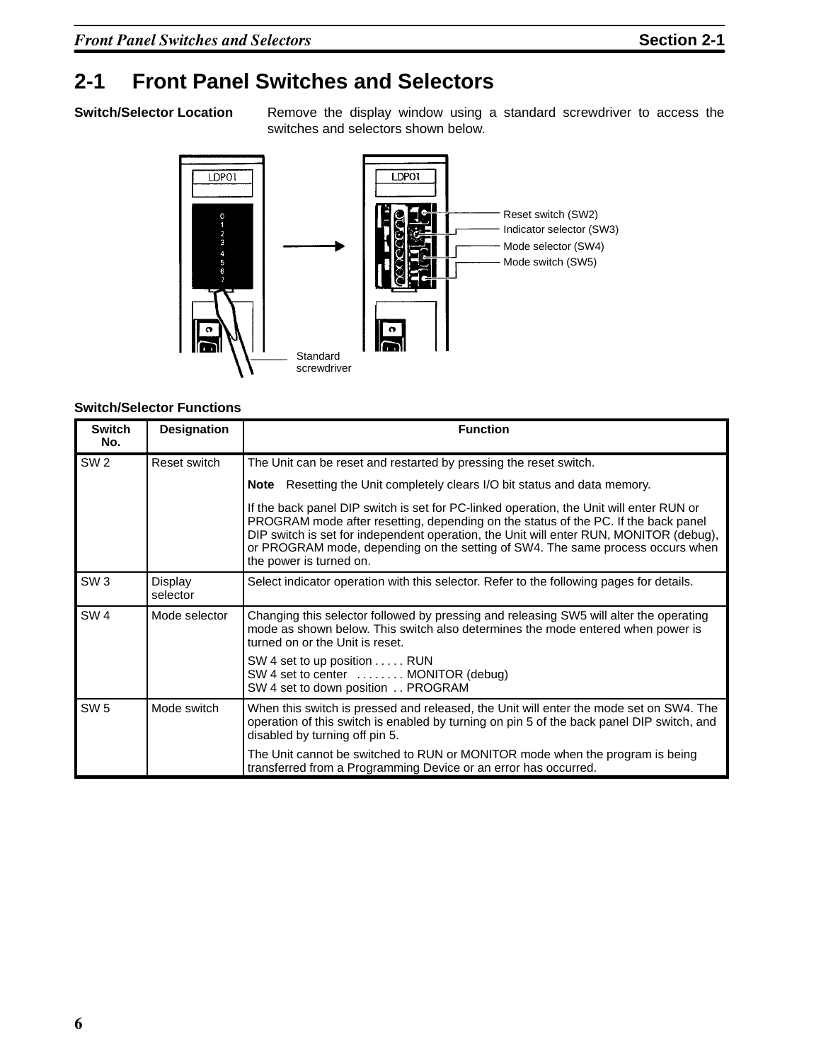## 2-1 Front Panel Switches and Selectors

**Switch/Selector Location**

Remove the display window using a standard screwdriver to access the switches and selectors shown below.

Reset switch (SW2)
Indicator selector (SW3)
Mode selector (SW4)
Mode switch (SW5)
Standard screwdriver

**Switch/Selector Functions**

| Switch No. | Designation | Function |
|---|---|---|
| SW 2 | Reset switch | The Unit can be reset and restarted by pressing the reset switch.<br><br>**Note** Resetting the Unit completely clears I/O bit status and data memory.<br><br>If the back panel DIP switch is set for PC-linked operation, the Unit will enter RUN or PROGRAM mode after resetting, depending on the status of the PC. If the back panel DIP switch is set for independent operation, the Unit will enter RUN, MONITOR (debug), or PROGRAM mode, depending on the setting of SW4. The same process occurs when the power is turned on. |
| SW 3 | Display selector | Select indicator operation with this selector. Refer to the following pages for details. |
| SW 4 | Mode selector | Changing this selector followed by pressing and releasing SW5 will alter the operating mode as shown below. This switch also determines the mode entered when power is turned on or the Unit is reset.<br><br>SW 4 set to up position . . . . . RUN<br>SW 4 set to center . . . . . . . . MONITOR (debug)<br>SW 4 set to down position . . PROGRAM |
| SW 5 | Mode switch | When this switch is pressed and released, the Unit will enter the mode set on SW4. The operation of this switch is enabled by turning on pin 5 of the back panel DIP switch, and disabled by turning off pin 5.<br><br>The Unit cannot be switched to RUN or MONITOR mode when the program is being transferred from a Programming Device or an error has occurred. |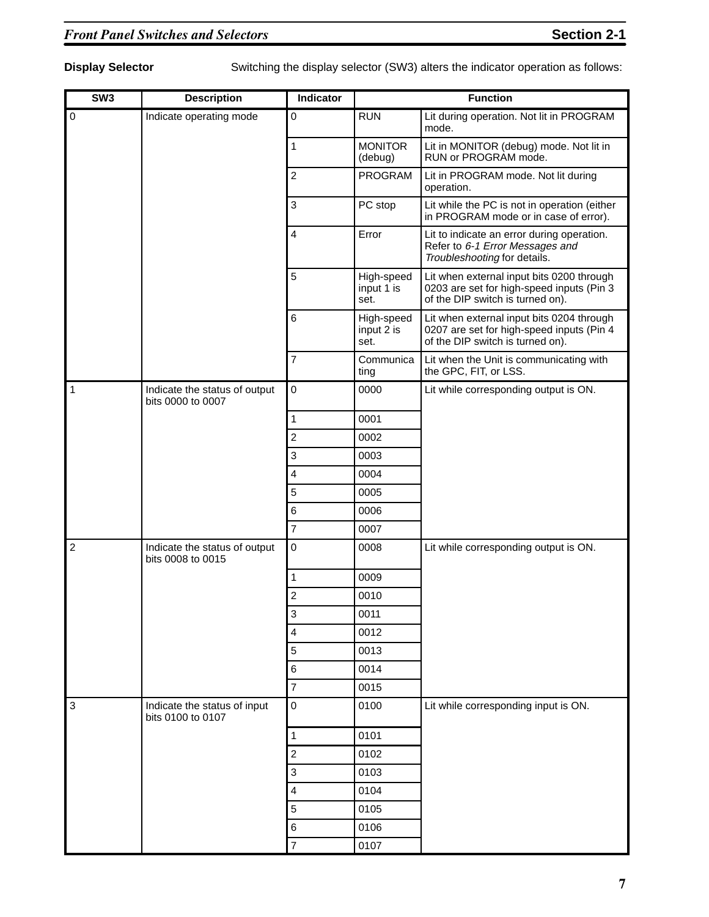**Display Selector** Switching the display selector (SW3) alters the indicator operation as follows:

| SW3 | Description | Indicator | Function | |
|---|---|---|---|---|
| 0 | Indicate operating mode | 0 | RUN | Lit during operation. Not lit in PROGRAM mode. |
| | | 1 | MONITOR (debug) | Lit in MONITOR (debug) mode. Not lit in RUN or PROGRAM mode. |
| | | 2 | PROGRAM | Lit in PROGRAM mode. Not lit during operation. |
| | | 3 | PC stop | Lit while the PC is not in operation (either in PROGRAM mode or in case of error). |
| | | 4 | Error | Lit to indicate an error during operation. Refer to *6-1 Error Messages and Troubleshooting* for details. |
| | | 5 | High-speed input 1 is set. | Lit when external input bits 0200 through 0203 are set for high-speed inputs (Pin 3 of the DIP switch is turned on). |
| | | 6 | High-speed input 2 is set. | Lit when external input bits 0204 through 0207 are set for high-speed inputs (Pin 4 of the DIP switch is turned on). |
| | | 7 | Communicating | Lit when the Unit is communicating with the GPC, FIT, or LSS. |
| 1 | Indicate the status of output bits 0000 to 0007 | 0 | 0000 | Lit while corresponding output is ON. |
| | | 1 | 0001 | |
| | | 2 | 0002 | |
| | | 3 | 0003 | |
| | | 4 | 0004 | |
| | | 5 | 0005 | |
| | | 6 | 0006 | |
| | | 7 | 0007 | |
| 2 | Indicate the status of output bits 0008 to 0015 | 0 | 0008 | Lit while corresponding output is ON. |
| | | 1 | 0009 | |
| | | 2 | 0010 | |
| | | 3 | 0011 | |
| | | 4 | 0012 | |
| | | 5 | 0013 | |
| | | 6 | 0014 | |
| | | 7 | 0015 | |
| 3 | Indicate the status of input bits 0100 to 0107 | 0 | 0100 | Lit while corresponding input is ON. |
| | | 1 | 0101 | |
| | | 2 | 0102 | |
| | | 3 | 0103 | |
| | | 4 | 0104 | |
| | | 5 | 0105 | |
| | | 6 | 0106 | |
| | | 7 | 0107 | |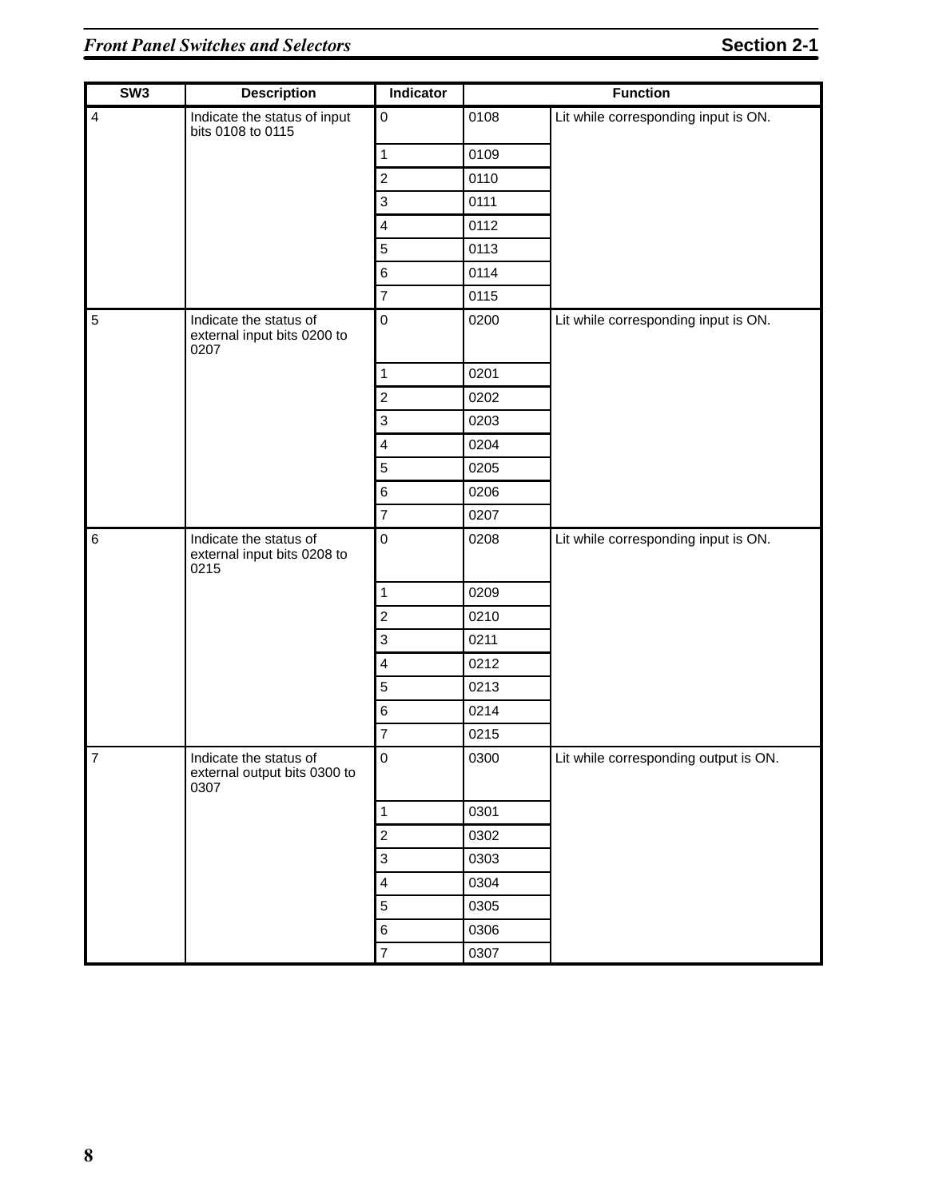| SW3 | Description | Indicator | Function | |
|---|---|---|---|---|
| 4 | Indicate the status of input bits 0108 to 0115 | 0 | 0108 | Lit while corresponding input is ON. |
| | | 1 | 0109 | |
| | | 2 | 0110 | |
| | | 3 | 0111 | |
| | | 4 | 0112 | |
| | | 5 | 0113 | |
| | | 6 | 0114 | |
| | | 7 | 0115 | |
| 5 | Indicate the status of external input bits 0200 to 0207 | 0 | 0200 | Lit while corresponding input is ON. |
| | | 1 | 0201 | |
| | | 2 | 0202 | |
| | | 3 | 0203 | |
| | | 4 | 0204 | |
| | | 5 | 0205 | |
| | | 6 | 0206 | |
| | | 7 | 0207 | |
| 6 | Indicate the status of external input bits 0208 to 0215 | 0 | 0208 | Lit while corresponding input is ON. |
| | | 1 | 0209 | |
| | | 2 | 0210 | |
| | | 3 | 0211 | |
| | | 4 | 0212 | |
| | | 5 | 0213 | |
| | | 6 | 0214 | |
| | | 7 | 0215 | |
| 7 | Indicate the status of external output bits 0300 to 0307 | 0 | 0300 | Lit while corresponding output is ON. |
| | | 1 | 0301 | |
| | | 2 | 0302 | |
| | | 3 | 0303 | |
| | | 4 | 0304 | |
| | | 5 | 0305 | |
| | | 6 | 0306 | |
| | | 7 | 0307 | |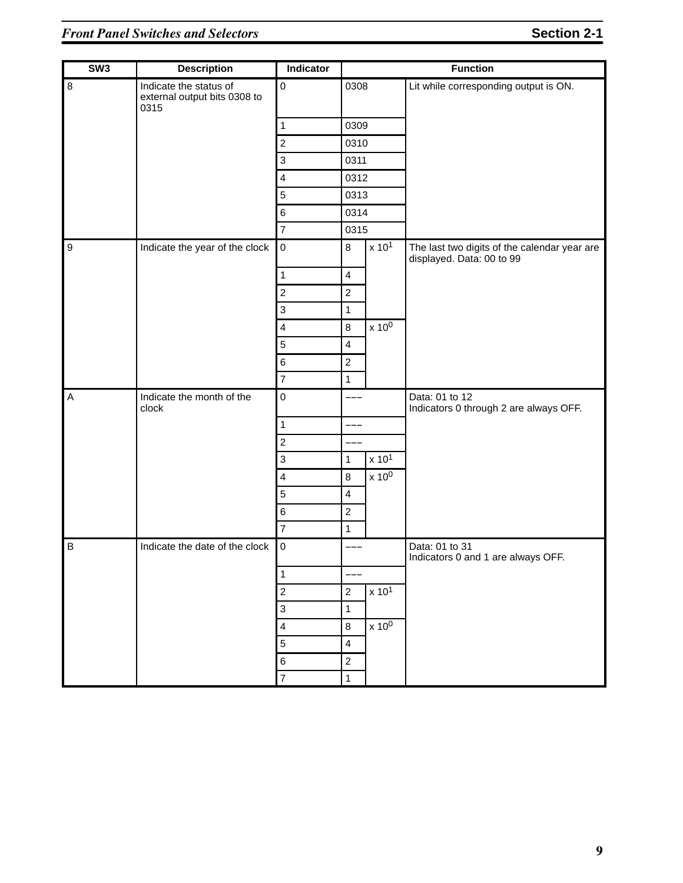| SW3 | Description | Indicator | Function | | |
|---|---|---|---|---|---|
| 8 | Indicate the status of external output bits 0308 to 0315 | 0 | 0308 | | Lit while corresponding output is ON. |
| | | 1 | 0309 | | |
| | | 2 | 0310 | | |
| | | 3 | 0311 | | |
| | | 4 | 0312 | | |
| | | 5 | 0313 | | |
| | | 6 | 0314 | | |
| | | 7 | 0315 | | |
| 9 | Indicate the year of the clock | 0 | 8 | x $10^1$ | The last two digits of the calendar year are displayed. Data: 00 to 99 |
| | | 1 | 4 | | |
| | | 2 | 2 | | |
| | | 3 | 1 | | |
| | | 4 | 8 | x $10^0$ | |
| | | 5 | 4 | | |
| | | 6 | 2 | | |
| | | 7 | 1 | | |
| A | Indicate the month of the clock | 0 | ––– | | Data: 01 to 12<br>Indicators 0 through 2 are always OFF. |
| | | 1 | ––– | | |
| | | 2 | ––– | | |
| | | 3 | 1 | x $10^1$ | |
| | | 4 | 8 | x $10^0$ | |
| | | 5 | 4 | | |
| | | 6 | 2 | | |
| | | 7 | 1 | | |
| B | Indicate the date of the clock | 0 | ––– | | Data: 01 to 31<br>Indicators 0 and 1 are always OFF. |
| | | 1 | ––– | | |
| | | 2 | 2 | x $10^1$ | |
| | | 3 | 1 | | |
| | | 4 | 8 | x $10^0$ | |
| | | 5 | 4 | | |
| | | 6 | 2 | | |
| | | 7 | 1 | | |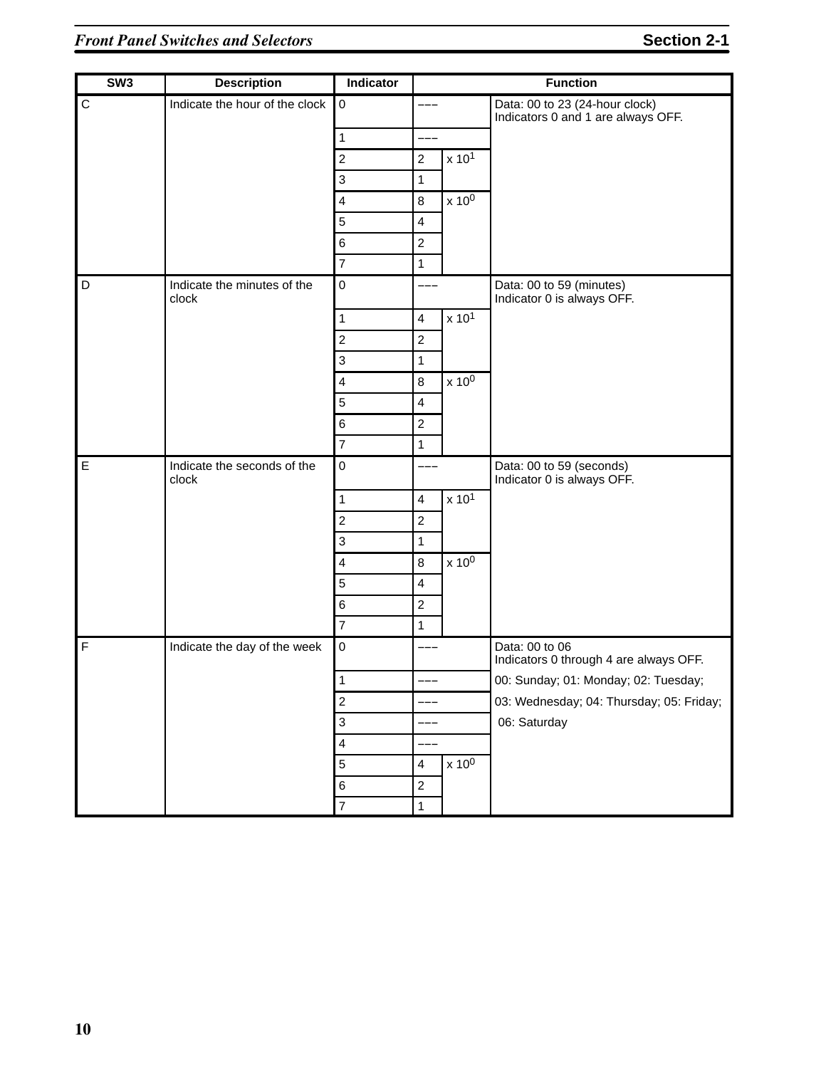| SW3 | Description | Indicator | Function | | |
|---|---|---|---|---|---|
| C | Indicate the hour of the clock | 0 | ––– | | Data: 00 to 23 (24-hour clock) Indicators 0 and 1 are always OFF. |
| | | 1 | ––– | | |
| | | 2 | 2 | x $10^1$ | |
| | | 3 | 1 | | |
| | | 4 | 8 | x $10^0$ | |
| | | 5 | 4 | | |
| | | 6 | 2 | | |
| | | 7 | 1 | | |
| D | Indicate the minutes of the clock | 0 | ––– | | Data: 00 to 59 (minutes) Indicator 0 is always OFF. |
| | | 1 | 4 | x $10^1$ | |
| | | 2 | 2 | | |
| | | 3 | 1 | | |
| | | 4 | 8 | x $10^0$ | |
| | | 5 | 4 | | |
| | | 6 | 2 | | |
| | | 7 | 1 | | |
| E | Indicate the seconds of the clock | 0 | ––– | | Data: 00 to 59 (seconds) Indicator 0 is always OFF. |
| | | 1 | 4 | x $10^1$ | |
| | | 2 | 2 | | |
| | | 3 | 1 | | |
| | | 4 | 8 | x $10^0$ | |
| | | 5 | 4 | | |
| | | 6 | 2 | | |
| | | 7 | 1 | | |
| F | Indicate the day of the week | 0 | ––– | | Data: 00 to 06 Indicators 0 through 4 are always OFF. |
| | | 1 | ––– | | 00: Sunday; 01: Monday; 02: Tuesday; |
| | | 2 | ––– | | 03: Wednesday; 04: Thursday; 05: Friday; |
| | | 3 | ––– | | 06: Saturday |
| | | 4 | ––– | | |
| | | 5 | 4 | x $10^0$ | |
| | | 6 | 2 | | |
| | | 7 | 1 | | |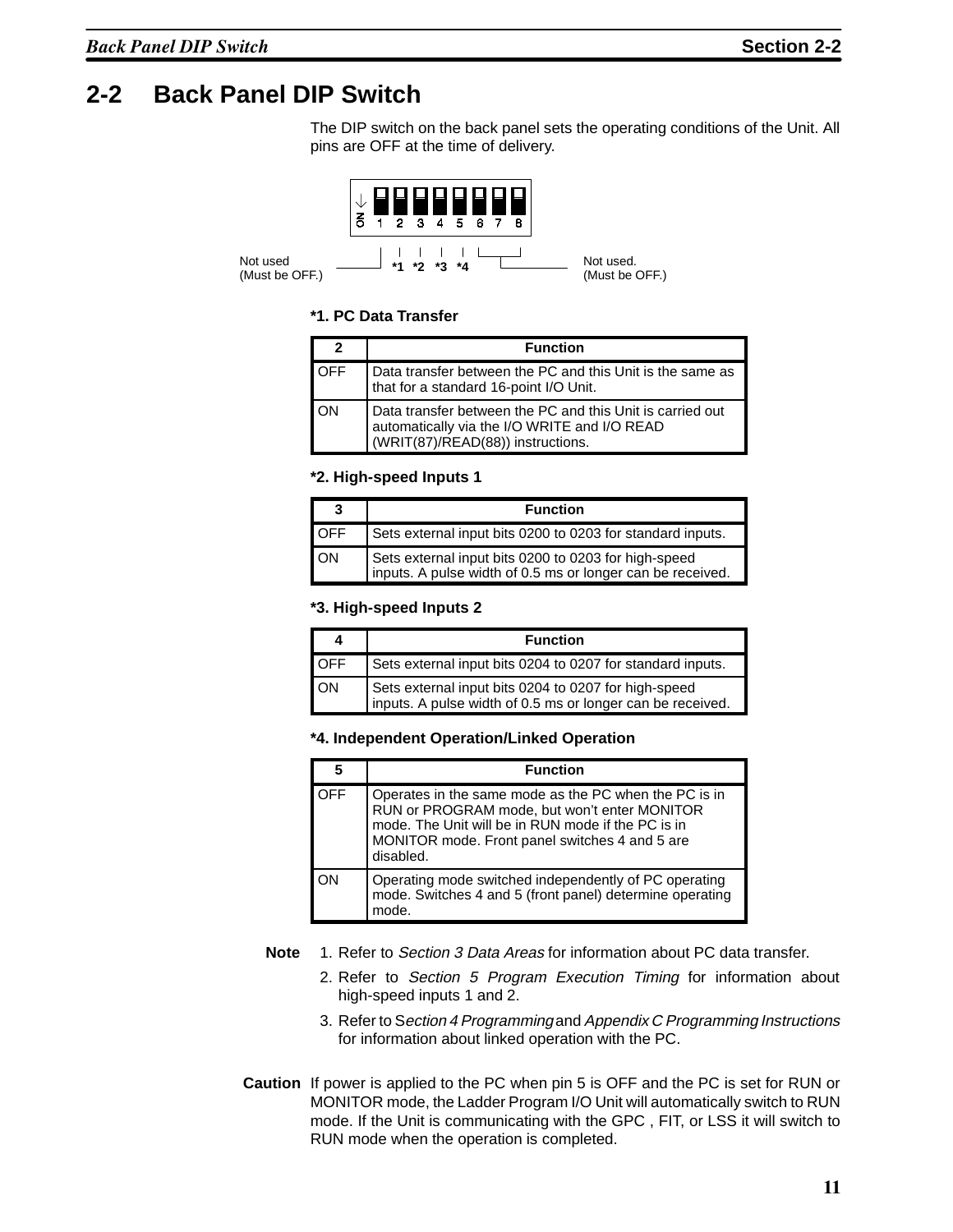## 2-2 Back Panel DIP Switch

The DIP switch on the back panel sets the operating conditions of the Unit. All pins are OFF at the time of delivery.

ON 1 2 3 4 5 6 7 8

Not used (Must be OFF.) *1 *2 *3 *4 Not used. (Must be OFF.)

**\*1. PC Data Transfer**

| 2 | Function |
|---|---|
| OFF | Data transfer between the PC and this Unit is the same as that for a standard 16-point I/O Unit. |
| ON | Data transfer between the PC and this Unit is carried out automatically via the I/O WRITE and I/O READ (WRIT(87)/READ(88)) instructions. |

**\*2. High-speed Inputs 1**

| 3 | Function |
|---|---|
| OFF | Sets external input bits 0200 to 0203 for standard inputs. |
| ON | Sets external input bits 0200 to 0203 for high-speed inputs. A pulse width of 0.5 ms or longer can be received. |

**\*3. High-speed Inputs 2**

| 4 | Function |
|---|---|
| OFF | Sets external input bits 0204 to 0207 for standard inputs. |
| ON | Sets external input bits 0204 to 0207 for high-speed inputs. A pulse width of 0.5 ms or longer can be received. |

**\*4. Independent Operation/Linked Operation**

| 5 | Function |
|---|---|
| OFF | Operates in the same mode as the PC when the PC is in RUN or PROGRAM mode, but won't enter MONITOR mode. The Unit will be in RUN mode if the PC is in MONITOR mode. Front panel switches 4 and 5 are disabled. |
| ON | Operating mode switched independently of PC operating mode. Switches 4 and 5 (front panel) determine operating mode. |

**Note**
1. Refer to *Section 3 Data Areas* for information about PC data transfer.
2. Refer to *Section 5 Program Execution Timing* for information about high-speed inputs 1 and 2.
3. Refer to S*ection 4 Programming* and *Appendix C Programming Instructions* for information about linked operation with the PC.

**Caution** If power is applied to the PC when pin 5 is OFF and the PC is set for RUN or MONITOR mode, the Ladder Program I/O Unit will automatically switch to RUN mode. If the Unit is communicating with the GPC , FIT, or LSS it will switch to RUN mode when the operation is completed.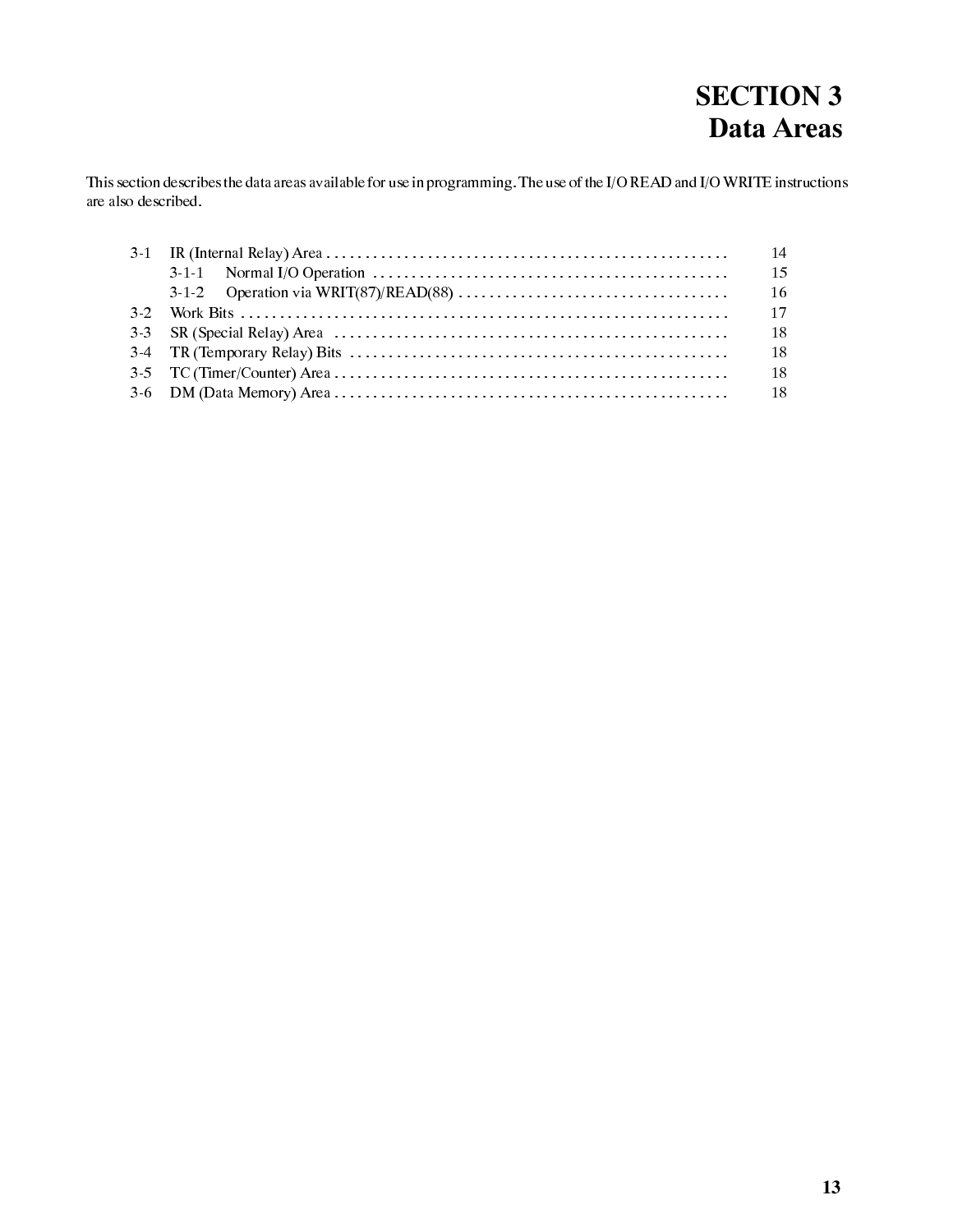# SECTION 3
# Data Areas

This section describes the data areas available for use in programming. The use of the I/O READ and I/O WRITE instructions are also described.

| | | |
|---|---|---|
| 3-1 | IR (Internal Relay) Area | 14 |
| | 3-1-1 Normal I/O Operation | 15 |
| | 3-1-2 Operation via WRIT(87)/READ(88) | 16 |
| 3-2 | Work Bits | 17 |
| 3-3 | SR (Special Relay) Area | 18 |
| 3-4 | TR (Temporary Relay) Bits | 18 |
| 3-5 | TC (Timer/Counter) Area | 18 |
| 3-6 | DM (Data Memory) Area | 18 |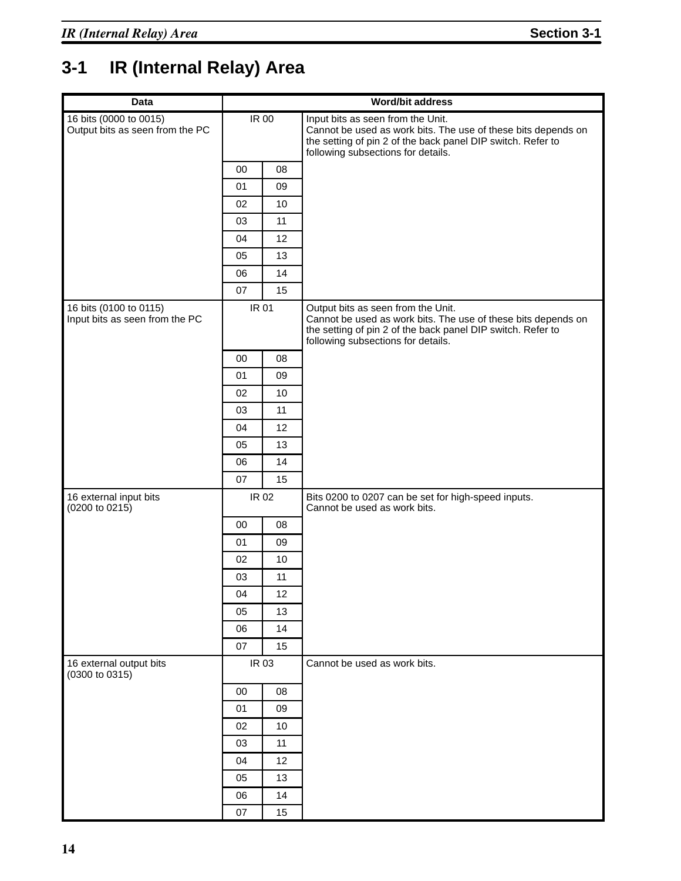# 3-1 IR (Internal Relay) Area

| Data | Word/bit address | | |
|---|---|---|---|
| 16 bits (0000 to 0015) Output bits as seen from the PC | IR 00 | | Input bits as seen from the Unit. Cannot be used as work bits. The use of these bits depends on the setting of pin 2 of the back panel DIP switch. Refer to following subsections for details. |
| | 00 | 08 | |
| | 01 | 09 | |
| | 02 | 10 | |
| | 03 | 11 | |
| | 04 | 12 | |
| | 05 | 13 | |
| | 06 | 14 | |
| | 07 | 15 | |
| 16 bits (0100 to 0115) Input bits as seen from the PC | IR 01 | | Output bits as seen from the Unit. Cannot be used as work bits. The use of these bits depends on the setting of pin 2 of the back panel DIP switch. Refer to following subsections for details. |
| | 00 | 08 | |
| | 01 | 09 | |
| | 02 | 10 | |
| | 03 | 11 | |
| | 04 | 12 | |
| | 05 | 13 | |
| | 06 | 14 | |
| | 07 | 15 | |
| 16 external input bits (0200 to 0215) | IR 02 | | Bits 0200 to 0207 can be set for high-speed inputs. Cannot be used as work bits. |
| | 00 | 08 | |
| | 01 | 09 | |
| | 02 | 10 | |
| | 03 | 11 | |
| | 04 | 12 | |
| | 05 | 13 | |
| | 06 | 14 | |
| | 07 | 15 | |
| 16 external output bits (0300 to 0315) | IR 03 | | Cannot be used as work bits. |
| | 00 | 08 | |
| | 01 | 09 | |
| | 02 | 10 | |
| | 03 | 11 | |
| | 04 | 12 | |
| | 05 | 13 | |
| | 06 | 14 | |
| | 07 | 15 | |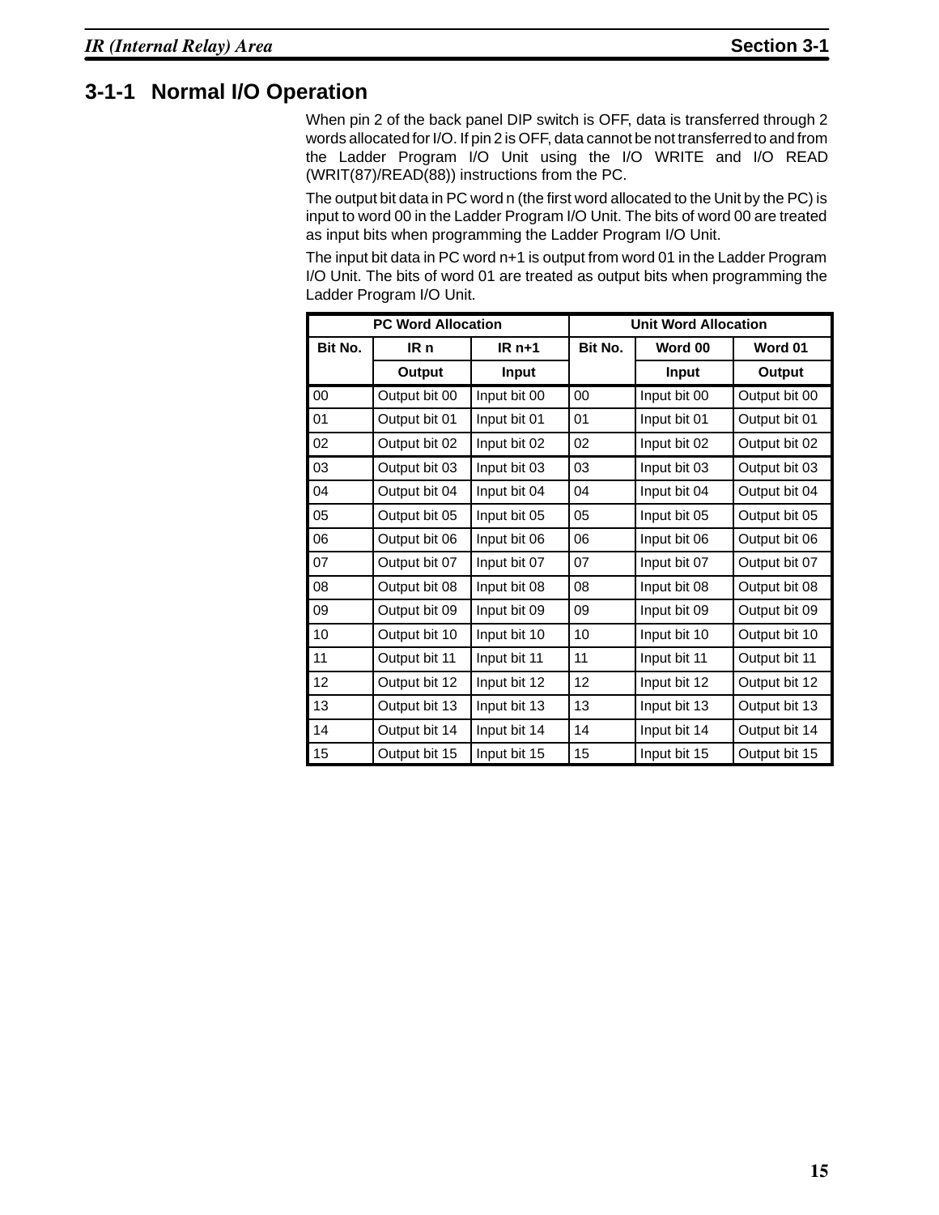## 3-1-1 Normal I/O Operation

When pin 2 of the back panel DIP switch is OFF, data is transferred through 2 words allocated for I/O. If pin 2 is OFF, data cannot be not transferred to and from the Ladder Program I/O Unit using the I/O WRITE and I/O READ (WRIT(87)/READ(88)) instructions from the PC.

The output bit data in PC word n (the first word allocated to the Unit by the PC) is input to word 00 in the Ladder Program I/O Unit. The bits of word 00 are treated as input bits when programming the Ladder Program I/O Unit.

The input bit data in PC word n+1 is output from word 01 in the Ladder Program I/O Unit. The bits of word 01 are treated as output bits when programming the Ladder Program I/O Unit.

| PC Word Allocation | | | Unit Word Allocation | | |
|---|---|---|---|---|---|
| Bit No. | IR n | IR n+1 | Bit No. | Word 00 | Word 01 |
| | Output | Input | | Input | Output |
| 00 | Output bit 00 | Input bit 00 | 00 | Input bit 00 | Output bit 00 |
| 01 | Output bit 01 | Input bit 01 | 01 | Input bit 01 | Output bit 01 |
| 02 | Output bit 02 | Input bit 02 | 02 | Input bit 02 | Output bit 02 |
| 03 | Output bit 03 | Input bit 03 | 03 | Input bit 03 | Output bit 03 |
| 04 | Output bit 04 | Input bit 04 | 04 | Input bit 04 | Output bit 04 |
| 05 | Output bit 05 | Input bit 05 | 05 | Input bit 05 | Output bit 05 |
| 06 | Output bit 06 | Input bit 06 | 06 | Input bit 06 | Output bit 06 |
| 07 | Output bit 07 | Input bit 07 | 07 | Input bit 07 | Output bit 07 |
| 08 | Output bit 08 | Input bit 08 | 08 | Input bit 08 | Output bit 08 |
| 09 | Output bit 09 | Input bit 09 | 09 | Input bit 09 | Output bit 09 |
| 10 | Output bit 10 | Input bit 10 | 10 | Input bit 10 | Output bit 10 |
| 11 | Output bit 11 | Input bit 11 | 11 | Input bit 11 | Output bit 11 |
| 12 | Output bit 12 | Input bit 12 | 12 | Input bit 12 | Output bit 12 |
| 13 | Output bit 13 | Input bit 13 | 13 | Input bit 13 | Output bit 13 |
| 14 | Output bit 14 | Input bit 14 | 14 | Input bit 14 | Output bit 14 |
| 15 | Output bit 15 | Input bit 15 | 15 | Input bit 15 | Output bit 15 |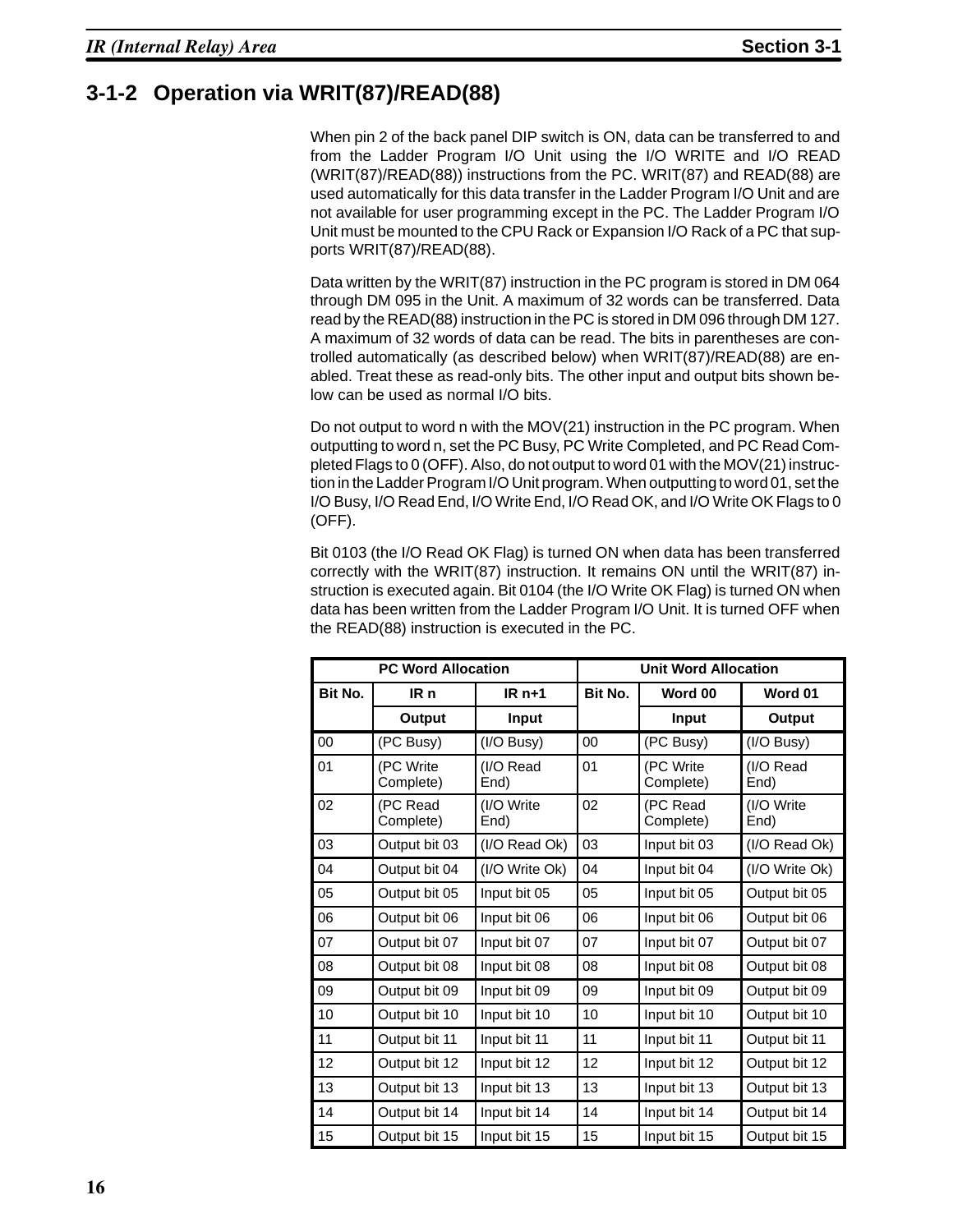## 3-1-2 Operation via WRIT(87)/READ(88)

When pin 2 of the back panel DIP switch is ON, data can be transferred to and from the Ladder Program I/O Unit using the I/O WRITE and I/O READ (WRIT(87)/READ(88)) instructions from the PC. WRIT(87) and READ(88) are used automatically for this data transfer in the Ladder Program I/O Unit and are not available for user programming except in the PC. The Ladder Program I/O Unit must be mounted to the CPU Rack or Expansion I/O Rack of a PC that supports WRIT(87)/READ(88).

Data written by the WRIT(87) instruction in the PC program is stored in DM 064 through DM 095 in the Unit. A maximum of 32 words can be transferred. Data read by the READ(88) instruction in the PC is stored in DM 096 through DM 127. A maximum of 32 words of data can be read. The bits in parentheses are controlled automatically (as described below) when WRIT(87)/READ(88) are enabled. Treat these as read-only bits. The other input and output bits shown below can be used as normal I/O bits.

Do not output to word n with the MOV(21) instruction in the PC program. When outputting to word n, set the PC Busy, PC Write Completed, and PC Read Completed Flags to 0 (OFF). Also, do not output to word 01 with the MOV(21) instruction in the Ladder Program I/O Unit program. When outputting to word 01, set the I/O Busy, I/O Read End, I/O Write End, I/O Read OK, and I/O Write OK Flags to 0 (OFF).

Bit 0103 (the I/O Read OK Flag) is turned ON when data has been transferred correctly with the WRIT(87) instruction. It remains ON until the WRIT(87) instruction is executed again. Bit 0104 (the I/O Write OK Flag) is turned ON when data has been written from the Ladder Program I/O Unit. It is turned OFF when the READ(88) instruction is executed in the PC.

| PC Word Allocation | | | Unit Word Allocation | | |
|---|---|---|---|---|---|
| Bit No. | IR n | IR n+1 | Bit No. | Word 00 | Word 01 |
| | Output | Input | | Input | Output |
| 00 | (PC Busy) | (I/O Busy) | 00 | (PC Busy) | (I/O Busy) |
| 01 | (PC Write Complete) | (I/O Read End) | 01 | (PC Write Complete) | (I/O Read End) |
| 02 | (PC Read Complete) | (I/O Write End) | 02 | (PC Read Complete) | (I/O Write End) |
| 03 | Output bit 03 | (I/O Read Ok) | 03 | Input bit 03 | (I/O Read Ok) |
| 04 | Output bit 04 | (I/O Write Ok) | 04 | Input bit 04 | (I/O Write Ok) |
| 05 | Output bit 05 | Input bit 05 | 05 | Input bit 05 | Output bit 05 |
| 06 | Output bit 06 | Input bit 06 | 06 | Input bit 06 | Output bit 06 |
| 07 | Output bit 07 | Input bit 07 | 07 | Input bit 07 | Output bit 07 |
| 08 | Output bit 08 | Input bit 08 | 08 | Input bit 08 | Output bit 08 |
| 09 | Output bit 09 | Input bit 09 | 09 | Input bit 09 | Output bit 09 |
| 10 | Output bit 10 | Input bit 10 | 10 | Input bit 10 | Output bit 10 |
| 11 | Output bit 11 | Input bit 11 | 11 | Input bit 11 | Output bit 11 |
| 12 | Output bit 12 | Input bit 12 | 12 | Input bit 12 | Output bit 12 |
| 13 | Output bit 13 | Input bit 13 | 13 | Input bit 13 | Output bit 13 |
| 14 | Output bit 14 | Input bit 14 | 14 | Input bit 14 | Output bit 14 |
| 15 | Output bit 15 | Input bit 15 | 15 | Input bit 15 | Output bit 15 |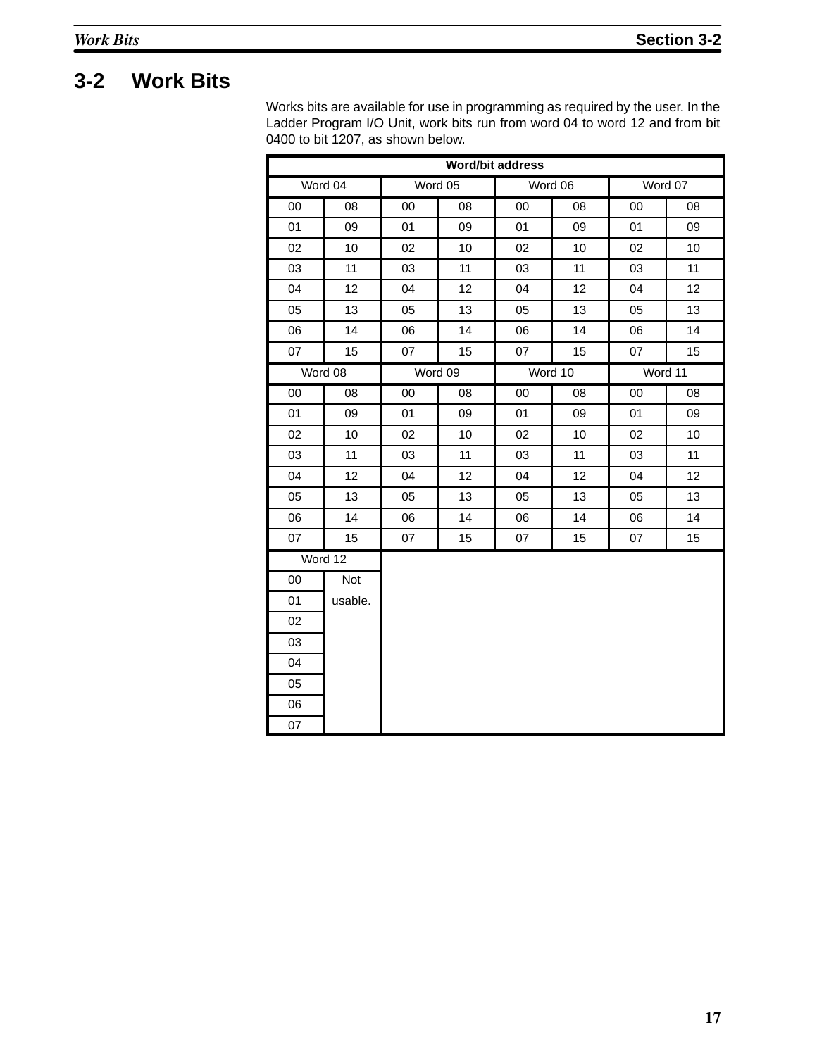## 3-2 Work Bits

Works bits are available for use in programming as required by the user. In the Ladder Program I/O Unit, work bits run from word 04 to word 12 and from bit 0400 to bit 1207, as shown below.

| Word/bit address | | | | | | | |
|---|---|---|---|---|---|---|---|
| Word 04 | | Word 05 | | Word 06 | | Word 07 | |
| 00 | 08 | 00 | 08 | 00 | 08 | 00 | 08 |
| 01 | 09 | 01 | 09 | 01 | 09 | 01 | 09 |
| 02 | 10 | 02 | 10 | 02 | 10 | 02 | 10 |
| 03 | 11 | 03 | 11 | 03 | 11 | 03 | 11 |
| 04 | 12 | 04 | 12 | 04 | 12 | 04 | 12 |
| 05 | 13 | 05 | 13 | 05 | 13 | 05 | 13 |
| 06 | 14 | 06 | 14 | 06 | 14 | 06 | 14 |
| 07 | 15 | 07 | 15 | 07 | 15 | 07 | 15 |
| Word 08 | | Word 09 | | Word 10 | | Word 11 | |
| 00 | 08 | 00 | 08 | 00 | 08 | 00 | 08 |
| 01 | 09 | 01 | 09 | 01 | 09 | 01 | 09 |
| 02 | 10 | 02 | 10 | 02 | 10 | 02 | 10 |
| 03 | 11 | 03 | 11 | 03 | 11 | 03 | 11 |
| 04 | 12 | 04 | 12 | 04 | 12 | 04 | 12 |
| 05 | 13 | 05 | 13 | 05 | 13 | 05 | 13 |
| 06 | 14 | 06 | 14 | 06 | 14 | 06 | 14 |
| 07 | 15 | 07 | 15 | 07 | 15 | 07 | 15 |
| Word 12 | | | | | | | |
| 00 | Not usable. | | | | | | |
| 01 | | | | | | | |
| 02 | | | | | | | |
| 03 | | | | | | | |
| 04 | | | | | | | |
| 05 | | | | | | | |
| 06 | | | | | | | |
| 07 | | | | | | | |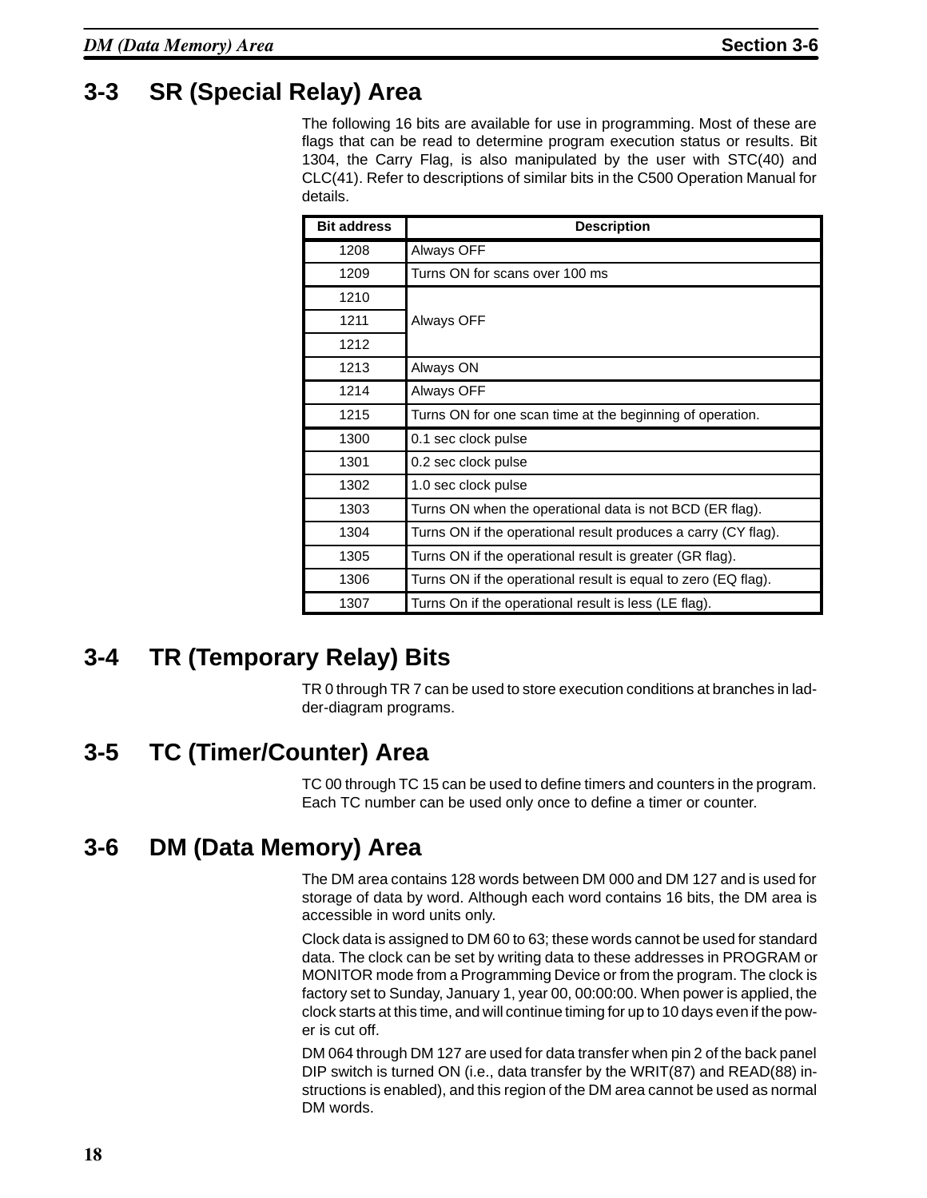## 3-3 SR (Special Relay) Area

The following 16 bits are available for use in programming. Most of these are flags that can be read to determine program execution status or results. Bit 1304, the Carry Flag, is also manipulated by the user with STC(40) and CLC(41). Refer to descriptions of similar bits in the C500 Operation Manual for details.

| Bit address | Description |
|---|---|
| 1208 | Always OFF |
| 1209 | Turns ON for scans over 100 ms |
| 1210 | Always OFF |
| 1211 | |
| 1212 | |
| 1213 | Always ON |
| 1214 | Always OFF |
| 1215 | Turns ON for one scan time at the beginning of operation. |
| 1300 | 0.1 sec clock pulse |
| 1301 | 0.2 sec clock pulse |
| 1302 | 1.0 sec clock pulse |
| 1303 | Turns ON when the operational data is not BCD (ER flag). |
| 1304 | Turns ON if the operational result produces a carry (CY flag). |
| 1305 | Turns ON if the operational result is greater (GR flag). |
| 1306 | Turns ON if the operational result is equal to zero (EQ flag). |
| 1307 | Turns On if the operational result is less (LE flag). |

## 3-4 TR (Temporary Relay) Bits

TR 0 through TR 7 can be used to store execution conditions at branches in ladder-diagram programs.

## 3-5 TC (Timer/Counter) Area

TC 00 through TC 15 can be used to define timers and counters in the program. Each TC number can be used only once to define a timer or counter.

## 3-6 DM (Data Memory) Area

The DM area contains 128 words between DM 000 and DM 127 and is used for storage of data by word. Although each word contains 16 bits, the DM area is accessible in word units only.

Clock data is assigned to DM 60 to 63; these words cannot be used for standard data. The clock can be set by writing data to these addresses in PROGRAM or MONITOR mode from a Programming Device or from the program. The clock is factory set to Sunday, January 1, year 00, 00:00:00. When power is applied, the clock starts at this time, and will continue timing for up to 10 days even if the power is cut off.

DM 064 through DM 127 are used for data transfer when pin 2 of the back panel DIP switch is turned ON (i.e., data transfer by the WRIT(87) and READ(88) instructions is enabled), and this region of the DM area cannot be used as normal DM words.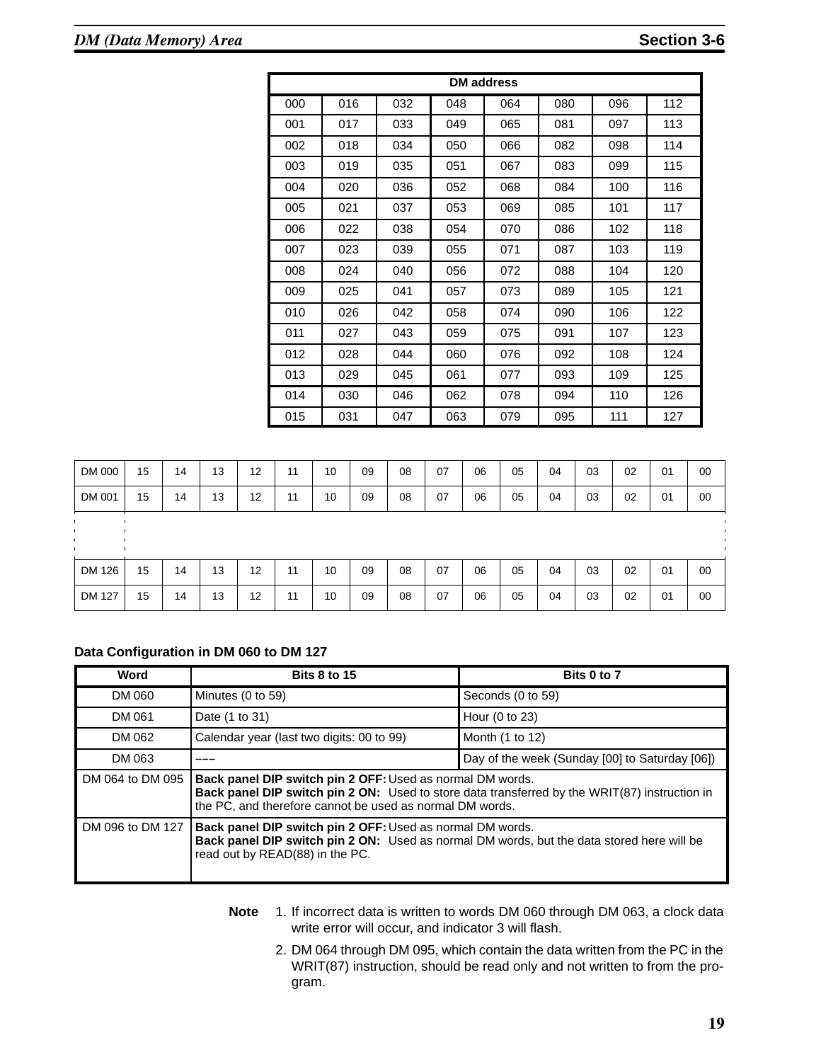| DM address | | | | | | | |
|---|---|---|---|---|---|---|---|
| 000 | 016 | 032 | 048 | 064 | 080 | 096 | 112 |
| 001 | 017 | 033 | 049 | 065 | 081 | 097 | 113 |
| 002 | 018 | 034 | 050 | 066 | 082 | 098 | 114 |
| 003 | 019 | 035 | 051 | 067 | 083 | 099 | 115 |
| 004 | 020 | 036 | 052 | 068 | 084 | 100 | 116 |
| 005 | 021 | 037 | 053 | 069 | 085 | 101 | 117 |
| 006 | 022 | 038 | 054 | 070 | 086 | 102 | 118 |
| 007 | 023 | 039 | 055 | 071 | 087 | 103 | 119 |
| 008 | 024 | 040 | 056 | 072 | 088 | 104 | 120 |
| 009 | 025 | 041 | 057 | 073 | 089 | 105 | 121 |
| 010 | 026 | 042 | 058 | 074 | 090 | 106 | 122 |
| 011 | 027 | 043 | 059 | 075 | 091 | 107 | 123 |
| 012 | 028 | 044 | 060 | 076 | 092 | 108 | 124 |
| 013 | 029 | 045 | 061 | 077 | 093 | 109 | 125 |
| 014 | 030 | 046 | 062 | 078 | 094 | 110 | 126 |
| 015 | 031 | 047 | 063 | 079 | 095 | 111 | 127 |

| | | | | | | | | | | | | | | | | |
|---|---|---|---|---|---|---|---|---|---|---|---|---|---|---|---|---|
| DM 000 | 15 | 14 | 13 | 12 | 11 | 10 | 09 | 08 | 07 | 06 | 05 | 04 | 03 | 02 | 01 | 00 |
| DM 001 | 15 | 14 | 13 | 12 | 11 | 10 | 09 | 08 | 07 | 06 | 05 | 04 | 03 | 02 | 01 | 00 |
| ⋮ | | | | | | | | | | | | | | | | |
| DM 126 | 15 | 14 | 13 | 12 | 11 | 10 | 09 | 08 | 07 | 06 | 05 | 04 | 03 | 02 | 01 | 00 |
| DM 127 | 15 | 14 | 13 | 12 | 11 | 10 | 09 | 08 | 07 | 06 | 05 | 04 | 03 | 02 | 01 | 00 |

**Data Configuration in DM 060 to DM 127**

| Word | Bits 8 to 15 | Bits 0 to 7 |
|---|---|---|
| DM 060 | Minutes (0 to 59) | Seconds (0 to 59) |
| DM 061 | Date (1 to 31) | Hour (0 to 23) |
| DM 062 | Calendar year (last two digits: 00 to 99) | Month (1 to 12) |
| DM 063 | --- | Day of the week (Sunday [00] to Saturday [06]) |
| DM 064 to DM 095 | **Back panel DIP switch pin 2 OFF:** Used as normal DM words. **Back panel DIP switch pin 2 ON:** Used to store data transferred by the WRIT(87) instruction in the PC, and therefore cannot be used as normal DM words. | |
| DM 096 to DM 127 | **Back panel DIP switch pin 2 OFF:** Used as normal DM words. **Back panel DIP switch pin 2 ON:** Used as normal DM words, but the data stored here will be read out by READ(88) in the PC. | |

**Note**
1. If incorrect data is written to words DM 060 through DM 063, a clock data write error will occur, and indicator 3 will flash.
2. DM 064 through DM 095, which contain the data written from the PC in the WRIT(87) instruction, should be read only and not written to from the program.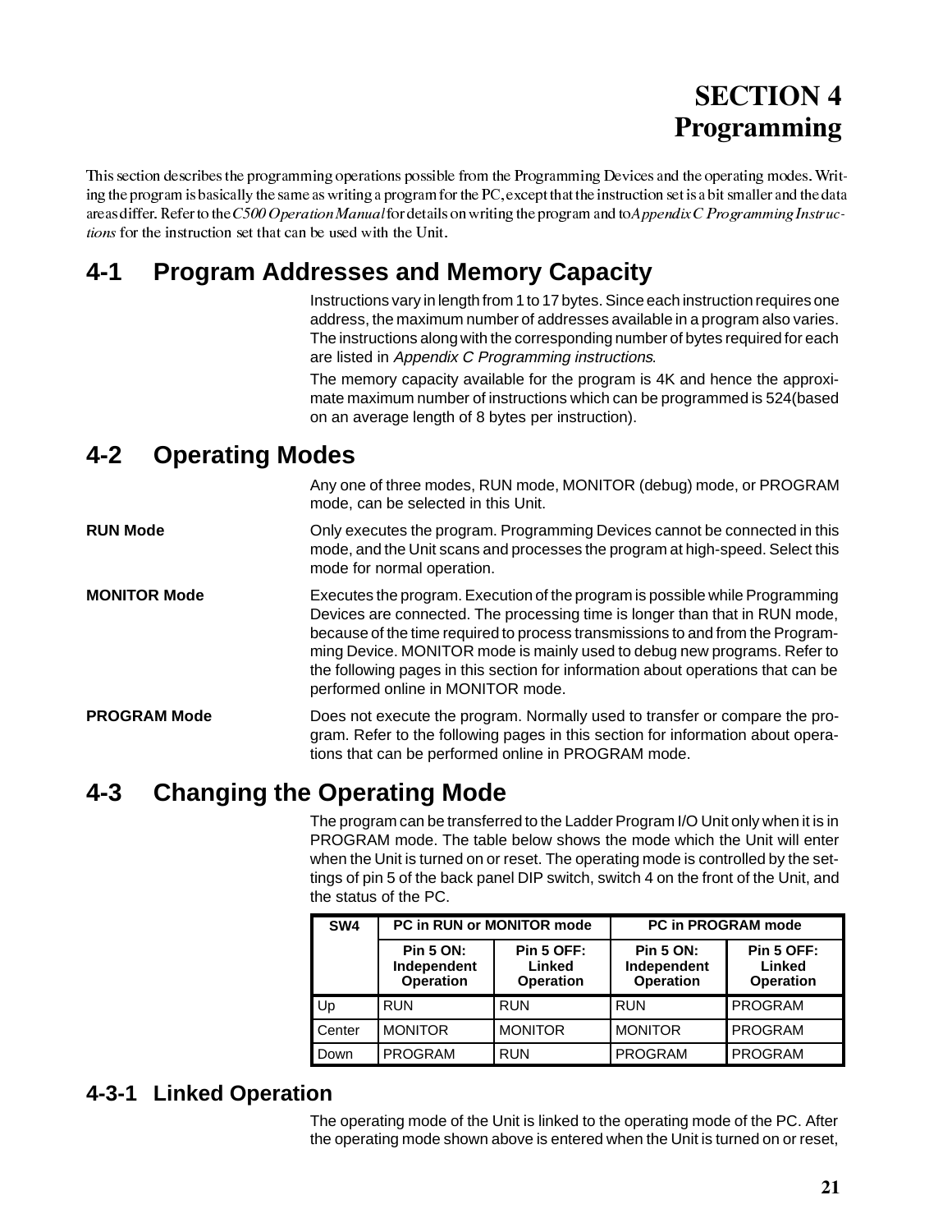# SECTION 4
# Programming

This section describes the programming operations possible from the Programming Devices and the operating modes. Writing the program is basically the same as writing a program for the PC, except that the instruction set is a bit smaller and the data areas differ. Refer to the *C500 Operation Manual* for details on writing the program and to *Appendix C Programming Instructions* for the instruction set that can be used with the Unit.

## 4-1 Program Addresses and Memory Capacity

Instructions vary in length from 1 to 17 bytes. Since each instruction requires one address, the maximum number of addresses available in a program also varies. The instructions along with the corresponding number of bytes required for each are listed in *Appendix C Programming instructions*.

The memory capacity available for the program is 4K and hence the approximate maximum number of instructions which can be programmed is 524(based on an average length of 8 bytes per instruction).

## 4-2 Operating Modes

Any one of three modes, RUN mode, MONITOR (debug) mode, or PROGRAM mode, can be selected in this Unit.

**RUN Mode**

Only executes the program. Programming Devices cannot be connected in this mode, and the Unit scans and processes the program at high-speed. Select this mode for normal operation.

**MONITOR Mode**

Executes the program. Execution of the program is possible while Programming Devices are connected. The processing time is longer than that in RUN mode, because of the time required to process transmissions to and from the Programming Device. MONITOR mode is mainly used to debug new programs. Refer to the following pages in this section for information about operations that can be performed online in MONITOR mode.

**PROGRAM Mode**

Does not execute the program. Normally used to transfer or compare the program. Refer to the following pages in this section for information about operations that can be performed online in PROGRAM mode.

## 4-3 Changing the Operating Mode

The program can be transferred to the Ladder Program I/O Unit only when it is in PROGRAM mode. The table below shows the mode which the Unit will enter when the Unit is turned on or reset. The operating mode is controlled by the settings of pin 5 of the back panel DIP switch, switch 4 on the front of the Unit, and the status of the PC.

| SW4 | PC in RUN or MONITOR mode | | PC in PROGRAM mode | |
|---|---|---|---|---|
| | Pin 5 ON: Independent Operation | Pin 5 OFF: Linked Operation | Pin 5 ON: Independent Operation | Pin 5 OFF: Linked Operation |
| Up | RUN | RUN | RUN | PROGRAM |
| Center | MONITOR | MONITOR | MONITOR | PROGRAM |
| Down | PROGRAM | RUN | PROGRAM | PROGRAM |

### 4-3-1 Linked Operation

The operating mode of the Unit is linked to the operating mode of the PC. After the operating mode shown above is entered when the Unit is turned on or reset,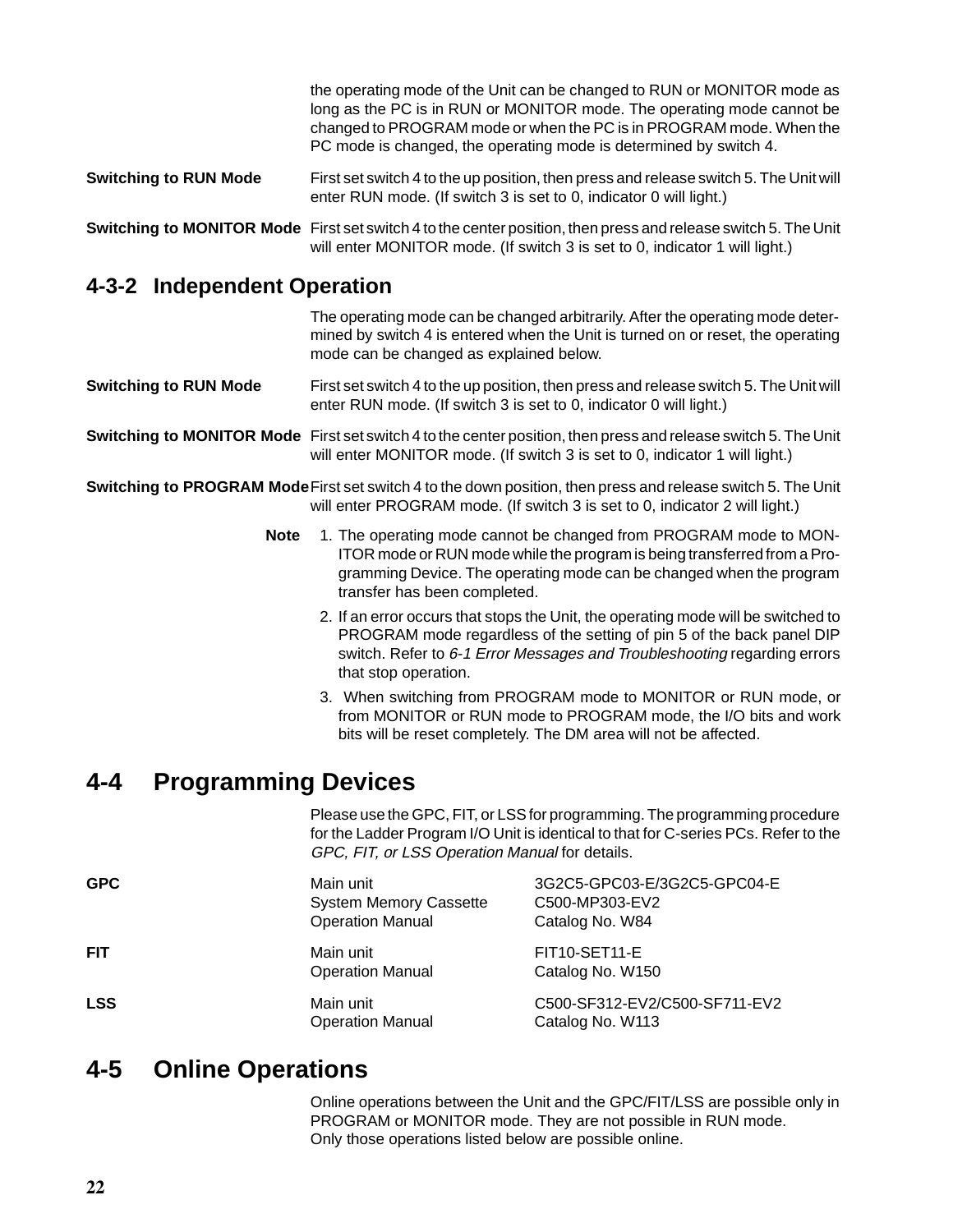the operating mode of the Unit can be changed to RUN or MONITOR mode as long as the PC is in RUN or MONITOR mode. The operating mode cannot be changed to PROGRAM mode or when the PC is in PROGRAM mode. When the PC mode is changed, the operating mode is determined by switch 4.

**Switching to RUN Mode** First set switch 4 to the up position, then press and release switch 5. The Unit will enter RUN mode. (If switch 3 is set to 0, indicator 0 will light.)

**Switching to MONITOR Mode** First set switch 4 to the center position, then press and release switch 5. The Unit will enter MONITOR mode. (If switch 3 is set to 0, indicator 1 will light.)

## 4-3-2 Independent Operation

The operating mode can be changed arbitrarily. After the operating mode determined by switch 4 is entered when the Unit is turned on or reset, the operating mode can be changed as explained below.

**Switching to RUN Mode** First set switch 4 to the up position, then press and release switch 5. The Unit will enter RUN mode. (If switch 3 is set to 0, indicator 0 will light.)

**Switching to MONITOR Mode** First set switch 4 to the center position, then press and release switch 5. The Unit will enter MONITOR mode. (If switch 3 is set to 0, indicator 1 will light.)

**Switching to PROGRAM Mode** First set switch 4 to the down position, then press and release switch 5. The Unit will enter PROGRAM mode. (If switch 3 is set to 0, indicator 2 will light.)

**Note**

1. The operating mode cannot be changed from PROGRAM mode to MONITOR mode or RUN mode while the program is being transferred from a Programming Device. The operating mode can be changed when the program transfer has been completed.
2. If an error occurs that stops the Unit, the operating mode will be switched to PROGRAM mode regardless of the setting of pin 5 of the back panel DIP switch. Refer to *6-1 Error Messages and Troubleshooting* regarding errors that stop operation.
3. When switching from PROGRAM mode to MONITOR or RUN mode, or from MONITOR or RUN mode to PROGRAM mode, the I/O bits and work bits will be reset completely. The DM area will not be affected.

# 4-4 Programming Devices

Please use the GPC, FIT, or LSS for programming. The programming procedure for the Ladder Program I/O Unit is identical to that for C-series PCs. Refer to the *GPC, FIT, or LSS Operation Manual* for details.

| | | |
|---|---|---|
| **GPC** | Main unit | 3G2C5-GPC03-E/3G2C5-GPC04-E |
| | System Memory Cassette | C500-MP303-EV2 |
| | Operation Manual | Catalog No. W84 |
| **FIT** | Main unit | FIT10-SET11-E |
| | Operation Manual | Catalog No. W150 |
| **LSS** | Main unit | C500-SF312-EV2/C500-SF711-EV2 |
| | Operation Manual | Catalog No. W113 |

# 4-5 Online Operations

Online operations between the Unit and the GPC/FIT/LSS are possible only in PROGRAM or MONITOR mode. They are not possible in RUN mode.
Only those operations listed below are possible online.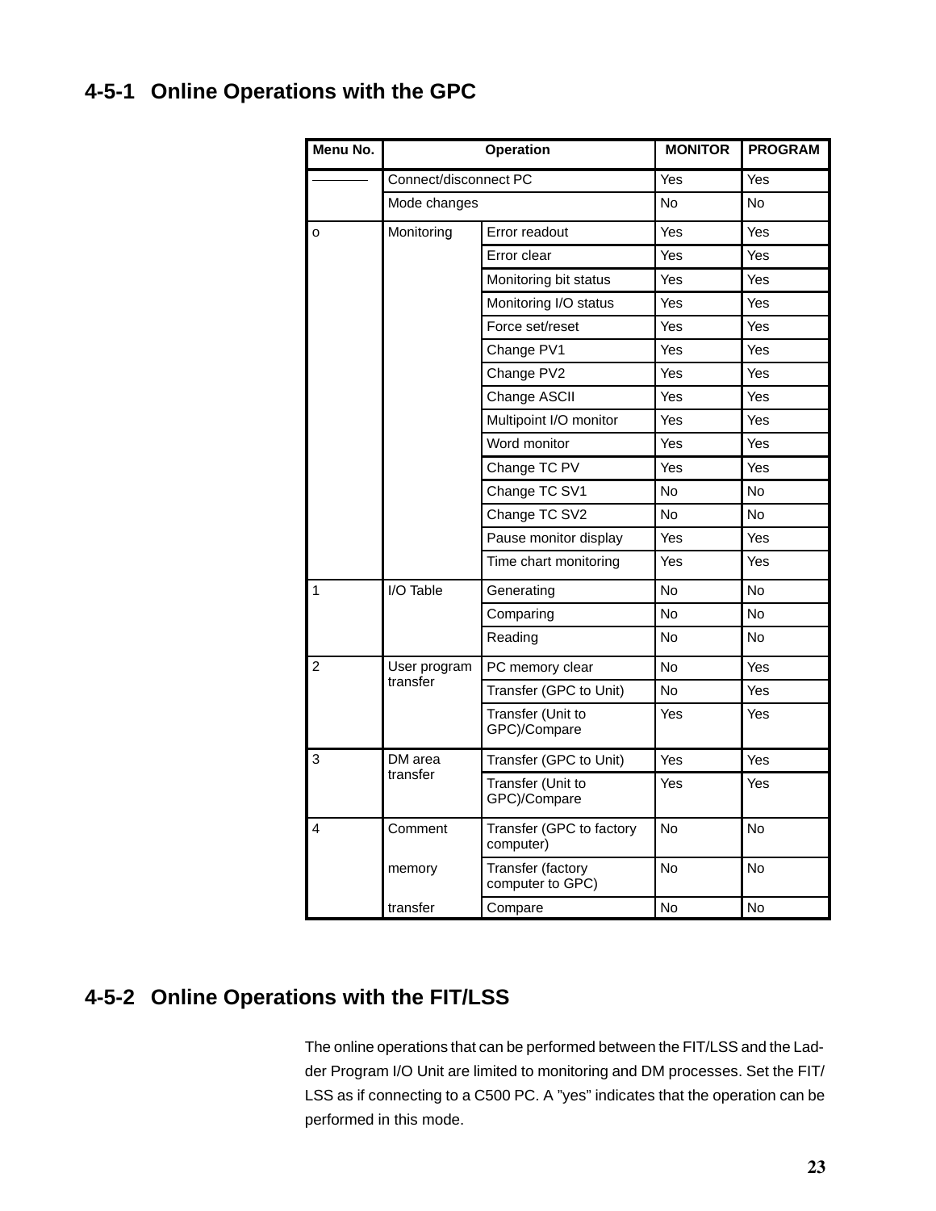### 4-5-1 Online Operations with the GPC

| Menu No. | Operation | | MONITOR | PROGRAM |
|---|---|---|---|---|
| ———— | Connect/disconnect PC | | Yes | Yes |
| | Mode changes | | No | No |
| o | Monitoring | Error readout | Yes | Yes |
| | | Error clear | Yes | Yes |
| | | Monitoring bit status | Yes | Yes |
| | | Monitoring I/O status | Yes | Yes |
| | | Force set/reset | Yes | Yes |
| | | Change PV1 | Yes | Yes |
| | | Change PV2 | Yes | Yes |
| | | Change ASCII | Yes | Yes |
| | | Multipoint I/O monitor | Yes | Yes |
| | | Word monitor | Yes | Yes |
| | | Change TC PV | Yes | Yes |
| | | Change TC SV1 | No | No |
| | | Change TC SV2 | No | No |
| | | Pause monitor display | Yes | Yes |
| | | Time chart monitoring | Yes | Yes |
| 1 | I/O Table | Generating | No | No |
| | | Comparing | No | No |
| | | Reading | No | No |
| 2 | User program transfer | PC memory clear | No | Yes |
| | | Transfer (GPC to Unit) | No | Yes |
| | | Transfer (Unit to GPC)/Compare | Yes | Yes |
| 3 | DM area transfer | Transfer (GPC to Unit) | Yes | Yes |
| | | Transfer (Unit to GPC)/Compare | Yes | Yes |
| 4 | Comment | Transfer (GPC to factory computer) | No | No |
| | memory | Transfer (factory computer to GPC) | No | No |
| | transfer | Compare | No | No |

### 4-5-2 Online Operations with the FIT/LSS

The online operations that can be performed between the FIT/LSS and the Ladder Program I/O Unit are limited to monitoring and DM processes. Set the FIT/LSS as if connecting to a C500 PC. A "yes" indicates that the operation can be performed in this mode.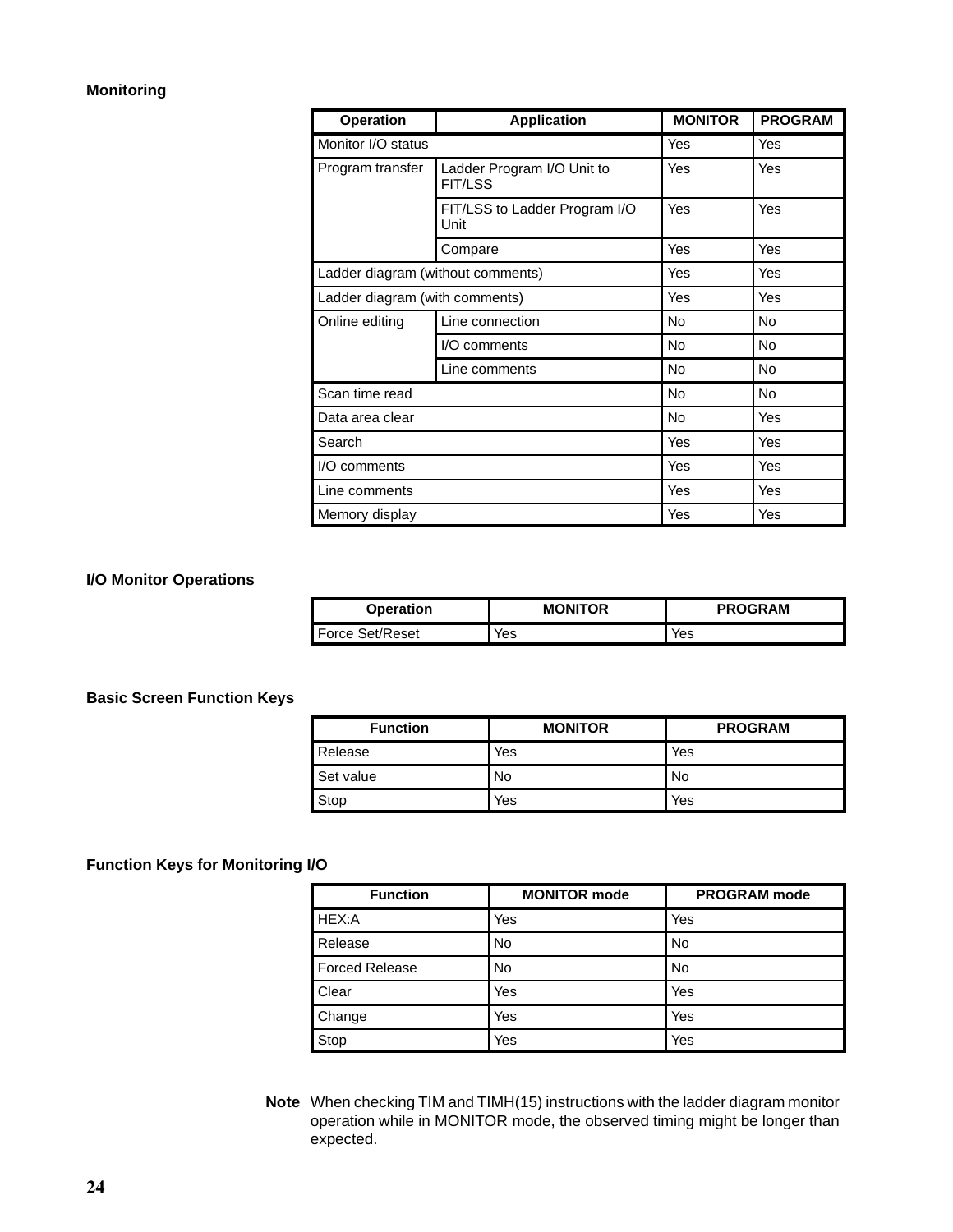### Monitoring

| Operation | Application | MONITOR | PROGRAM |
| --- | --- | --- | --- |
| Monitor I/O status | | Yes | Yes |
| Program transfer | Ladder Program I/O Unit to FIT/LSS | Yes | Yes |
| | FIT/LSS to Ladder Program I/O Unit | Yes | Yes |
| | Compare | Yes | Yes |
| Ladder diagram (without comments) | | Yes | Yes |
| Ladder diagram (with comments) | | Yes | Yes |
| Online editing | Line connection | No | No |
| | I/O comments | No | No |
| | Line comments | No | No |
| Scan time read | | No | No |
| Data area clear | | No | Yes |
| Search | | Yes | Yes |
| I/O comments | | Yes | Yes |
| Line comments | | Yes | Yes |
| Memory display | | Yes | Yes |

### I/O Monitor Operations

| Operation | MONITOR | PROGRAM |
| --- | --- | --- |
| Force Set/Reset | Yes | Yes |

### Basic Screen Function Keys

| Function | MONITOR | PROGRAM |
| --- | --- | --- |
| Release | Yes | Yes |
| Set value | No | No |
| Stop | Yes | Yes |

### Function Keys for Monitoring I/O

| Function | MONITOR mode | PROGRAM mode |
| --- | --- | --- |
| HEX:A | Yes | Yes |
| Release | No | No |
| Forced Release | No | No |
| Clear | Yes | Yes |
| Change | Yes | Yes |
| Stop | Yes | Yes |

**Note** When checking TIM and TIMH(15) instructions with the ladder diagram monitor operation while in MONITOR mode, the observed timing might be longer than expected.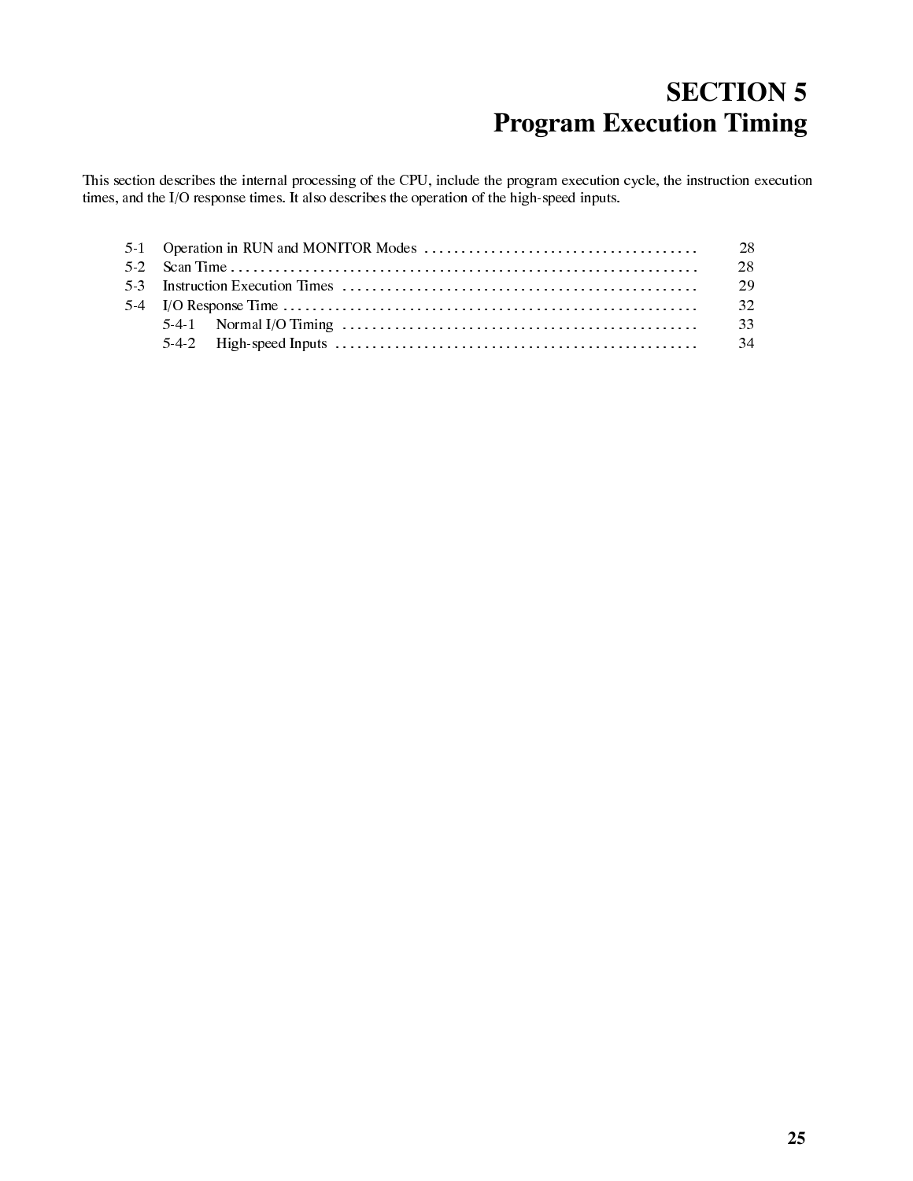# SECTION 5
# Program Execution Timing

This section describes the internal processing of the CPU, include the program execution cycle, the instruction execution times, and the I/O response times. It also describes the operation of the high-speed inputs.

5-1 Operation in RUN and MONITOR Modes . . . . . . . . . . . . . . . . . . . . . . . . . . . . . . . . . . . . . . 28
5-2 Scan Time . . . . . . . . . . . . . . . . . . . . . . . . . . . . . . . . . . . . . . . . . . . . . . . . . . . . . . . . . . . . . . . . 28
5-3 Instruction Execution Times . . . . . . . . . . . . . . . . . . . . . . . . . . . . . . . . . . . . . . . . . . . . . . . . . 29
5-4 I/O Response Time . . . . . . . . . . . . . . . . . . . . . . . . . . . . . . . . . . . . . . . . . . . . . . . . . . . . . . . . . 32
  5-4-1 Normal I/O Timing . . . . . . . . . . . . . . . . . . . . . . . . . . . . . . . . . . . . . . . . . . . . . . . . . . 33
  5-4-2 High-speed Inputs . . . . . . . . . . . . . . . . . . . . . . . . . . . . . . . . . . . . . . . . . . . . . . . . . . . 34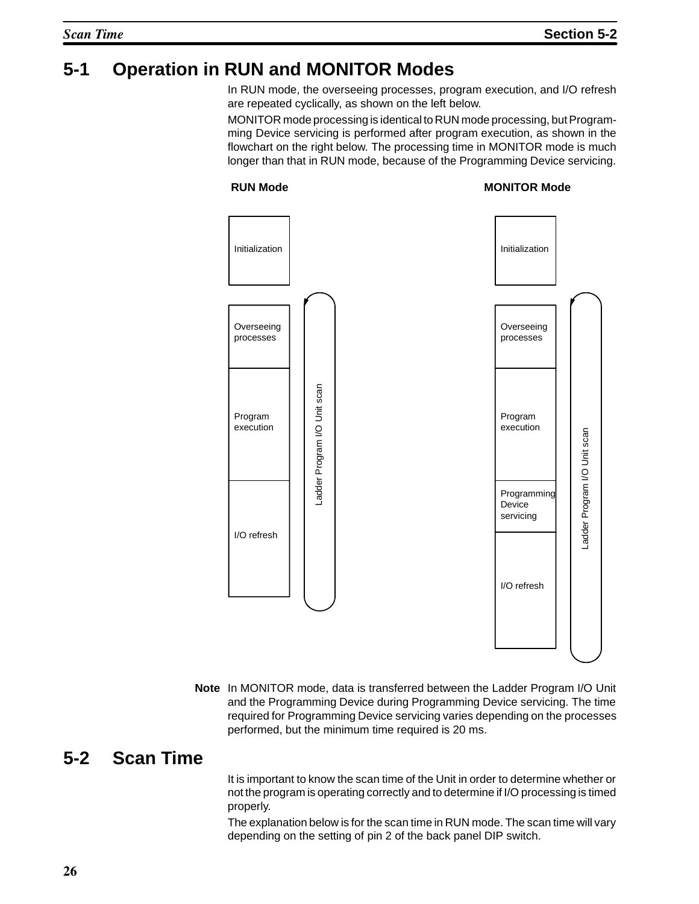## 5-1 Operation in RUN and MONITOR Modes

In RUN mode, the overseeing processes, program execution, and I/O refresh are repeated cyclically, as shown on the left below.

MONITOR mode processing is identical to RUN mode processing, but Programming Device servicing is performed after program execution, as shown in the flowchart on the right below. The processing time in MONITOR mode is much longer than that in RUN mode, because of the Programming Device servicing.

**RUN Mode**

- Initialization
- Overseeing processes
- Program execution
- I/O refresh

(Ladder Program I/O Unit scan)

**MONITOR Mode**

- Initialization
- Overseeing processes
- Program execution
- Programming Device servicing
- I/O refresh

(Ladder Program I/O Unit scan)

**Note** In MONITOR mode, data is transferred between the Ladder Program I/O Unit and the Programming Device during Programming Device servicing. The time required for Programming Device servicing varies depending on the processes performed, but the minimum time required is 20 ms.

## 5-2 Scan Time

It is important to know the scan time of the Unit in order to determine whether or not the program is operating correctly and to determine if I/O processing is timed properly.

The explanation below is for the scan time in RUN mode. The scan time will vary depending on the setting of pin 2 of the back panel DIP switch.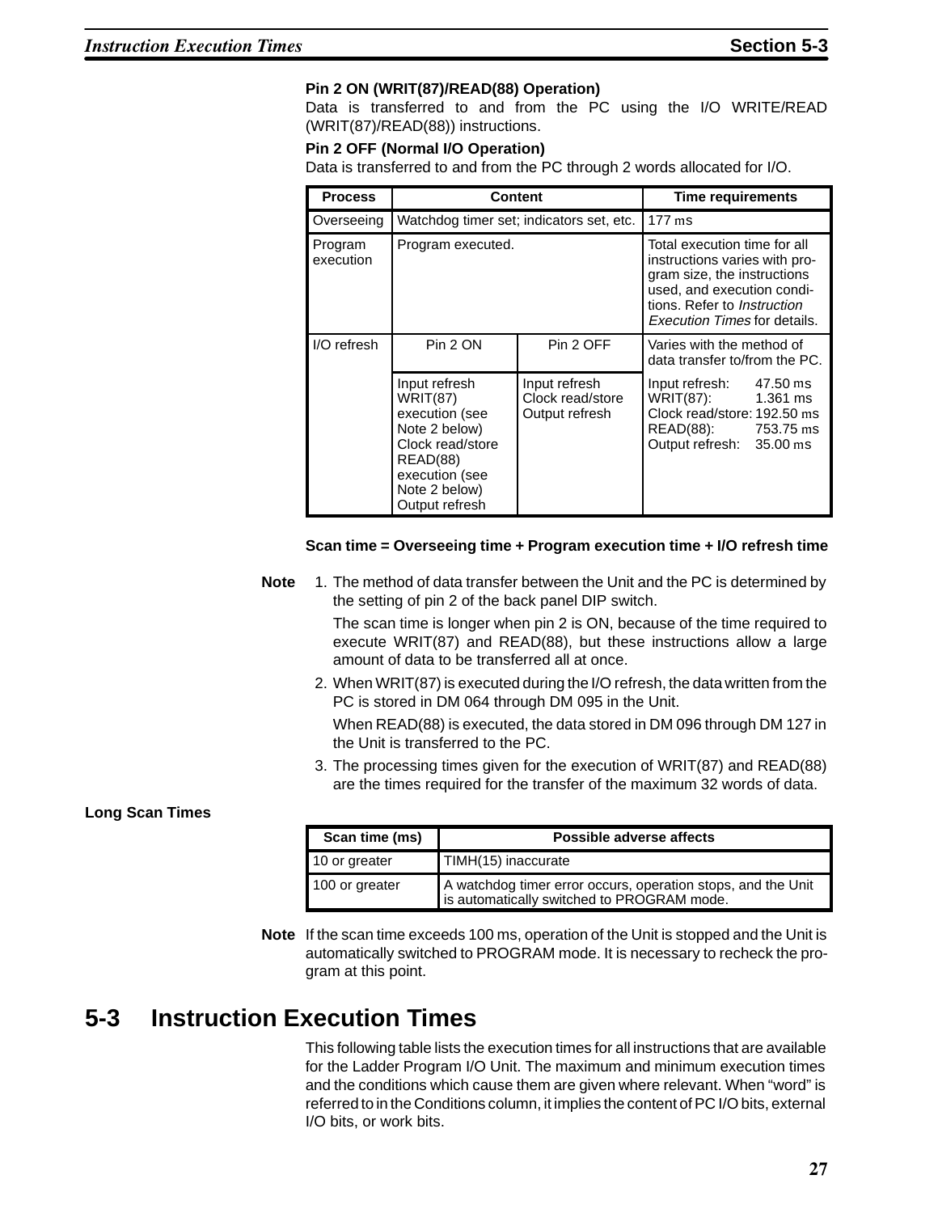**Pin 2 ON (WRIT(87)/READ(88) Operation)**

Data is transferred to and from the PC using the I/O WRITE/READ (WRIT(87)/READ(88)) instructions.

**Pin 2 OFF (Normal I/O Operation)**

Data is transferred to and from the PC through 2 words allocated for I/O.

| Process | Content | | Time requirements |
|---|---|---|---|
| Overseeing | Watchdog timer set; indicators set, etc. | | 177 ms |
| Program execution | Program executed. | | Total execution time for all instructions varies with program size, the instructions used, and execution conditions. Refer to *Instruction Execution Times* for details. |
| I/O refresh | Pin 2 ON | Pin 2 OFF | Varies with the method of data transfer to/from the PC. |
| | Input refresh<br>WRIT(87) execution (see Note 2 below)<br>Clock read/store<br>READ(88) execution (see Note 2 below)<br>Output refresh | Input refresh<br>Clock read/store<br>Output refresh | Input refresh: 47.50 ms<br>WRIT(87): 1.361 ms<br>Clock read/store: 192.50 ms<br>READ(88): 753.75 ms<br>Output refresh: 35.00 ms |

**Scan time = Overseeing time + Program execution time + I/O refresh time**

**Note**

1. The method of data transfer between the Unit and the PC is determined by the setting of pin 2 of the back panel DIP switch.

   The scan time is longer when pin 2 is ON, because of the time required to execute WRIT(87) and READ(88), but these instructions allow a large amount of data to be transferred all at once.

2. When WRIT(87) is executed during the I/O refresh, the data written from the PC is stored in DM 064 through DM 095 in the Unit.

   When READ(88) is executed, the data stored in DM 096 through DM 127 in the Unit is transferred to the PC.

3. The processing times given for the execution of WRIT(87) and READ(88) are the times required for the transfer of the maximum 32 words of data.

**Long Scan Times**

| Scan time (ms) | Possible adverse affects |
|---|---|
| 10 or greater | TIMH(15) inaccurate |
| 100 or greater | A watchdog timer error occurs, operation stops, and the Unit is automatically switched to PROGRAM mode. |

**Note** If the scan time exceeds 100 ms, operation of the Unit is stopped and the Unit is automatically switched to PROGRAM mode. It is necessary to recheck the program at this point.

## 5-3 Instruction Execution Times

This following table lists the execution times for all instructions that are available for the Ladder Program I/O Unit. The maximum and minimum execution times and the conditions which cause them are given where relevant. When “word” is referred to in the Conditions column, it implies the content of PC I/O bits, external I/O bits, or work bits.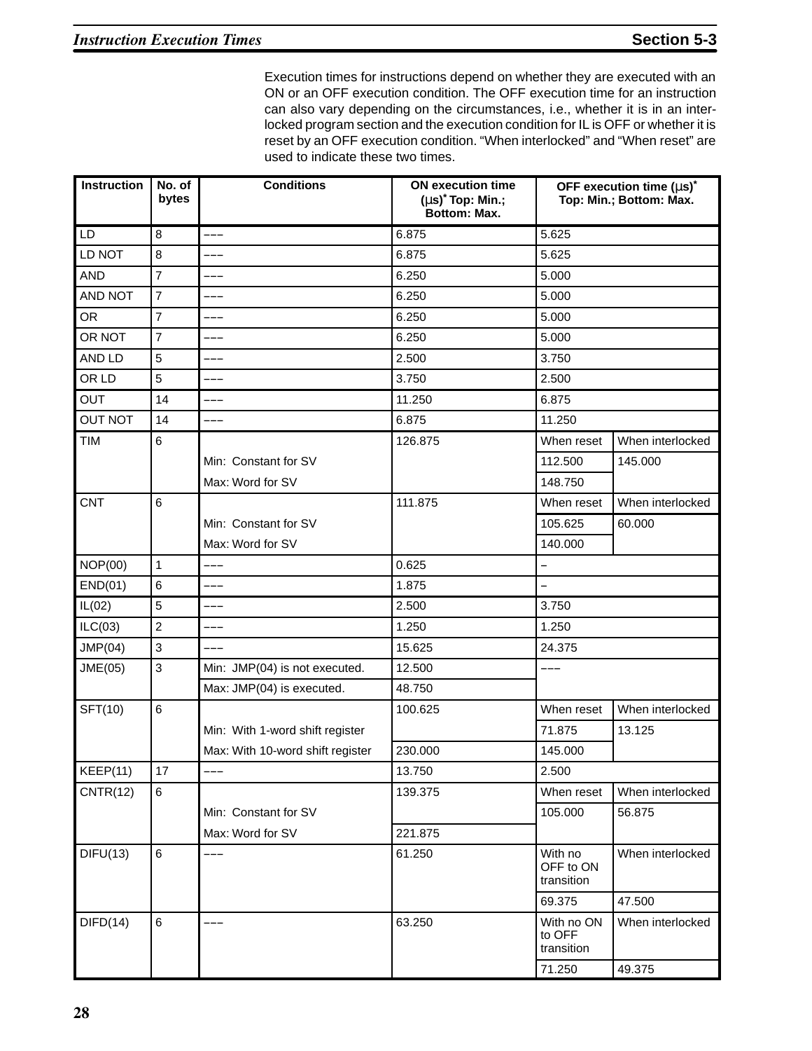Execution times for instructions depend on whether they are executed with an ON or an OFF execution condition. The OFF execution time for an instruction can also vary depending on the circumstances, i.e., whether it is in an interlocked program section and the execution condition for IL is OFF or whether it is reset by an OFF execution condition. “When interlocked” and “When reset” are used to indicate these two times.

| Instruction | No. of bytes | Conditions | ON execution time (µs)* Top: Min.; Bottom: Max. | OFF execution time (µs)* Top: Min.; Bottom: Max. | |
|---|---|---|---|---|---|
| LD | 8 | ––– | 6.875 | 5.625 | |
| LD NOT | 8 | ––– | 6.875 | 5.625 | |
| AND | 7 | ––– | 6.250 | 5.000 | |
| AND NOT | 7 | ––– | 6.250 | 5.000 | |
| OR | 7 | ––– | 6.250 | 5.000 | |
| OR NOT | 7 | ––– | 6.250 | 5.000 | |
| AND LD | 5 | ––– | 2.500 | 3.750 | |
| OR LD | 5 | ––– | 3.750 | 2.500 | |
| OUT | 14 | ––– | 11.250 | 6.875 | |
| OUT NOT | 14 | ––– | 6.875 | 11.250 | |
| TIM | 6 | | 126.875 | When reset | When interlocked |
| | | Min: Constant for SV | | 112.500 | 145.000 |
| | | Max: Word for SV | | 148.750 | |
| CNT | 6 | | 111.875 | When reset | When interlocked |
| | | Min: Constant for SV | | 105.625 | 60.000 |
| | | Max: Word for SV | | 140.000 | |
| NOP(00) | 1 | ––– | 0.625 | – | |
| END(01) | 6 | ––– | 1.875 | – | |
| IL(02) | 5 | ––– | 2.500 | 3.750 | |
| ILC(03) | 2 | ––– | 1.250 | 1.250 | |
| JMP(04) | 3 | ––– | 15.625 | 24.375 | |
| JME(05) | 3 | Min: JMP(04) is not executed. | 12.500 | ––– | |
| | | Max: JMP(04) is executed. | 48.750 | | |
| SFT(10) | 6 | | 100.625 | When reset | When interlocked |
| | | Min: With 1-word shift register | | 71.875 | 13.125 |
| | | Max: With 10-word shift register | 230.000 | 145.000 | |
| KEEP(11) | 17 | ––– | 13.750 | 2.500 | |
| CNTR(12) | 6 | | 139.375 | When reset | When interlocked |
| | | Min: Constant for SV | | 105.000 | 56.875 |
| | | Max: Word for SV | 221.875 | | |
| DIFU(13) | 6 | ––– | 61.250 | With no OFF to ON transition | When interlocked |
| | | | | 69.375 | 47.500 |
| DIFD(14) | 6 | ––– | 63.250 | With no ON to OFF transition | When interlocked |
| | | | | 71.250 | 49.375 |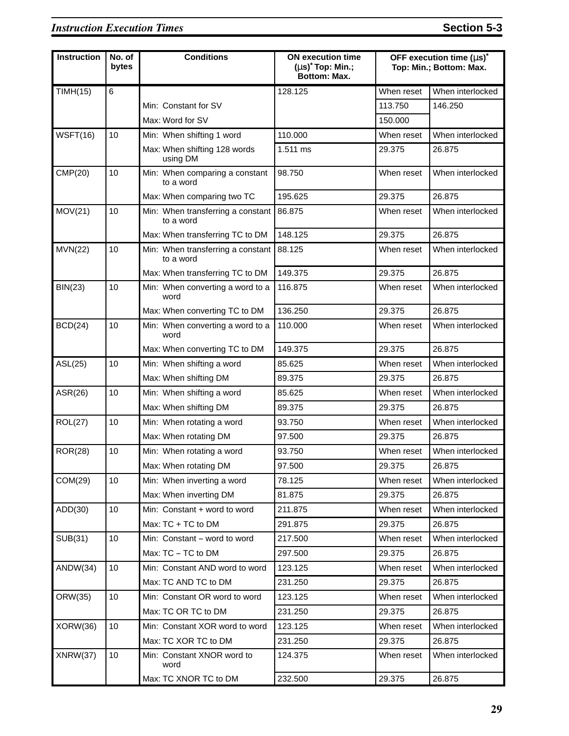| Instruction | No. of bytes | Conditions | ON execution time (µs)* Top: Min.; Bottom: Max. | OFF execution time (µs)* Top: Min.; Bottom: Max. | |
|---|---|---|---|---|---|
| TIMH(15) | 6 | | 128.125 | When reset | When interlocked |
| | | Min: Constant for SV | | 113.750 | 146.250 |
| | | Max: Word for SV | | 150.000 | |
| WSFT(16) | 10 | Min: When shifting 1 word | 110.000 | When reset | When interlocked |
| | | Max: When shifting 128 words using DM | 1.511 ms | 29.375 | 26.875 |
| CMP(20) | 10 | Min: When comparing a constant to a word | 98.750 | When reset | When interlocked |
| | | Max: When comparing two TC | 195.625 | 29.375 | 26.875 |
| MOV(21) | 10 | Min: When transferring a constant to a word | 86.875 | When reset | When interlocked |
| | | Max: When transferring TC to DM | 148.125 | 29.375 | 26.875 |
| MVN(22) | 10 | Min: When transferring a constant to a word | 88.125 | When reset | When interlocked |
| | | Max: When transferring TC to DM | 149.375 | 29.375 | 26.875 |
| BIN(23) | 10 | Min: When converting a word to a word | 116.875 | When reset | When interlocked |
| | | Max: When converting TC to DM | 136.250 | 29.375 | 26.875 |
| BCD(24) | 10 | Min: When converting a word to a word | 110.000 | When reset | When interlocked |
| | | Max: When converting TC to DM | 149.375 | 29.375 | 26.875 |
| ASL(25) | 10 | Min: When shifting a word | 85.625 | When reset | When interlocked |
| | | Max: When shifting DM | 89.375 | 29.375 | 26.875 |
| ASR(26) | 10 | Min: When shifting a word | 85.625 | When reset | When interlocked |
| | | Max: When shifting DM | 89.375 | 29.375 | 26.875 |
| ROL(27) | 10 | Min: When rotating a word | 93.750 | When reset | When interlocked |
| | | Max: When rotating DM | 97.500 | 29.375 | 26.875 |
| ROR(28) | 10 | Min: When rotating a word | 93.750 | When reset | When interlocked |
| | | Max: When rotating DM | 97.500 | 29.375 | 26.875 |
| COM(29) | 10 | Min: When inverting a word | 78.125 | When reset | When interlocked |
| | | Max: When inverting DM | 81.875 | 29.375 | 26.875 |
| ADD(30) | 10 | Min: Constant + word to word | 211.875 | When reset | When interlocked |
| | | Max: TC + TC to DM | 291.875 | 29.375 | 26.875 |
| SUB(31) | 10 | Min: Constant – word to word | 217.500 | When reset | When interlocked |
| | | Max: TC – TC to DM | 297.500 | 29.375 | 26.875 |
| ANDW(34) | 10 | Min: Constant AND word to word | 123.125 | When reset | When interlocked |
| | | Max: TC AND TC to DM | 231.250 | 29.375 | 26.875 |
| ORW(35) | 10 | Min: Constant OR word to word | 123.125 | When reset | When interlocked |
| | | Max: TC OR TC to DM | 231.250 | 29.375 | 26.875 |
| XORW(36) | 10 | Min: Constant XOR word to word | 123.125 | When reset | When interlocked |
| | | Max: TC XOR TC to DM | 231.250 | 29.375 | 26.875 |
| XNRW(37) | 10 | Min: Constant XNOR word to word | 124.375 | When reset | When interlocked |
| | | Max: TC XNOR TC to DM | 232.500 | 29.375 | 26.875 |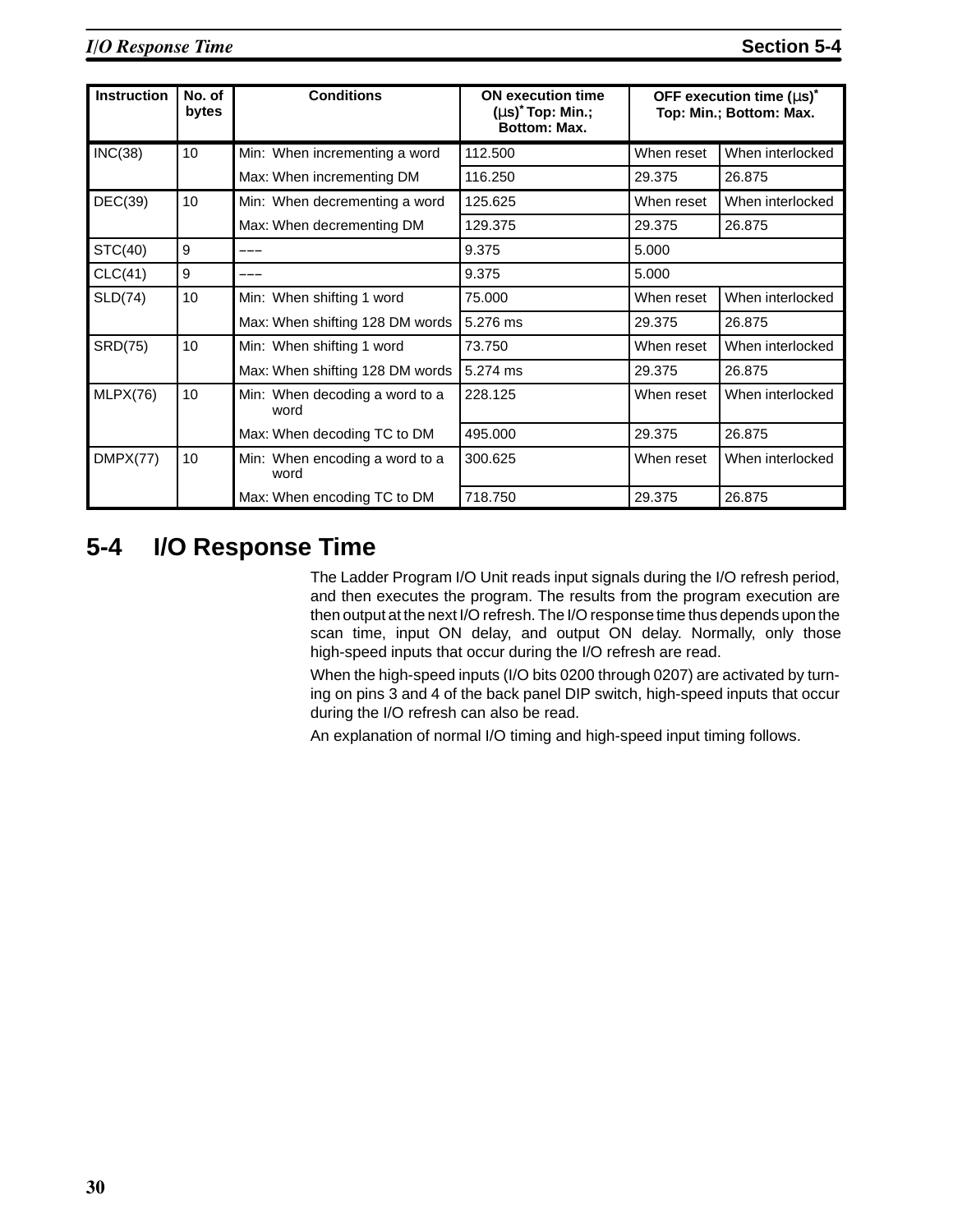| Instruction | No. of bytes | Conditions | ON execution time (µs)* Top: Min.; Bottom: Max. | OFF execution time (µs)* Top: Min.; Bottom: Max. | |
|---|---|---|---|---|---|
| INC(38) | 10 | Min: When incrementing a word | 112.500 | When reset | When interlocked |
| | | Max: When incrementing DM | 116.250 | 29.375 | 26.875 |
| DEC(39) | 10 | Min: When decrementing a word | 125.625 | When reset | When interlocked |
| | | Max: When decrementing DM | 129.375 | 29.375 | 26.875 |
| STC(40) | 9 | ––– | 9.375 | 5.000 | |
| CLC(41) | 9 | ––– | 9.375 | 5.000 | |
| SLD(74) | 10 | Min: When shifting 1 word | 75.000 | When reset | When interlocked |
| | | Max: When shifting 128 DM words | 5.276 ms | 29.375 | 26.875 |
| SRD(75) | 10 | Min: When shifting 1 word | 73.750 | When reset | When interlocked |
| | | Max: When shifting 128 DM words | 5.274 ms | 29.375 | 26.875 |
| MLPX(76) | 10 | Min: When decoding a word to a word | 228.125 | When reset | When interlocked |
| | | Max: When decoding TC to DM | 495.000 | 29.375 | 26.875 |
| DMPX(77) | 10 | Min: When encoding a word to a word | 300.625 | When reset | When interlocked |
| | | Max: When encoding TC to DM | 718.750 | 29.375 | 26.875 |

## 5-4 I/O Response Time

The Ladder Program I/O Unit reads input signals during the I/O refresh period, and then executes the program. The results from the program execution are then output at the next I/O refresh. The I/O response time thus depends upon the scan time, input ON delay, and output ON delay. Normally, only those high-speed inputs that occur during the I/O refresh are read.

When the high-speed inputs (I/O bits 0200 through 0207) are activated by turning on pins 3 and 4 of the back panel DIP switch, high-speed inputs that occur during the I/O refresh can also be read.

An explanation of normal I/O timing and high-speed input timing follows.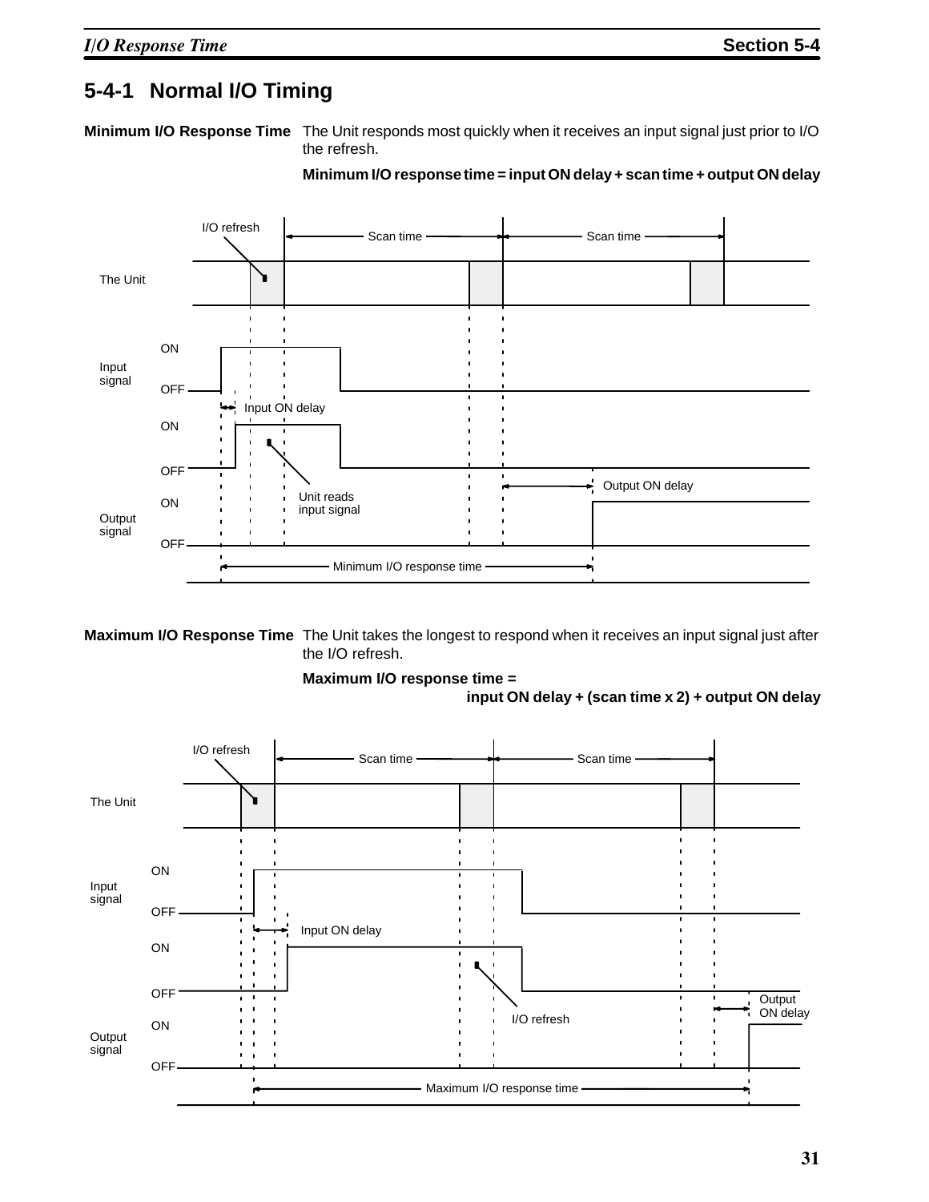## 5-4-1 Normal I/O Timing

**Minimum I/O Response Time** The Unit responds most quickly when it receives an input signal just prior to I/O the refresh.

**Minimum I/O response time = input ON delay + scan time + output ON delay**

**Maximum I/O Response Time** The Unit takes the longest to respond when it receives an input signal just after the I/O refresh.

**Maximum I/O response time =**
**input ON delay + (scan time x 2) + output ON delay**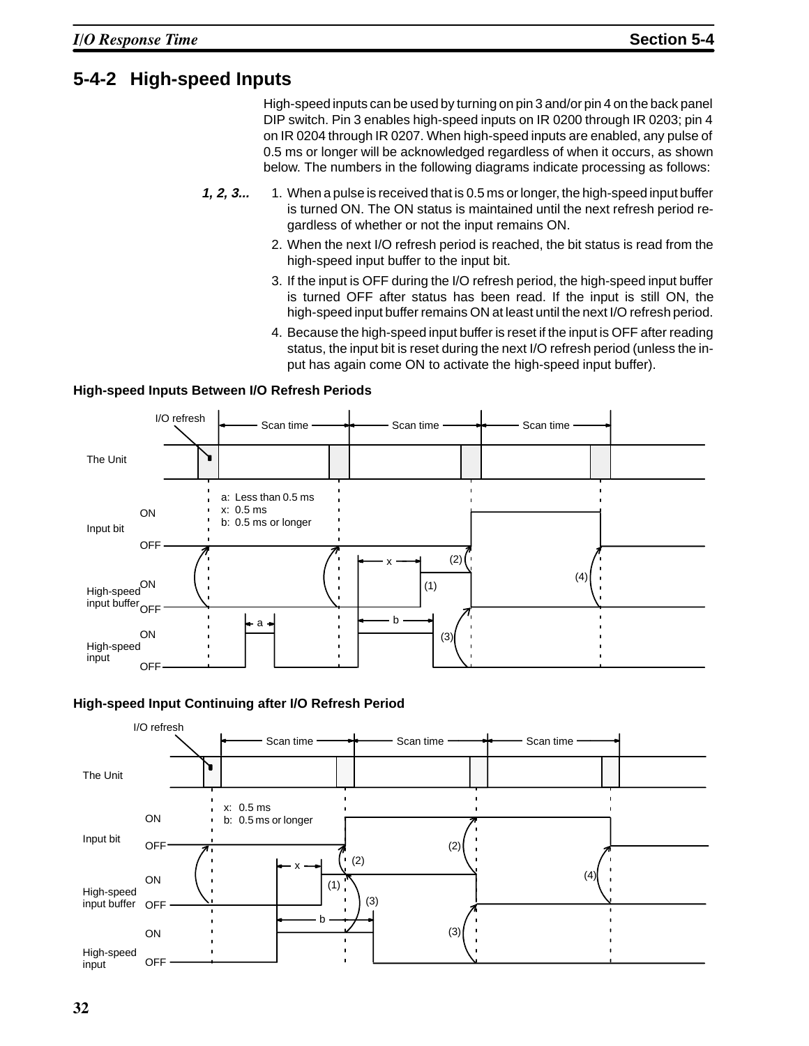## 5-4-2 High-speed Inputs

High-speed inputs can be used by turning on pin 3 and/or pin 4 on the back panel DIP switch. Pin 3 enables high-speed inputs on IR 0200 through IR 0203; pin 4 on IR 0204 through IR 0207. When high-speed inputs are enabled, any pulse of 0.5 ms or longer will be acknowledged regardless of when it occurs, as shown below. The numbers in the following diagrams indicate processing as follows:

***1, 2, 3...***

1. When a pulse is received that is 0.5 ms or longer, the high-speed input buffer is turned ON. The ON status is maintained until the next refresh period regardless of whether or not the input remains ON.
2. When the next I/O refresh period is reached, the bit status is read from the high-speed input buffer to the input bit.
3. If the input is OFF during the I/O refresh period, the high-speed input buffer is turned OFF after status has been read. If the input is still ON, the high-speed input buffer remains ON at least until the next I/O refresh period.
4. Because the high-speed input buffer is reset if the input is OFF after reading status, the input bit is reset during the next I/O refresh period (unless the input has again come ON to activate the high-speed input buffer).

**High-speed Inputs Between I/O Refresh Periods**

I/O refresh | Scan time | Scan time | Scan time

The Unit

a: Less than 0.5 ms
x: 0.5 ms
b: 0.5 ms or longer

Input bit (ON/OFF)

High-speed input buffer (ON/OFF)

High-speed input (ON/OFF)

(1) (2) (3) (4)

**High-speed Input Continuing after I/O Refresh Period**

I/O refresh | Scan time | Scan time | Scan time

The Unit

x: 0.5 ms
b: 0.5 ms or longer

Input bit (ON/OFF)

High-speed input buffer (ON/OFF)

High-speed input (ON/OFF)

(1) (2) (3) (4)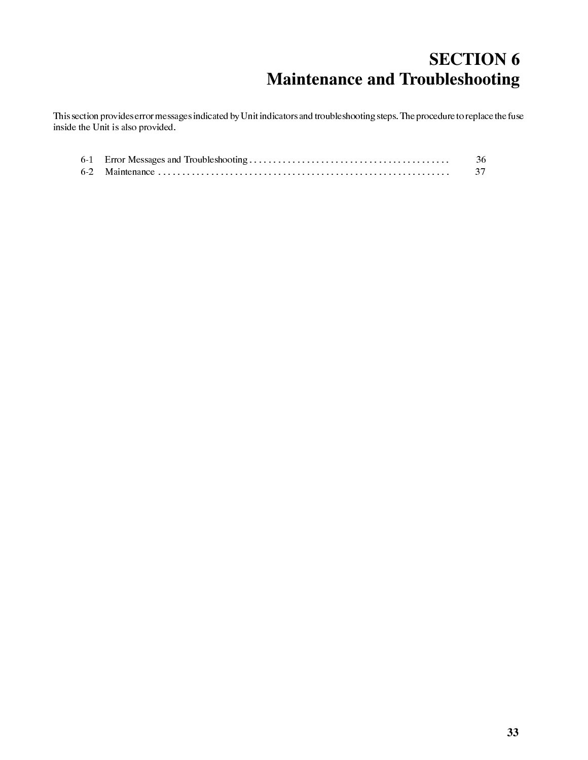# SECTION 6
# Maintenance and Troubleshooting

This section provides error messages indicated by Unit indicators and troubleshooting steps. The procedure to replace the fuse inside the Unit is also provided.

| | | |
|---|---|---|
| 6-1 | Error Messages and Troubleshooting | 36 |
| 6-2 | Maintenance | 37 |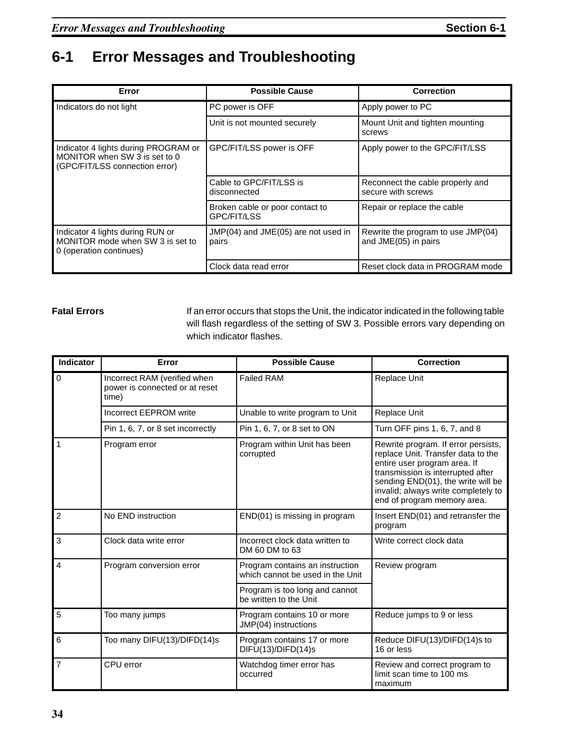# 6-1 Error Messages and Troubleshooting

| Error | Possible Cause | Correction |
|---|---|---|
| Indicators do not light | PC power is OFF | Apply power to PC |
| | Unit is not mounted securely | Mount Unit and tighten mounting screws |
| Indicator 4 lights during PROGRAM or MONITOR when SW 3 is set to 0 (GPC/FIT/LSS connection error) | GPC/FIT/LSS power is OFF | Apply power to the GPC/FIT/LSS |
| | Cable to GPC/FIT/LSS is disconnected | Reconnect the cable properly and secure with screws |
| | Broken cable or poor contact to GPC/FIT/LSS | Repair or replace the cable |
| Indicator 4 lights during RUN or MONITOR mode when SW 3 is set to 0 (operation continues) | JMP(04) and JME(05) are not used in pairs | Rewrite the program to use JMP(04) and JME(05) in pairs |
| | Clock data read error | Reset clock data in PROGRAM mode |

**Fatal Errors**

If an error occurs that stops the Unit, the indicator indicated in the following table will flash regardless of the setting of SW 3. Possible errors vary depending on which indicator flashes.

| Indicator | Error | Possible Cause | Correction |
|---|---|---|---|
| 0 | Incorrect RAM (verified when power is connected or at reset time) | Failed RAM | Replace Unit |
| | Incorrect EEPROM write | Unable to write program to Unit | Replace Unit |
| | Pin 1, 6, 7, or 8 set incorrectly | Pin 1, 6, 7, or 8 set to ON | Turn OFF pins 1, 6, 7, and 8 |
| 1 | Program error | Program within Unit has been corrupted | Rewrite program. If error persists, replace Unit. Transfer data to the entire user program area. If transmission is interrupted after sending END(01), the write will be invalid; always write completely to end of program memory area. |
| 2 | No END instruction | END(01) is missing in program | Insert END(01) and retransfer the program |
| 3 | Clock data write error | Incorrect clock data written to DM 60 DM to 63 | Write correct clock data |
| 4 | Program conversion error | Program contains an instruction which cannot be used in the Unit | Review program |
| | | Program is too long and cannot be written to the Unit | |
| 5 | Too many jumps | Program contains 10 or more JMP(04) instructions | Reduce jumps to 9 or less |
| 6 | Too many DIFU(13)/DIFD(14)s | Program contains 17 or more DIFU(13)/DIFD(14)s | Reduce DIFU(13)/DIFD(14)s to 16 or less |
| 7 | CPU error | Watchdog timer error has occurred | Review and correct program to limit scan time to 100 ms maximum |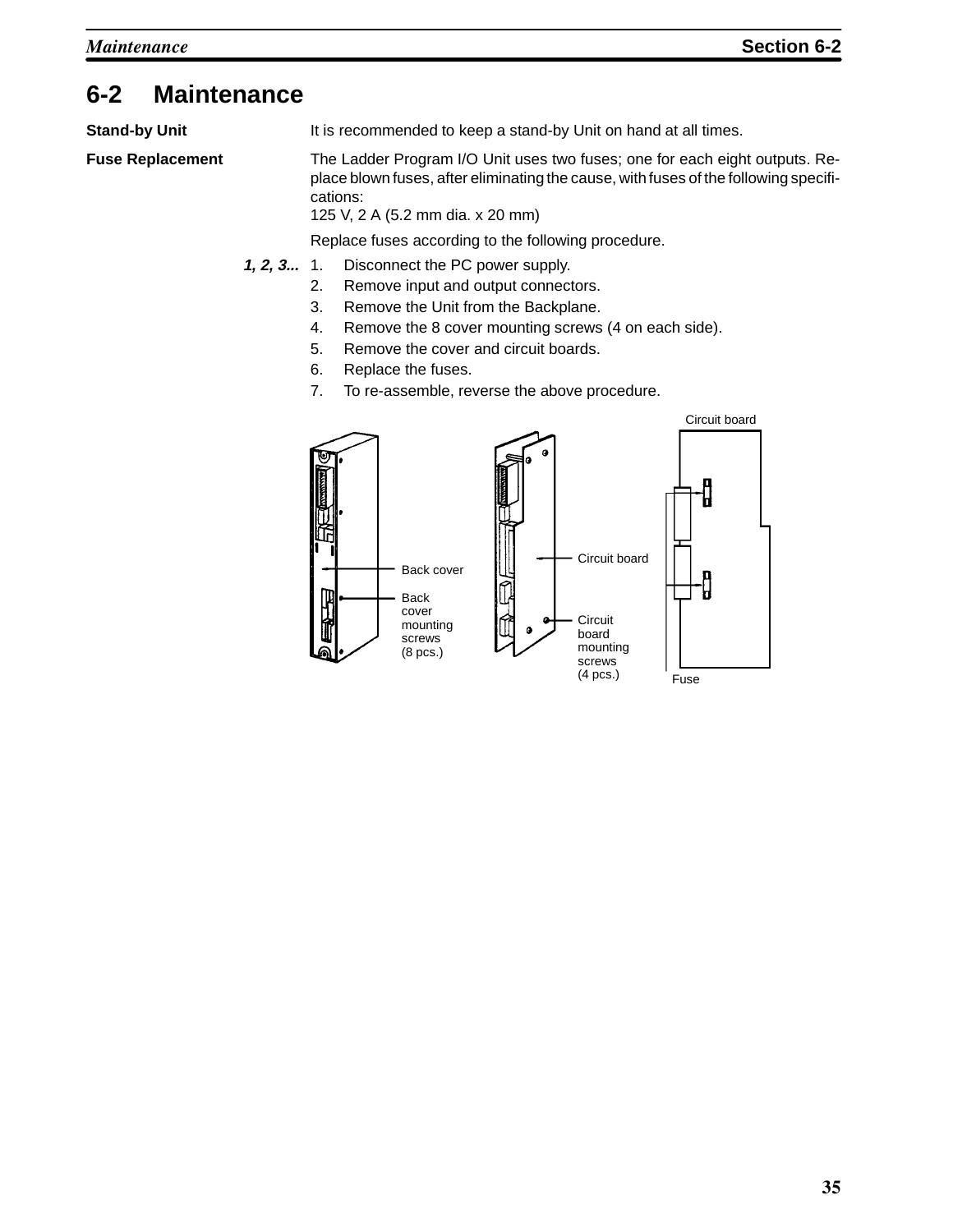## 6-2 Maintenance

**Stand-by Unit**

It is recommended to keep a stand-by Unit on hand at all times.

**Fuse Replacement**

The Ladder Program I/O Unit uses two fuses; one for each eight outputs. Replace blown fuses, after eliminating the cause, with fuses of the following specifications:
125 V, 2 A (5.2 mm dia. x 20 mm)

Replace fuses according to the following procedure.

*1, 2, 3...*
1. Disconnect the PC power supply.
2. Remove input and output connectors.
3. Remove the Unit from the Backplane.
4. Remove the 8 cover mounting screws (4 on each side).
5. Remove the cover and circuit boards.
6. Replace the fuses.
7. To re-assemble, reverse the above procedure.

Back cover

Back cover mounting screws (8 pcs.)

Circuit board

Circuit board mounting screws (4 pcs.)

Circuit board

Fuse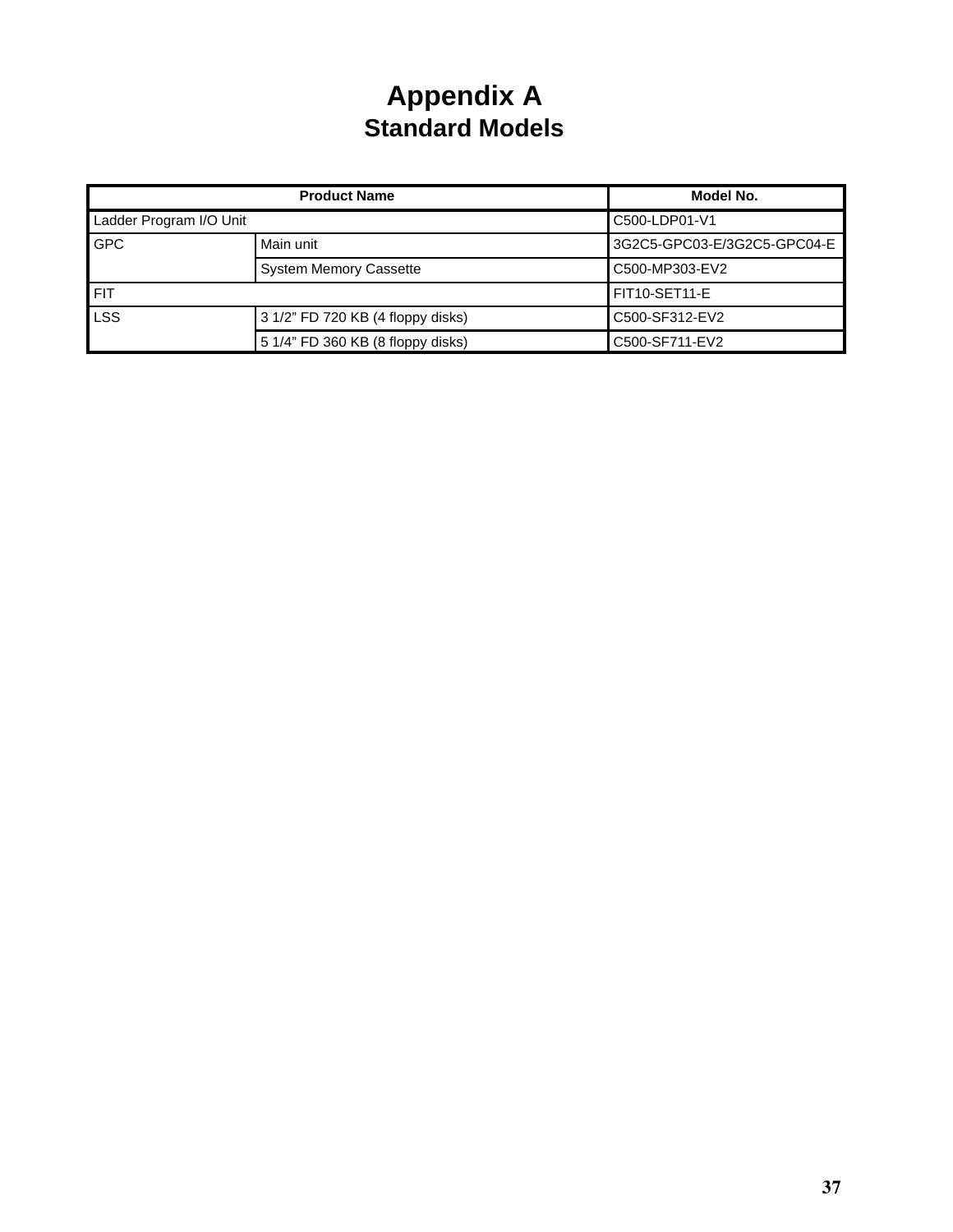# Appendix A
## Standard Models

| Product Name | | Model No. |
|---|---|---|
| Ladder Program I/O Unit | | C500-LDP01-V1 |
| GPC | Main unit | 3G2C5-GPC03-E/3G2C5-GPC04-E |
| | System Memory Cassette | C500-MP303-EV2 |
| FIT | | FIT10-SET11-E |
| LSS | 3 1/2” FD 720 KB (4 floppy disks) | C500-SF312-EV2 |
| | 5 1/4” FD 360 KB (8 floppy disks) | C500-SF711-EV2 |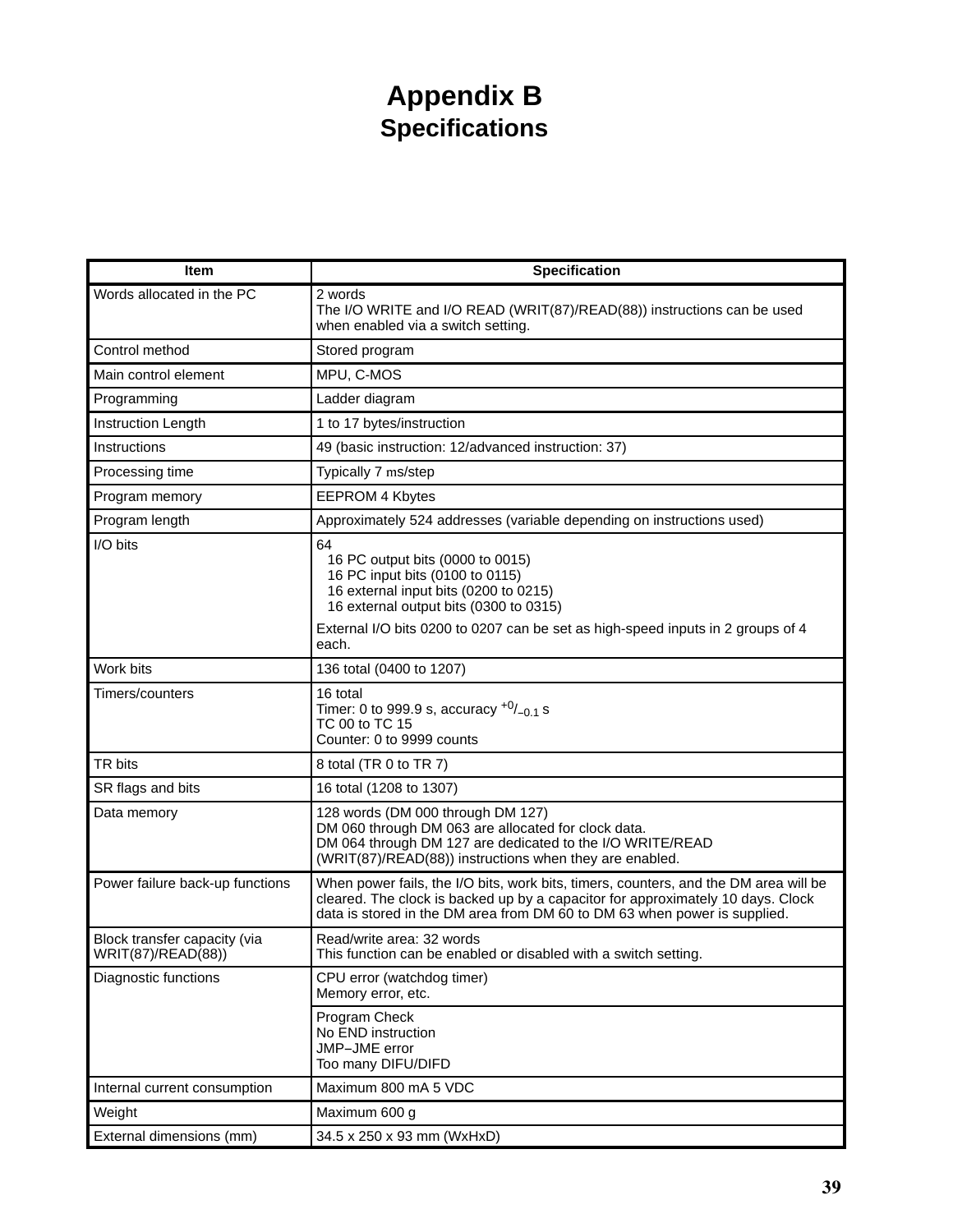# Appendix B
## Specifications

| Item | Specification |
|---|---|
| Words allocated in the PC | 2 words<br>The I/O WRITE and I/O READ (WRIT(87)/READ(88)) instructions can be used when enabled via a switch setting. |
| Control method | Stored program |
| Main control element | MPU, C-MOS |
| Programming | Ladder diagram |
| Instruction Length | 1 to 17 bytes/instruction |
| Instructions | 49 (basic instruction: 12/advanced instruction: 37) |
| Processing time | Typically 7 ms/step |
| Program memory | EEPROM 4 Kbytes |
| Program length | Approximately 524 addresses (variable depending on instructions used) |
| I/O bits | 64<br>16 PC output bits (0000 to 0015)<br>16 PC input bits (0100 to 0115)<br>16 external input bits (0200 to 0215)<br>16 external output bits (0300 to 0315)<br>External I/O bits 0200 to 0207 can be set as high-speed inputs in 2 groups of 4 each. |
| Work bits | 136 total (0400 to 1207) |
| Timers/counters | 16 total<br>Timer: 0 to 999.9 s, accuracy $^{+0}/_{-0.1}$ s<br>TC 00 to TC 15<br>Counter: 0 to 9999 counts |
| TR bits | 8 total (TR 0 to TR 7) |
| SR flags and bits | 16 total (1208 to 1307) |
| Data memory | 128 words (DM 000 through DM 127)<br>DM 060 through DM 063 are allocated for clock data.<br>DM 064 through DM 127 are dedicated to the I/O WRITE/READ (WRIT(87)/READ(88)) instructions when they are enabled. |
| Power failure back-up functions | When power fails, the I/O bits, work bits, timers, counters, and the DM area will be cleared. The clock is backed up by a capacitor for approximately 10 days. Clock data is stored in the DM area from DM 60 to DM 63 when power is supplied. |
| Block transfer capacity (via WRIT(87)/READ(88)) | Read/write area: 32 words<br>This function can be enabled or disabled with a switch setting. |
| Diagnostic functions | CPU error (watchdog timer)<br>Memory error, etc. |
| | Program Check<br>No END instruction<br>JMP–JME error<br>Too many DIFU/DIFD |
| Internal current consumption | Maximum 800 mA 5 VDC |
| Weight | Maximum 600 g |
| External dimensions (mm) | 34.5 x 250 x 93 mm (WxHxD) |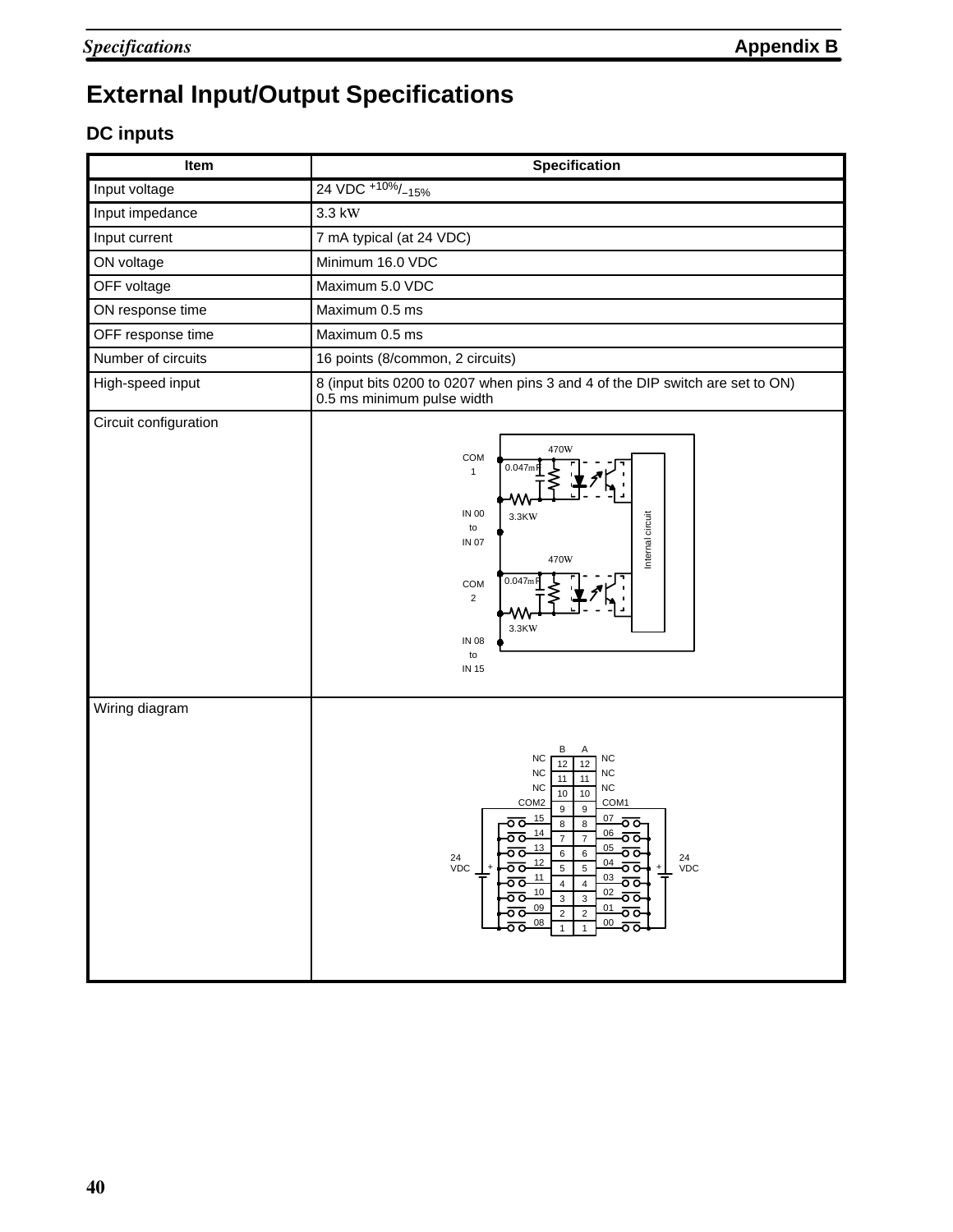# External Input/Output Specifications

## DC inputs

| Item | Specification |
|---|---|
| Input voltage | 24 VDC $^{+10\%}/_{-15\%}$ |
| Input impedance | 3.3 kΩ |
| Input current | 7 mA typical (at 24 VDC) |
| ON voltage | Minimum 16.0 VDC |
| OFF voltage | Maximum 5.0 VDC |
| ON response time | Maximum 0.5 ms |
| OFF response time | Maximum 0.5 ms |
| Number of circuits | 16 points (8/common, 2 circuits) |
| High-speed input | 8 (input bits 0200 to 0207 when pins 3 and 4 of the DIP switch are set to ON)<br>0.5 ms minimum pulse width |
| Circuit configuration | COM 1; 470Ω; 0.047μF; 3.3KΩ; IN 00 to IN 07; COM 2; 470Ω; 0.047μF; 3.3KΩ; IN 08 to IN 15; Internal circuit |
| Wiring diagram | B / A<br>NC 12 12 NC<br>NC 11 11 NC<br>NC 10 10 NC<br>COM2 9 9 COM1<br>15 8 8 07<br>14 7 7 06<br>13 6 6 05<br>12 5 5 04<br>11 4 4 03<br>10 3 3 02<br>09 2 2 01<br>08 1 1 00<br>24 VDC (COM2 side), 24 VDC (COM1 side) |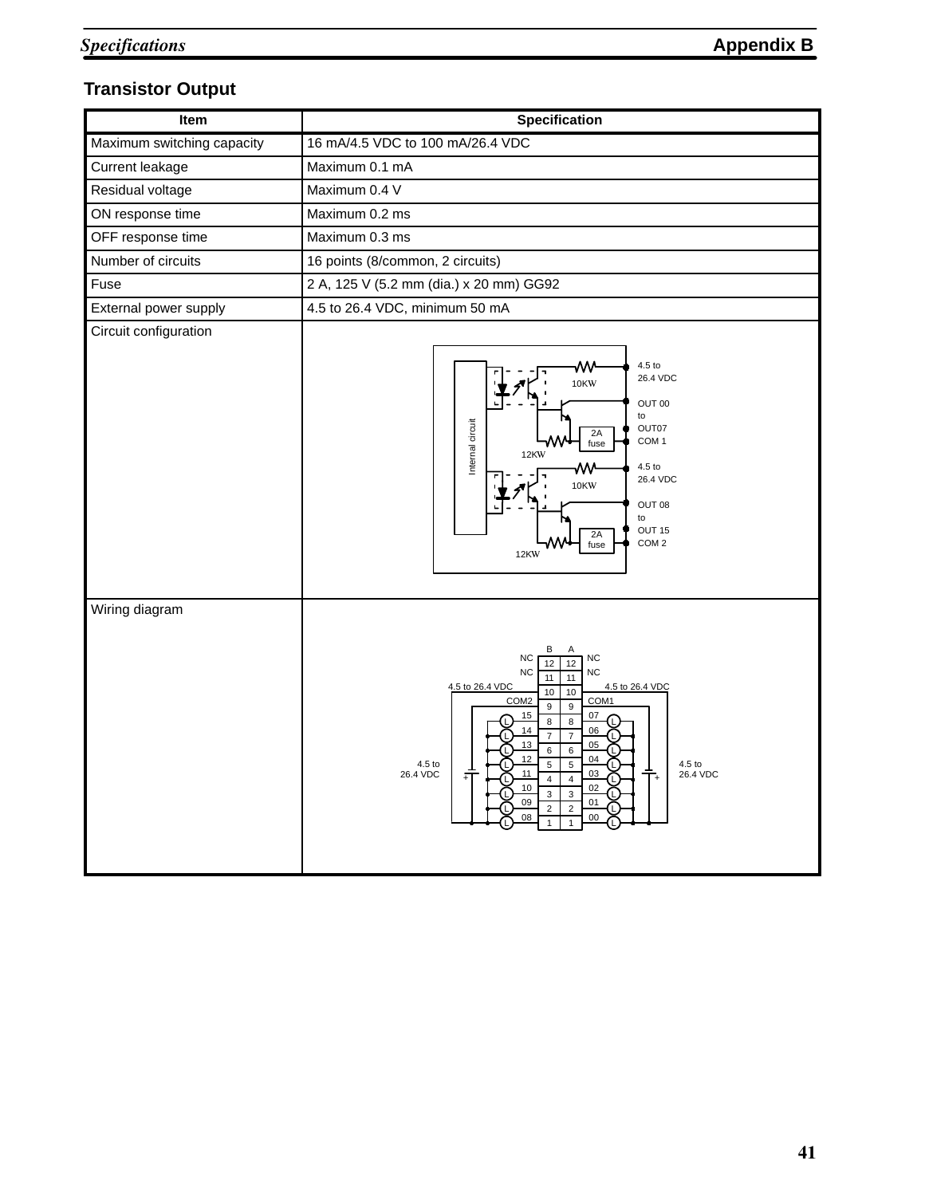## Transistor Output

| Item | Specification |
|---|---|
| Maximum switching capacity | 16 mA/4.5 VDC to 100 mA/26.4 VDC |
| Current leakage | Maximum 0.1 mA |
| Residual voltage | Maximum 0.4 V |
| ON response time | Maximum 0.2 ms |
| OFF response time | Maximum 0.3 ms |
| Number of circuits | 16 points (8/common, 2 circuits) |
| Fuse | 2 A, 125 V (5.2 mm (dia.) x 20 mm) GG92 |
| External power supply | 4.5 to 26.4 VDC, minimum 50 mA |
| Circuit configuration | |
| Wiring diagram | |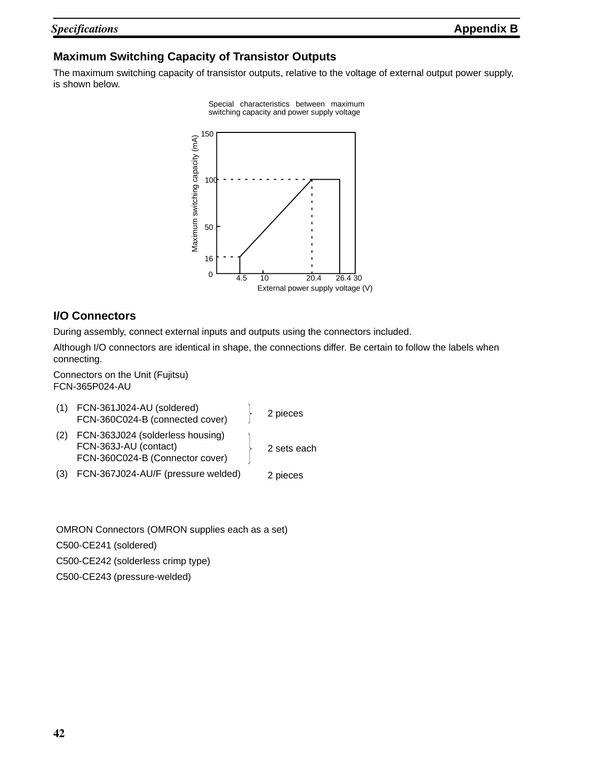## Maximum Switching Capacity of Transistor Outputs

The maximum switching capacity of transistor outputs, relative to the voltage of external output power supply, is shown below.

Special characteristics between maximum switching capacity and power supply voltage

Maximum switching capacity (mA): 150, 100, 50, 16, 0

External power supply voltage (V): 4.5, 10, 20.4, 26.4, 30

## I/O Connectors

During assembly, connect external inputs and outputs using the connectors included.

Although I/O connectors are identical in shape, the connections differ. Be certain to follow the labels when connecting.

Connectors on the Unit (Fujitsu)
FCN-365P024-AU

| | | |
|---|---|---|
| (1) | FCN-361J024-AU (soldered)<br>FCN-360C024-B (connected cover) | 2 pieces |
| (2) | FCN-363J024 (solderless housing)<br>FCN-363J-AU (contact)<br>FCN-360C024-B (Connector cover) | 2 sets each |
| (3) | FCN-367J024-AU/F (pressure welded) | 2 pieces |

OMRON Connectors (OMRON supplies each as a set)

C500-CE241 (soldered)

C500-CE242 (solderless crimp type)

C500-CE243 (pressure-welded)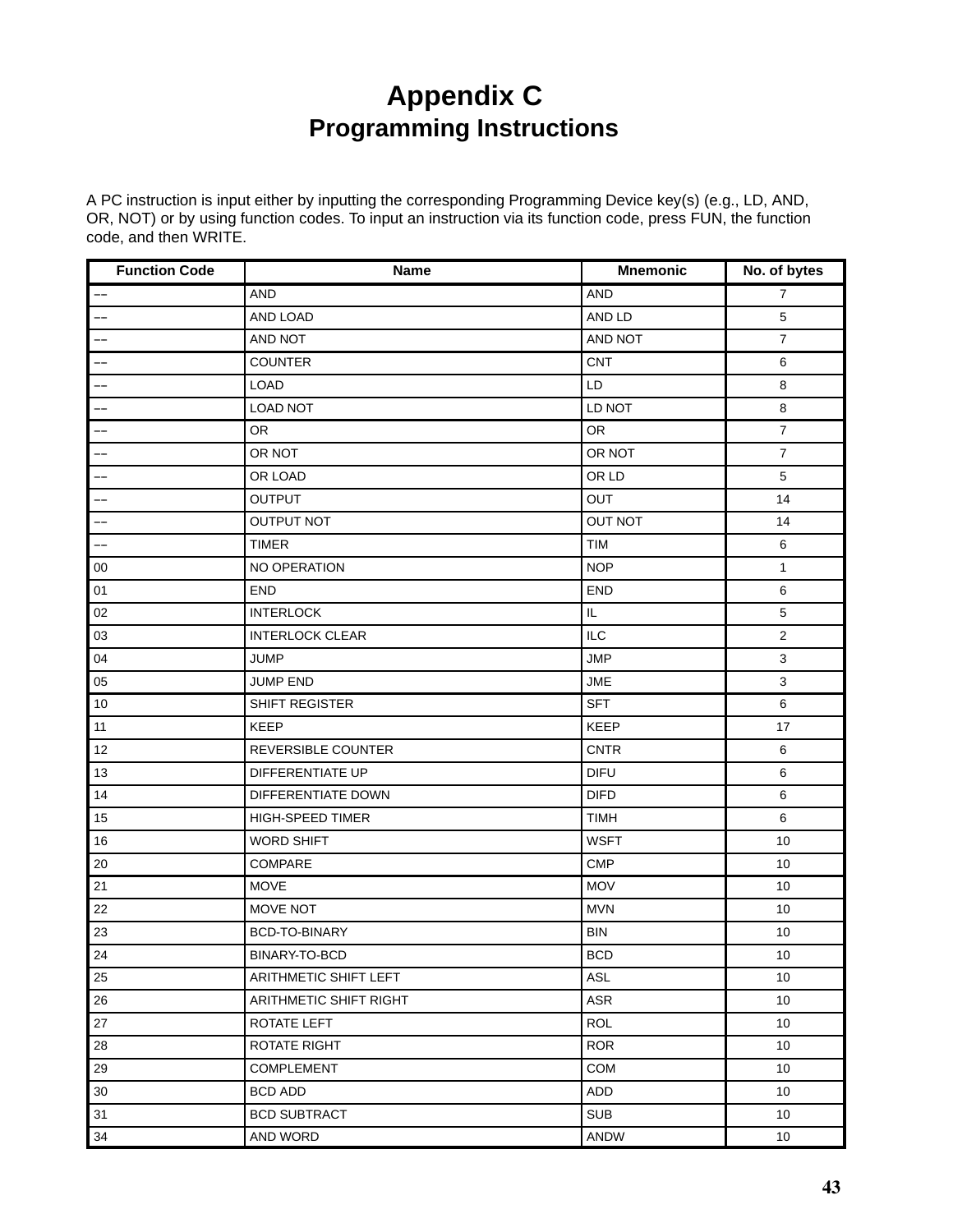# Appendix C
## Programming Instructions

A PC instruction is input either by inputting the corresponding Programming Device key(s) (e.g., LD, AND, OR, NOT) or by using function codes. To input an instruction via its function code, press FUN, the function code, and then WRITE.

| Function Code | Name | Mnemonic | No. of bytes |
|---|---|---|---|
| -- | AND | AND | 7 |
| -- | AND LOAD | AND LD | 5 |
| -- | AND NOT | AND NOT | 7 |
| -- | COUNTER | CNT | 6 |
| -- | LOAD | LD | 8 |
| -- | LOAD NOT | LD NOT | 8 |
| -- | OR | OR | 7 |
| -- | OR NOT | OR NOT | 7 |
| -- | OR LOAD | OR LD | 5 |
| -- | OUTPUT | OUT | 14 |
| -- | OUTPUT NOT | OUT NOT | 14 |
| -- | TIMER | TIM | 6 |
| 00 | NO OPERATION | NOP | 1 |
| 01 | END | END | 6 |
| 02 | INTERLOCK | IL | 5 |
| 03 | INTERLOCK CLEAR | ILC | 2 |
| 04 | JUMP | JMP | 3 |
| 05 | JUMP END | JME | 3 |
| 10 | SHIFT REGISTER | SFT | 6 |
| 11 | KEEP | KEEP | 17 |
| 12 | REVERSIBLE COUNTER | CNTR | 6 |
| 13 | DIFFERENTIATE UP | DIFU | 6 |
| 14 | DIFFERENTIATE DOWN | DIFD | 6 |
| 15 | HIGH-SPEED TIMER | TIMH | 6 |
| 16 | WORD SHIFT | WSFT | 10 |
| 20 | COMPARE | CMP | 10 |
| 21 | MOVE | MOV | 10 |
| 22 | MOVE NOT | MVN | 10 |
| 23 | BCD-TO-BINARY | BIN | 10 |
| 24 | BINARY-TO-BCD | BCD | 10 |
| 25 | ARITHMETIC SHIFT LEFT | ASL | 10 |
| 26 | ARITHMETIC SHIFT RIGHT | ASR | 10 |
| 27 | ROTATE LEFT | ROL | 10 |
| 28 | ROTATE RIGHT | ROR | 10 |
| 29 | COMPLEMENT | COM | 10 |
| 30 | BCD ADD | ADD | 10 |
| 31 | BCD SUBTRACT | SUB | 10 |
| 34 | AND WORD | ANDW | 10 |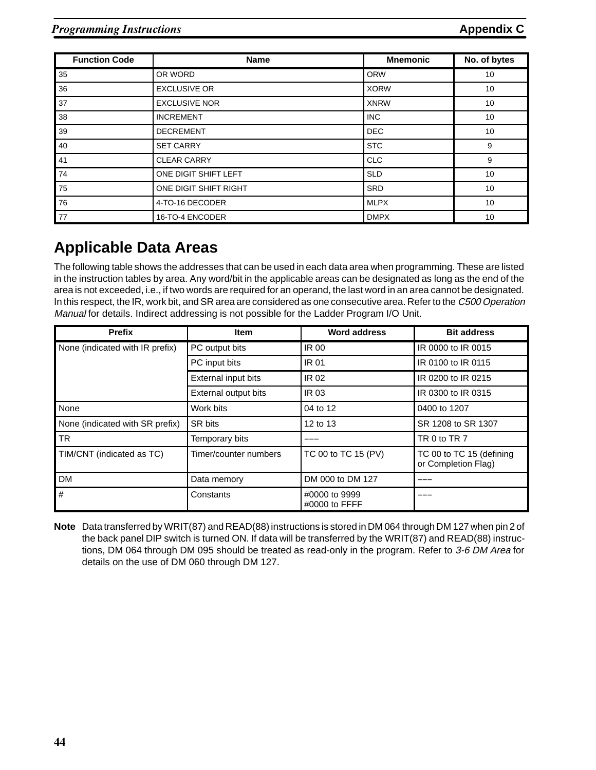| Function Code | Name | Mnemonic | No. of bytes |
|---|---|---|---|
| 35 | OR WORD | ORW | 10 |
| 36 | EXCLUSIVE OR | XORW | 10 |
| 37 | EXCLUSIVE NOR | XNRW | 10 |
| 38 | INCREMENT | INC | 10 |
| 39 | DECREMENT | DEC | 10 |
| 40 | SET CARRY | STC | 9 |
| 41 | CLEAR CARRY | CLC | 9 |
| 74 | ONE DIGIT SHIFT LEFT | SLD | 10 |
| 75 | ONE DIGIT SHIFT RIGHT | SRD | 10 |
| 76 | 4-TO-16 DECODER | MLPX | 10 |
| 77 | 16-TO-4 ENCODER | DMPX | 10 |

## Applicable Data Areas

The following table shows the addresses that can be used in each data area when programming. These are listed in the instruction tables by area. Any word/bit in the applicable areas can be designated as long as the end of the area is not exceeded, i.e., if two words are required for an operand, the last word in an area cannot be designated. In this respect, the IR, work bit, and SR area are considered as one consecutive area. Refer to the *C500 Operation Manual* for details. Indirect addressing is not possible for the Ladder Program I/O Unit.

| Prefix | Item | Word address | Bit address |
|---|---|---|---|
| None (indicated with IR prefix) | PC output bits | IR 00 | IR 0000 to IR 0015 |
| | PC input bits | IR 01 | IR 0100 to IR 0115 |
| | External input bits | IR 02 | IR 0200 to IR 0215 |
| | External output bits | IR 03 | IR 0300 to IR 0315 |
| None | Work bits | 04 to 12 | 0400 to 1207 |
| None (indicated with SR prefix) | SR bits | 12 to 13 | SR 1208 to SR 1307 |
| TR | Temporary bits | --- | TR 0 to TR 7 |
| TIM/CNT (indicated as TC) | Timer/counter numbers | TC 00 to TC 15 (PV) | TC 00 to TC 15 (defining or Completion Flag) |
| DM | Data memory | DM 000 to DM 127 | --- |
| # | Constants | #0000 to 9999<br>#0000 to FFFF | --- |

**Note** Data transferred by WRIT(87) and READ(88) instructions is stored in DM 064 through DM 127 when pin 2 of the back panel DIP switch is turned ON. If data will be transferred by the WRIT(87) and READ(88) instructions, DM 064 through DM 095 should be treated as read-only in the program. Refer to *3-6 DM Area* for details on the use of DM 060 through DM 127.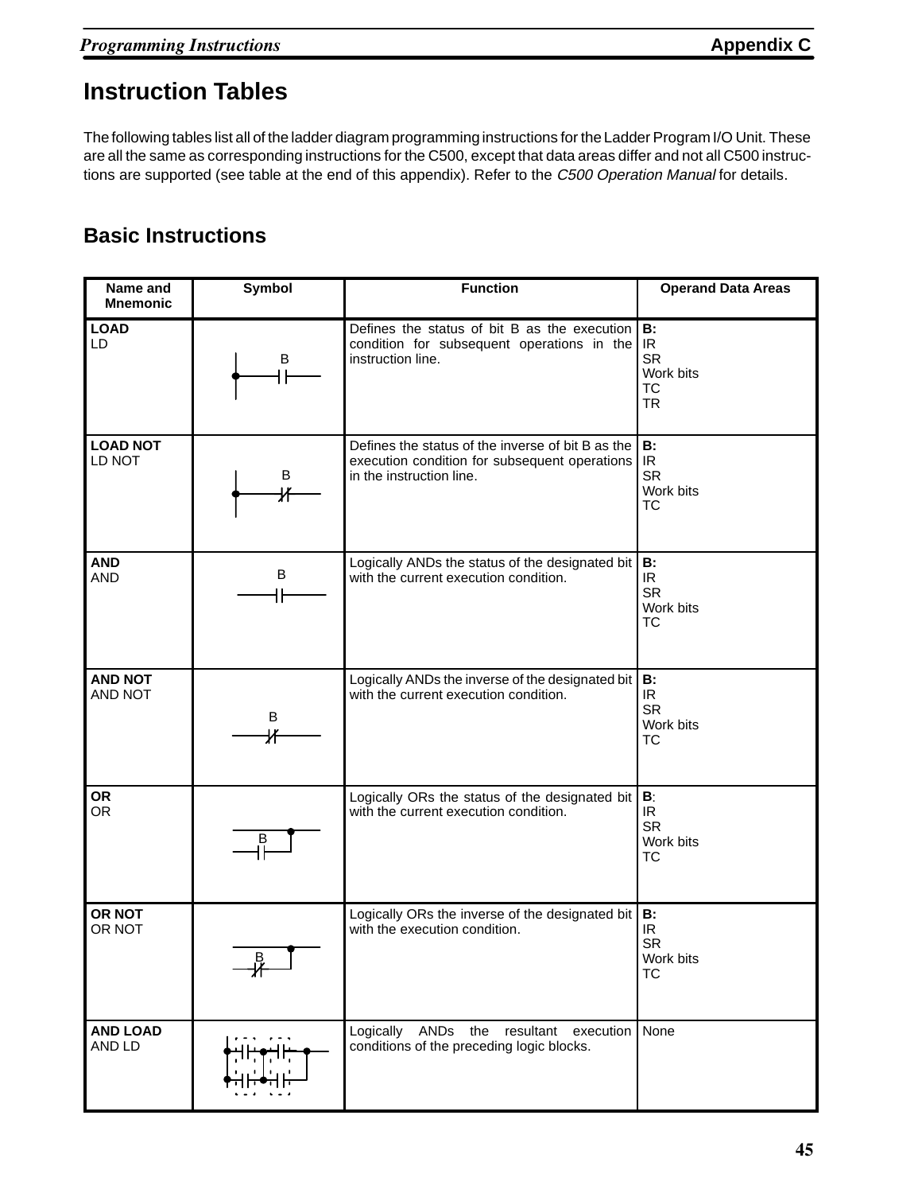# Instruction Tables

The following tables list all of the ladder diagram programming instructions for the Ladder Program I/O Unit. These are all the same as corresponding instructions for the C500, except that data areas differ and not all C500 instructions are supported (see table at the end of this appendix). Refer to the *C500 Operation Manual* for details.

## Basic Instructions

| Name and Mnemonic | Symbol | Function | Operand Data Areas |
|---|---|---|---|
| **LOAD**<br>LD | B | Defines the status of bit B as the execution condition for subsequent operations in the instruction line. | **B:**<br>IR<br>SR<br>Work bits<br>TC<br>TR |
| **LOAD NOT**<br>LD NOT | B | Defines the status of the inverse of bit B as the execution condition for subsequent operations in the instruction line. | **B:**<br>IR<br>SR<br>Work bits<br>TC |
| **AND**<br>AND | B | Logically ANDs the status of the designated bit with the current execution condition. | **B:**<br>IR<br>SR<br>Work bits<br>TC |
| **AND NOT**<br>AND NOT | B | Logically ANDs the inverse of the designated bit with the current execution condition. | **B:**<br>IR<br>SR<br>Work bits<br>TC |
| **OR**<br>OR | B | Logically ORs the status of the designated bit with the current execution condition. | **B**:<br>IR<br>SR<br>Work bits<br>TC |
| **OR NOT**<br>OR NOT | B | Logically ORs the inverse of the designated bit with the execution condition. | **B:**<br>IR<br>SR<br>Work bits<br>TC |
| **AND LOAD**<br>AND LD | | Logically ANDs the resultant execution conditions of the preceding logic blocks. | None |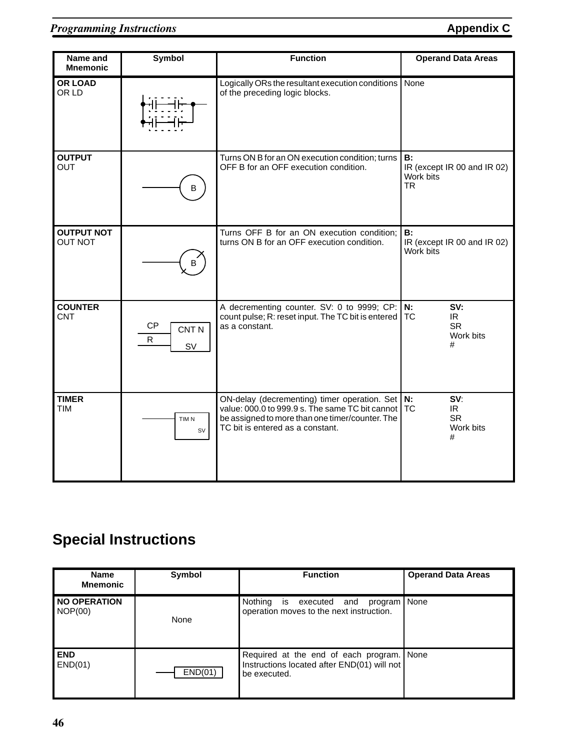| Name and Mnemonic | Symbol | Function | Operand Data Areas |
|---|---|---|---|
| **OR LOAD** OR LD | | Logically ORs the resultant execution conditions of the preceding logic blocks. | None |
| **OUTPUT** OUT | B | Turns ON B for an ON execution condition; turns OFF B for an OFF execution condition. | **B:** IR (except IR 00 and IR 02) Work bits TR |
| **OUTPUT NOT** OUT NOT | B | Turns OFF B for an ON execution condition; turns ON B for an OFF execution condition. | **B:** IR (except IR 00 and IR 02) Work bits |
| **COUNTER** CNT | CP R CNT N SV | A decrementing counter. SV: 0 to 9999; CP: count pulse; R: reset input. The TC bit is entered as a constant. | **N:** TC **SV:** IR SR Work bits # |
| **TIMER** TIM | TIM N SV | ON-delay (decrementing) timer operation. Set value: 000.0 to 999.9 s. The same TC bit cannot be assigned to more than one timer/counter. The TC bit is entered as a constant. | **N:** TC **SV:** IR SR Work bits # |

## Special Instructions

| Name Mnemonic | Symbol | Function | Operand Data Areas |
|---|---|---|---|
| **NO OPERATION** NOP(00) | None | Nothing is executed and program operation moves to the next instruction. | None |
| **END** END(01) | END(01) | Required at the end of each program. Instructions located after END(01) will not be executed. | None |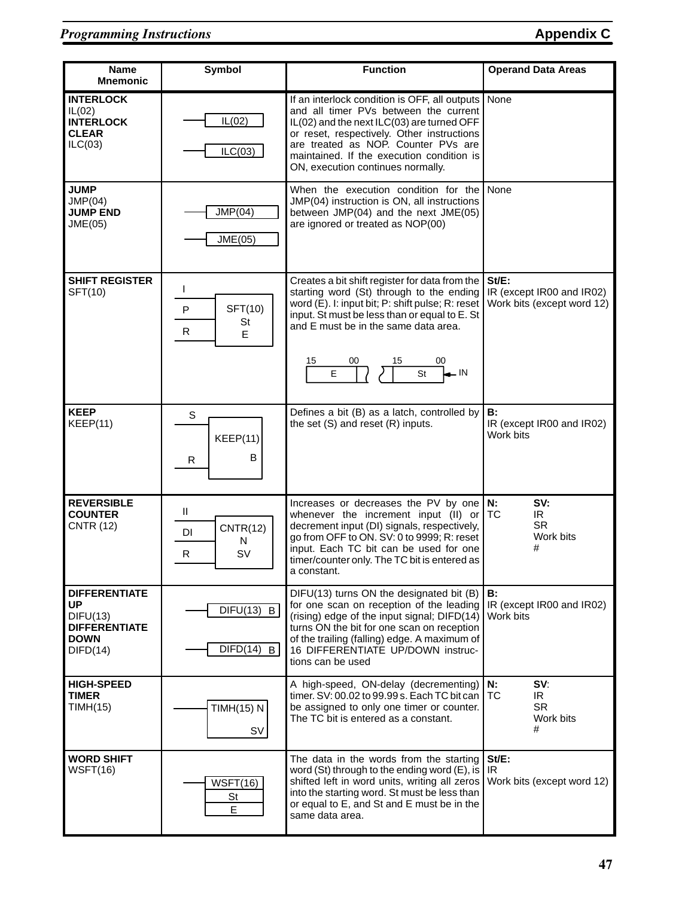| Name Mnemonic | Symbol | Function | Operand Data Areas |
|---|---|---|---|
| **INTERLOCK** IL(02) **INTERLOCK CLEAR** ILC(03) | IL(02) / ILC(03) | If an interlock condition is OFF, all outputs and all timer PVs between the current IL(02) and the next ILC(03) are turned OFF or reset, respectively. Other instructions are treated as NOP. Counter PVs are maintained. If the execution condition is ON, execution continues normally. | None |
| **JUMP** JMP(04) **JUMP END** JME(05) | JMP(04) / JME(05) | When the execution condition for the JMP(04) instruction is ON, all instructions between JMP(04) and the next JME(05) are ignored or treated as NOP(00) | None |
| **SHIFT REGISTER** SFT(10) | I, P, R; SFT(10) St E | Creates a bit shift register for data from the starting word (St) through to the ending word (E). I: input bit; P: shift pulse; R: reset input. St must be less than or equal to E. St and E must be in the same data area. (Diagram: E bits 15–00 … St bits 15–00 ← IN) | **St/E:** IR (except IR00 and IR02) Work bits (except word 12) |
| **KEEP** KEEP(11) | S, R; KEEP(11) B | Defines a bit (B) as a latch, controlled by the set (S) and reset (R) inputs. | **B:** IR (except IR00 and IR02) Work bits |
| **REVERSIBLE COUNTER** CNTR (12) | II, DI, R; CNTR(12) N SV | Increases or decreases the PV by one whenever the increment input (II) or decrement input (DI) signals, respectively, go from OFF to ON. SV: 0 to 9999; R: reset input. Each TC bit can be used for one timer/counter only. The TC bit is entered as a constant. | **N:** TC **SV:** IR, SR, Work bits, # |
| **DIFFERENTIATE UP** DIFU(13) **DIFFERENTIATE DOWN** DIFD(14) | DIFU(13) B / DIFD(14) B | DIFU(13) turns ON the designated bit (B) for one scan on reception of the leading (rising) edge of the input signal; DIFD(14) turns ON the bit for one scan on reception of the trailing (falling) edge. A maximum of 16 DIFFERENTIATE UP/DOWN instructions can be used | **B:** IR (except IR00 and IR02) Work bits |
| **HIGH-SPEED TIMER** TIMH(15) | TIMH(15) N SV | A high-speed, ON-delay (decrementing) timer. SV: 00.02 to 99.99 s. Each TC bit can be assigned to only one timer or counter. The TC bit is entered as a constant. | **N:** TC **SV:** IR, SR, Work bits, # |
| **WORD SHIFT** WSFT(16) | WSFT(16) St E | The data in the words from the starting word (St) through to the ending word (E), is shifted left in word units, writing all zeros into the starting word. St must be less than or equal to E, and St and E must be in the same data area. | **St/E:** IR Work bits (except word 12) |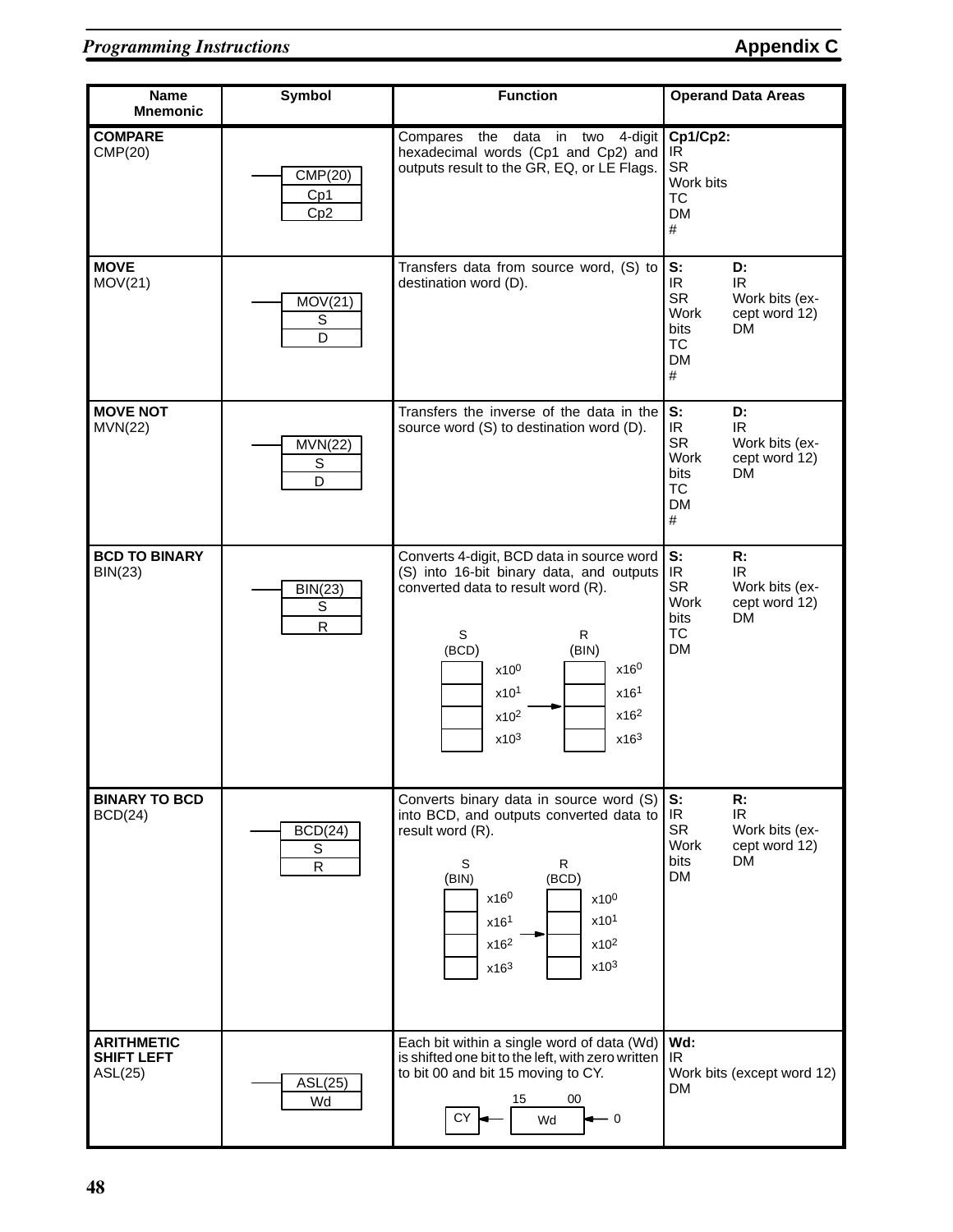| Name Mnemonic | Symbol | Function | Operand Data Areas |
|---|---|---|---|
| **COMPARE** CMP(20) | CMP(20) / Cp1 / Cp2 | Compares the data in two 4-digit hexadecimal words (Cp1 and Cp2) and outputs result to the GR, EQ, or LE Flags. | **Cp1/Cp2:** IR, SR, Work bits, TC, DM, # |
| **MOVE** MOV(21) | MOV(21) / S / D | Transfers data from source word, (S) to destination word (D). | **S:** IR, SR, Work bits, TC, DM, # **D:** IR, Work bits (except word 12), DM |
| **MOVE NOT** MVN(22) | MVN(22) / S / D | Transfers the inverse of the data in the source word (S) to destination word (D). | **S:** IR, SR, Work bits, TC, DM, # **D:** IR, Work bits (except word 12), DM |
| **BCD TO BINARY** BIN(23) | BIN(23) / S / R | Converts 4-digit, BCD data in source word (S) into 16-bit binary data, and outputs converted data to result word (R). S (BCD): $x10^0$, $x10^1$, $x10^2$, $x10^3$ → R (BIN): $x16^0$, $x16^1$, $x16^2$, $x16^3$ | **S:** IR, SR, Work bits, TC, DM **R:** IR, Work bits (except word 12), DM |
| **BINARY TO BCD** BCD(24) | BCD(24) / S / R | Converts binary data in source word (S) into BCD, and outputs converted data to result word (R). S (BIN): $x16^0$, $x16^1$, $x16^2$, $x16^3$ → R (BCD): $x10^0$, $x10^1$, $x10^2$, $x10^3$ | **S:** IR, SR, Work bits, DM **R:** IR, Work bits (except word 12), DM |
| **ARITHMETIC SHIFT LEFT** ASL(25) | ASL(25) / Wd | Each bit within a single word of data (Wd) is shifted one bit to the left, with zero written to bit 00 and bit 15 moving to CY. CY ← [15 Wd 00] ← 0 | **Wd:** IR, Work bits (except word 12), DM |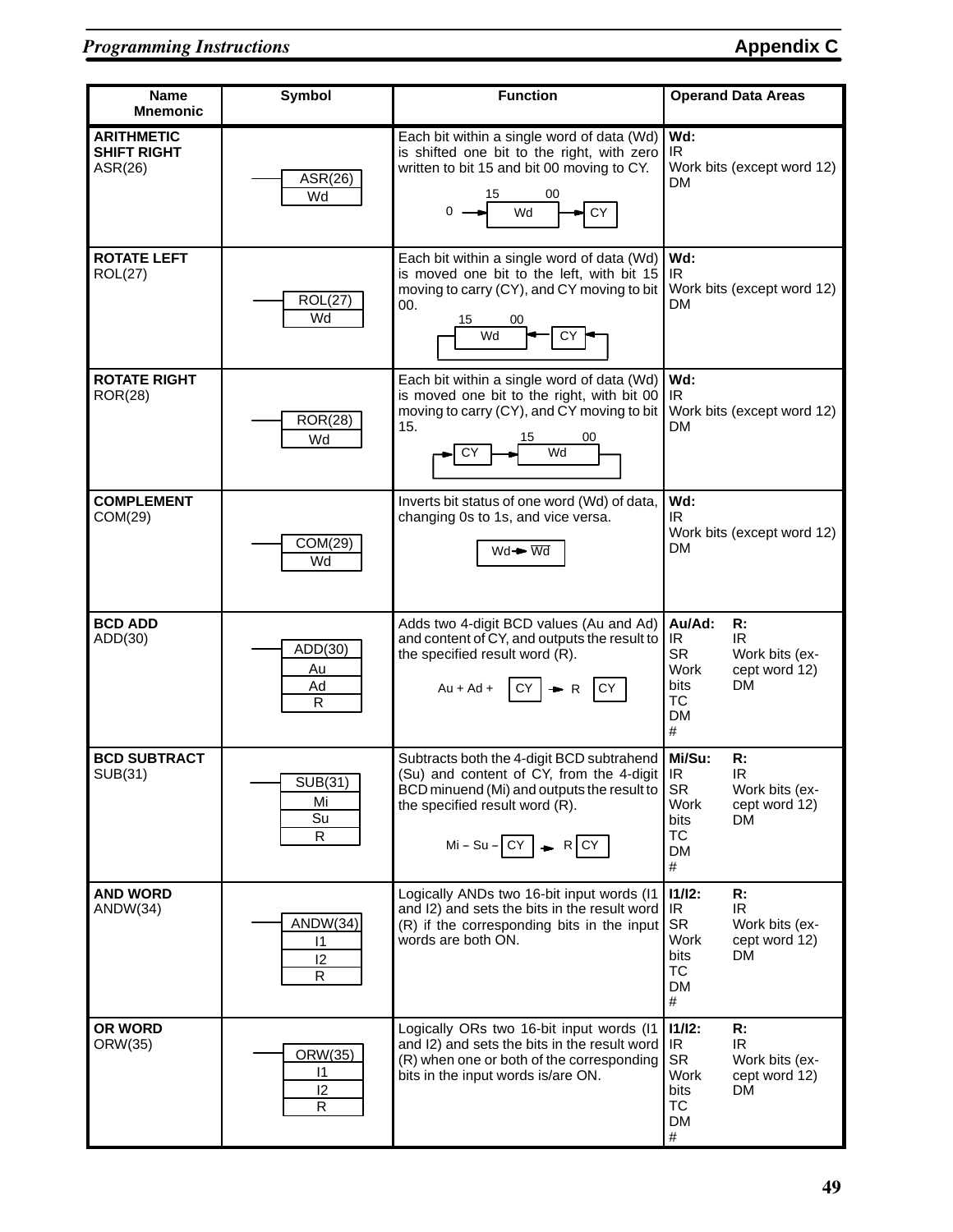| Name Mnemonic | Symbol | Function | Operand Data Areas |
|---|---|---|---|
| **ARITHMETIC SHIFT RIGHT** ASR(26) | ASR(26) / Wd | Each bit within a single word of data (Wd) is shifted one bit to the right, with zero written to bit 15 and bit 00 moving to CY. 0 → [15 Wd 00] → CY | **Wd:** IR, Work bits (except word 12), DM |
| **ROTATE LEFT** ROL(27) | ROL(27) / Wd | Each bit within a single word of data (Wd) is moved one bit to the left, with bit 15 moving to carry (CY), and CY moving to bit 00. [15 Wd 00] ← CY ← (bit 15) | **Wd:** IR, Work bits (except word 12), DM |
| **ROTATE RIGHT** ROR(28) | ROR(28) / Wd | Each bit within a single word of data (Wd) is moved one bit to the right, with bit 00 moving to carry (CY), and CY moving to bit 15. CY → [15 Wd 00] → (CY) | **Wd:** IR, Work bits (except word 12), DM |
| **COMPLEMENT** COM(29) | COM(29) / Wd | Inverts bit status of one word (Wd) of data, changing 0s to 1s, and vice versa. Wd → $\overline{\text{Wd}}$ | **Wd:** IR, Work bits (except word 12), DM |
| **BCD ADD** ADD(30) | ADD(30) / Au / Ad / R | Adds two 4-digit BCD values (Au and Ad) and content of CY, and outputs the result to the specified result word (R). Au + Ad + CY → R CY | **Au/Ad:** IR, SR, Work bits, TC, DM, # **R:** IR, Work bits (except word 12), DM |
| **BCD SUBTRACT** SUB(31) | SUB(31) / Mi / Su / R | Subtracts both the 4-digit BCD subtrahend (Su) and content of CY, from the 4-digit BCD minuend (Mi) and outputs the result to the specified result word (R). Mi – Su – CY → R CY | **Mi/Su:** IR, SR, Work bits, TC, DM, # **R:** IR, Work bits (except word 12), DM |
| **AND WORD** ANDW(34) | ANDW(34) / I1 / I2 / R | Logically ANDs two 16-bit input words (I1 and I2) and sets the bits in the result word (R) if the corresponding bits in the input words are both ON. | **I1/I2:** IR, SR, Work bits, TC, DM, # **R:** IR, Work bits (except word 12), DM |
| **OR WORD** ORW(35) | ORW(35) / I1 / I2 / R | Logically ORs two 16-bit input words (I1 and I2) and sets the bits in the result word (R) when one or both of the corresponding bits in the input words is/are ON. | **I1/I2:** IR, SR, Work bits, TC, DM, # **R:** IR, Work bits (except word 12), DM |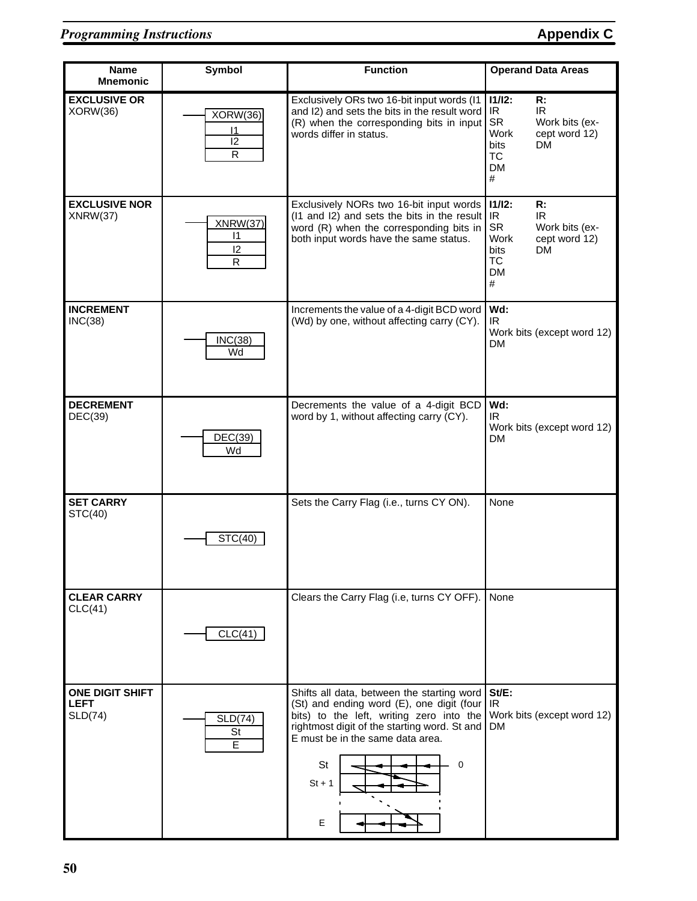| Name Mnemonic | Symbol | Function | Operand Data Areas |
|---|---|---|---|
| **EXCLUSIVE OR** XORW(36) | XORW(36) / I1 / I2 / R | Exclusively ORs two 16-bit input words (I1 and I2) and sets the bits in the result word (R) when the corresponding bits in input words differ in status. | **I1/I2:** IR, SR, Work bits, TC, DM, # **R:** IR, Work bits (except word 12), DM |
| **EXCLUSIVE NOR** XNRW(37) | XNRW(37) / I1 / I2 / R | Exclusively NORs two 16-bit input words (I1 and I2) and sets the bits in the result word (R) when the corresponding bits in both input words have the same status. | **I1/I2:** IR, SR, Work bits, TC, DM, # **R:** IR, Work bits (except word 12), DM |
| **INCREMENT** INC(38) | INC(38) / Wd | Increments the value of a 4-digit BCD word (Wd) by one, without affecting carry (CY). | **Wd:** IR, Work bits (except word 12), DM |
| **DECREMENT** DEC(39) | DEC(39) / Wd | Decrements the value of a 4-digit BCD word by 1, without affecting carry (CY). | **Wd:** IR, Work bits (except word 12), DM |
| **SET CARRY** STC(40) | STC(40) | Sets the Carry Flag (i.e., turns CY ON). | None |
| **CLEAR CARRY** CLC(41) | CLC(41) | Clears the Carry Flag (i.e, turns CY OFF). | None |
| **ONE DIGIT SHIFT LEFT** SLD(74) | SLD(74) / St / E | Shifts all data, between the starting word (St) and ending word (E), one digit (four bits) to the left, writing zero into the rightmost digit of the starting word. St and E must be in the same data area. (Diagram: St, St + 1, E, 0) | **St/E:** IR, Work bits (except word 12), DM |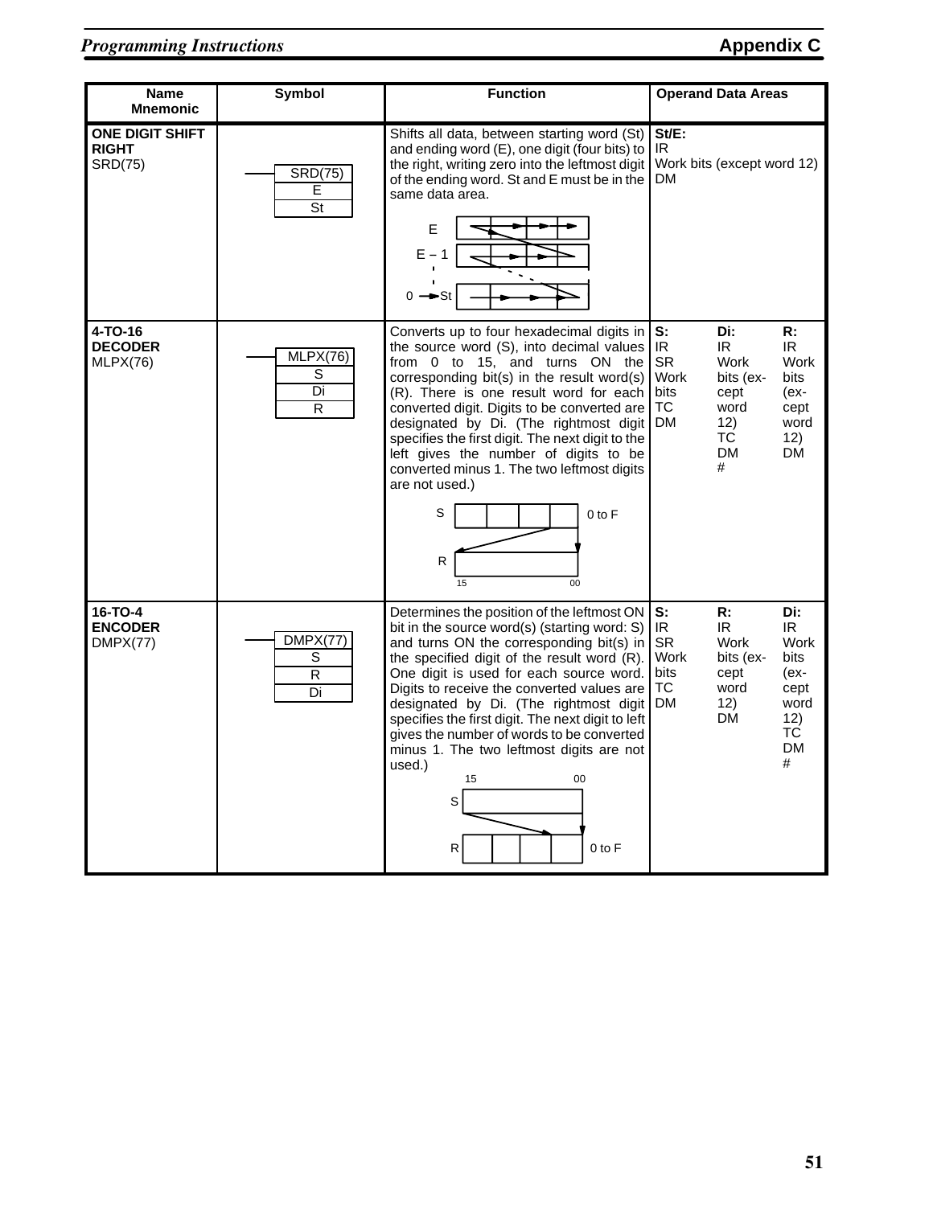| Name Mnemonic | Symbol | Function | Operand Data Areas |
|---|---|---|---|
| **ONE DIGIT SHIFT RIGHT** SRD(75) | SRD(75) / E / St | Shifts all data, between starting word (St) and ending word (E), one digit (four bits) to the right, writing zero into the leftmost digit of the ending word. St and E must be in the same data area. | **St/E:** IR, Work bits (except word 12), DM |
| **4-TO-16 DECODER** MLPX(76) | MLPX(76) / S / Di / R | Converts up to four hexadecimal digits in the source word (S), into decimal values from 0 to 15, and turns ON the corresponding bit(s) in the result word(s) (R). There is one result word for each converted digit. Digits to be converted are designated by Di. (The rightmost digit specifies the first digit. The next digit to the left gives the number of digits to be converted minus 1. The two leftmost digits are not used.) | **S:** IR, SR, Work bits, TC, DM<br>**Di:** IR, Work bits (except word 12), TC, DM, #<br>**R:** IR, Work bits (except word 12), DM |
| **16-TO-4 ENCODER** DMPX(77) | DMPX(77) / S / R / Di | Determines the position of the leftmost ON bit in the source word(s) (starting word: S) and turns ON the corresponding bit(s) in the specified digit of the result word (R). One digit is used for each source word. Digits to receive the converted values are designated by Di. (The rightmost digit specifies the first digit. The next digit to left gives the number of words to be converted minus 1. The two leftmost digits are not used.) | **S:** IR, SR, Work bits, TC, DM<br>**R:** IR, Work bits (except word 12), DM<br>**Di:** IR, Work bits (except word 12), TC, DM, # |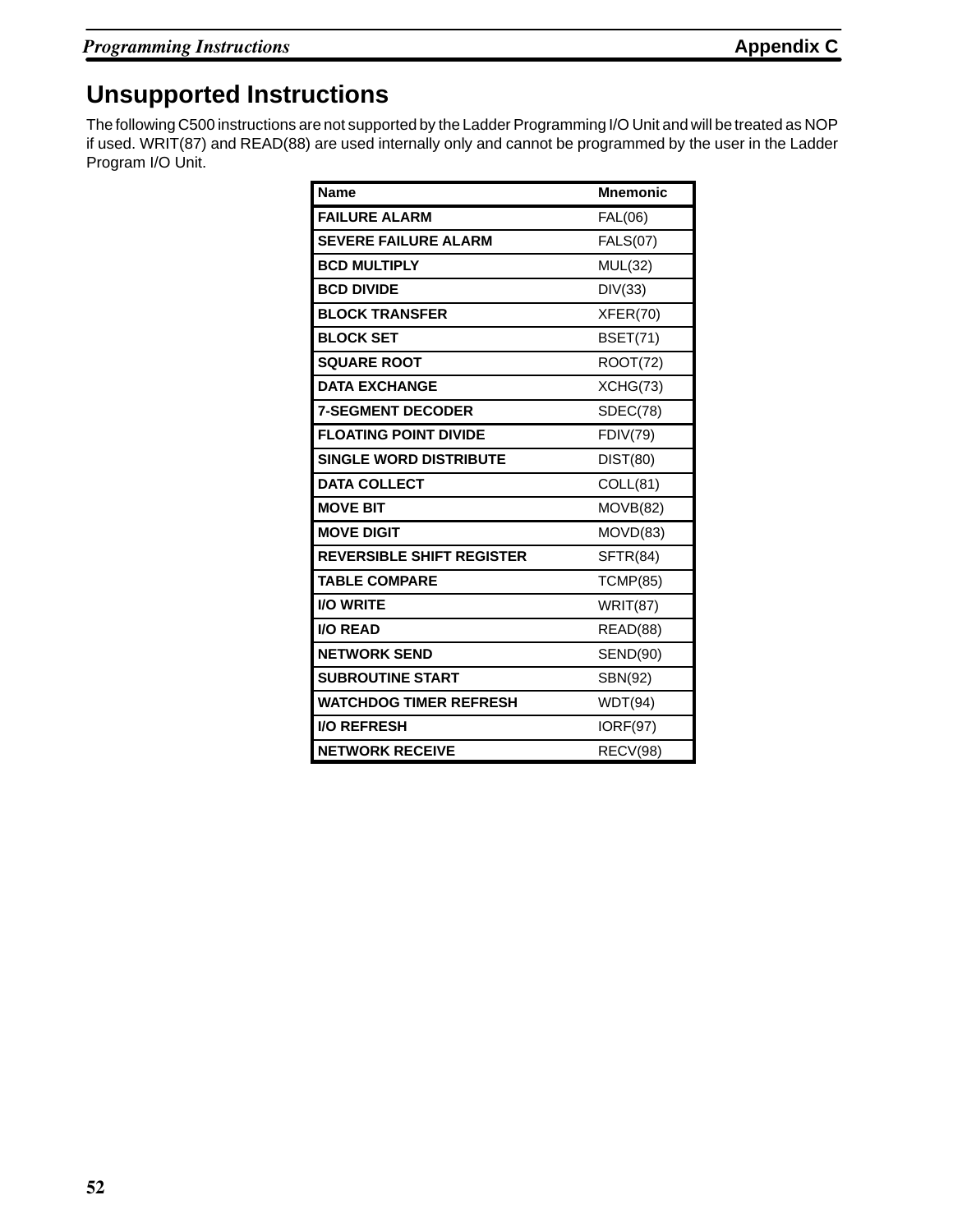# Unsupported Instructions

The following C500 instructions are not supported by the Ladder Programming I/O Unit and will be treated as NOP if used. WRIT(87) and READ(88) are used internally only and cannot be programmed by the user in the Ladder Program I/O Unit.

| Name | Mnemonic |
|---|---|
| **FAILURE ALARM** | FAL(06) |
| **SEVERE FAILURE ALARM** | FALS(07) |
| **BCD MULTIPLY** | MUL(32) |
| **BCD DIVIDE** | DIV(33) |
| **BLOCK TRANSFER** | XFER(70) |
| **BLOCK SET** | BSET(71) |
| **SQUARE ROOT** | ROOT(72) |
| **DATA EXCHANGE** | XCHG(73) |
| **7-SEGMENT DECODER** | SDEC(78) |
| **FLOATING POINT DIVIDE** | FDIV(79) |
| **SINGLE WORD DISTRIBUTE** | DIST(80) |
| **DATA COLLECT** | COLL(81) |
| **MOVE BIT** | MOVB(82) |
| **MOVE DIGIT** | MOVD(83) |
| **REVERSIBLE SHIFT REGISTER** | SFTR(84) |
| **TABLE COMPARE** | TCMP(85) |
| **I/O WRITE** | WRIT(87) |
| **I/O READ** | READ(88) |
| **NETWORK SEND** | SEND(90) |
| **SUBROUTINE START** | SBN(92) |
| **WATCHDOG TIMER REFRESH** | WDT(94) |
| **I/O REFRESH** | IORF(97) |
| **NETWORK RECEIVE** | RECV(98) |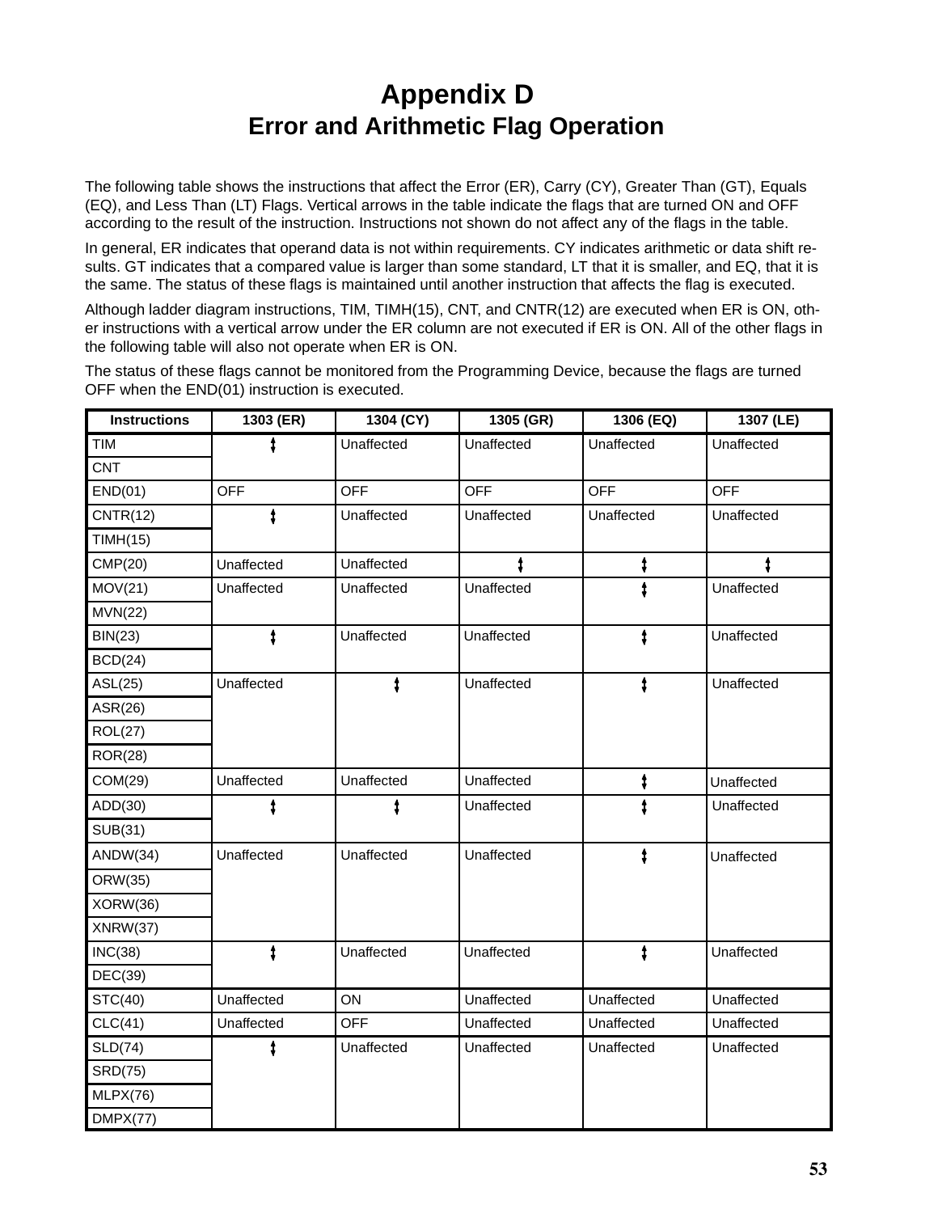# Appendix D
## Error and Arithmetic Flag Operation

The following table shows the instructions that affect the Error (ER), Carry (CY), Greater Than (GT), Equals (EQ), and Less Than (LT) Flags. Vertical arrows in the table indicate the flags that are turned ON and OFF according to the result of the instruction. Instructions not shown do not affect any of the flags in the table.

In general, ER indicates that operand data is not within requirements. CY indicates arithmetic or data shift results. GT indicates that a compared value is larger than some standard, LT that it is smaller, and EQ, that it is the same. The status of these flags is maintained until another instruction that affects the flag is executed.

Although ladder diagram instructions, TIM, TIMH(15), CNT, and CNTR(12) are executed when ER is ON, other instructions with a vertical arrow under the ER column are not executed if ER is ON. All of the other flags in the following table will also not operate when ER is ON.

The status of these flags cannot be monitored from the Programming Device, because the flags are turned OFF when the END(01) instruction is executed.

| Instructions | 1303 (ER) | 1304 (CY) | 1305 (GR) | 1306 (EQ) | 1307 (LE) |
|---|---|---|---|---|---|
| TIM<br>CNT | ↕ | Unaffected | Unaffected | Unaffected | Unaffected |
| END(01) | OFF | OFF | OFF | OFF | OFF |
| CNTR(12)<br>TIMH(15) | ↕ | Unaffected | Unaffected | Unaffected | Unaffected |
| CMP(20) | Unaffected | Unaffected | ↕ | ↕ | ↕ |
| MOV(21)<br>MVN(22) | Unaffected | Unaffected | Unaffected | ↕ | Unaffected |
| BIN(23)<br>BCD(24) | ↕ | Unaffected | Unaffected | ↕ | Unaffected |
| ASL(25)<br>ASR(26)<br>ROL(27)<br>ROR(28) | Unaffected | ↕ | Unaffected | ↕ | Unaffected |
| COM(29) | Unaffected | Unaffected | Unaffected | ↕ | Unaffected |
| ADD(30)<br>SUB(31) | ↕ | ↕ | Unaffected | ↕ | Unaffected |
| ANDW(34)<br>ORW(35)<br>XORW(36)<br>XNRW(37) | Unaffected | Unaffected | Unaffected | ↕ | Unaffected |
| INC(38)<br>DEC(39) | ↕ | Unaffected | Unaffected | ↕ | Unaffected |
| STC(40) | Unaffected | ON | Unaffected | Unaffected | Unaffected |
| CLC(41) | Unaffected | OFF | Unaffected | Unaffected | Unaffected |
| SLD(74)<br>SRD(75)<br>MLPX(76)<br>DMPX(77) | ↕ | Unaffected | Unaffected | Unaffected | Unaffected |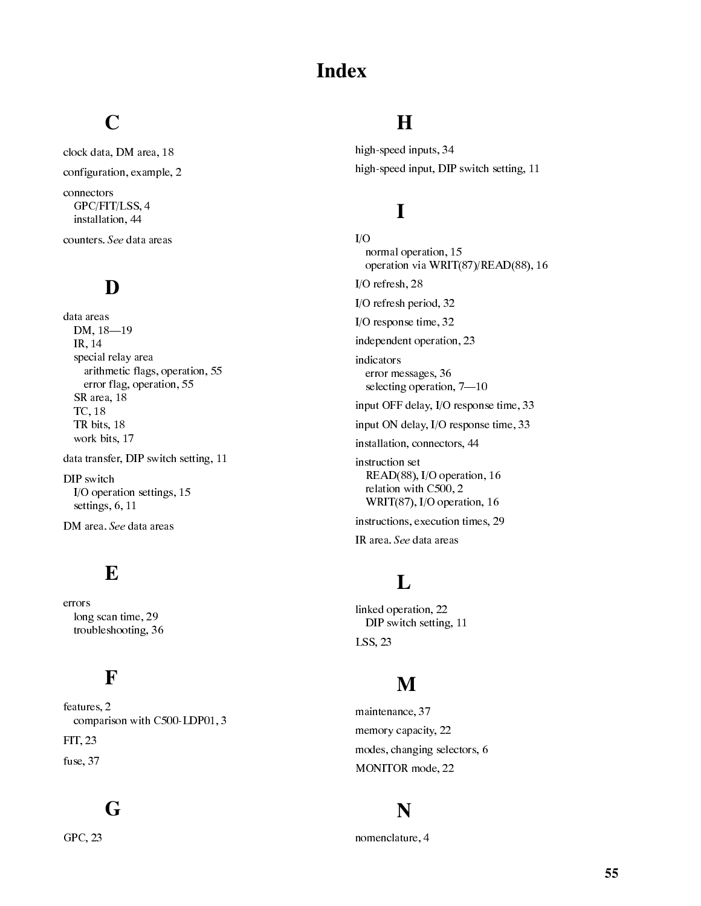# Index

## C

clock data, DM area, 18

configuration, example, 2

connectors
- GPC/FIT/LSS, 4
- installation, 44

counters. *See* data areas

## D

data areas
- DM, 18—19
- IR, 14
- special relay area
  - arithmetic flags, operation, 55
  - error flag, operation, 55
- SR area, 18
- TC, 18
- TR bits, 18
- work bits, 17

data transfer, DIP switch setting, 11

DIP switch
- I/O operation settings, 15
- settings, 6, 11

DM area. *See* data areas

## E

errors
- long scan time, 29
- troubleshooting, 36

## F

features, 2
- comparison with C500-LDP01, 3

FIT, 23

fuse, 37

## G

GPC, 23

## H

high-speed inputs, 34

high-speed input, DIP switch setting, 11

## I

I/O
- normal operation, 15
- operation via WRIT(87)/READ(88), 16

I/O refresh, 28

I/O refresh period, 32

I/O response time, 32

independent operation, 23

indicators
- error messages, 36
- selecting operation, 7—10

input OFF delay, I/O response time, 33

input ON delay, I/O response time, 33

installation, connectors, 44

instruction set
- READ(88), I/O operation, 16
- relation with C500, 2
- WRIT(87), I/O operation, 16

instructions, execution times, 29

IR area. *See* data areas

## L

linked operation, 22
- DIP switch setting, 11

LSS, 23

## M

maintenance, 37

memory capacity, 22

modes, changing selectors, 6

MONITOR mode, 22

## N

nomenclature, 4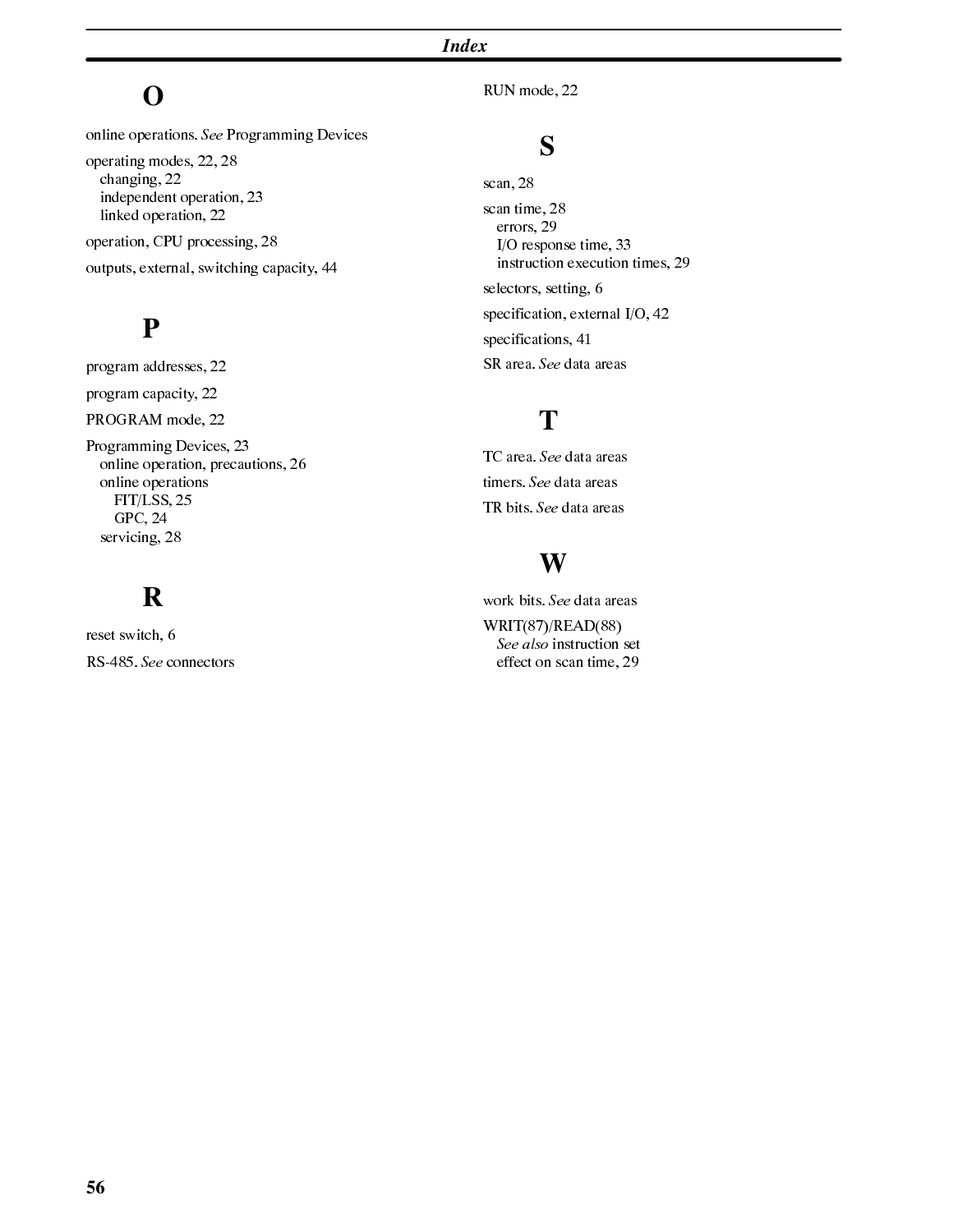## O

online operations. *See* Programming Devices

operating modes, 22, 28
- changing, 22
- independent operation, 23
- linked operation, 22

operation, CPU processing, 28

outputs, external, switching capacity, 44

## P

program addresses, 22

program capacity, 22

PROGRAM mode, 22

Programming Devices, 23
- online operation, precautions, 26
- online operations
  - FIT/LSS, 25
  - GPC, 24
- servicing, 28

## R

reset switch, 6

RS-485. *See* connectors

RUN mode, 22

## S

scan, 28

scan time, 28
- errors, 29
- I/O response time, 33
- instruction execution times, 29

selectors, setting, 6

specification, external I/O, 42

specifications, 41

SR area. *See* data areas

## T

TC area. *See* data areas

timers. *See* data areas

TR bits. *See* data areas

## W

work bits. *See* data areas

WRIT(87)/READ(88)
- *See also* instruction set
- effect on scan time, 29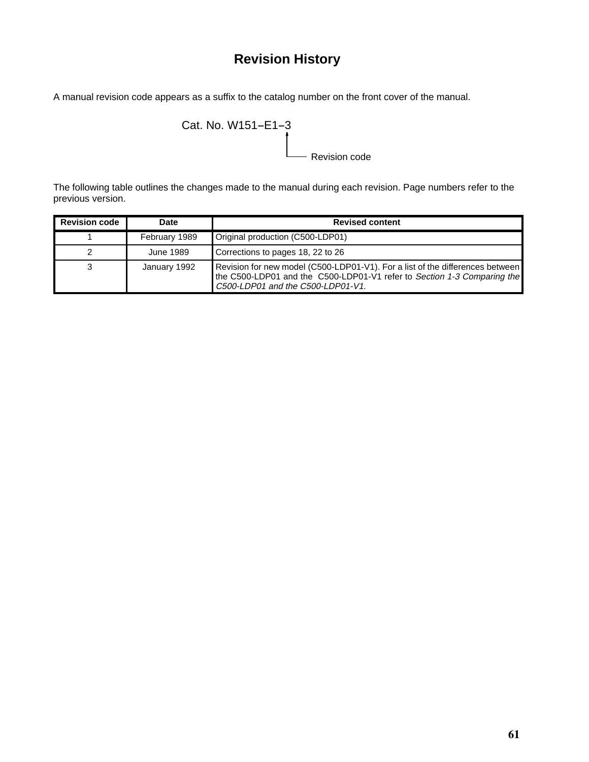# Revision History

A manual revision code appears as a suffix to the catalog number on the front cover of the manual.

Cat. No. W151–E1–3

Revision code

The following table outlines the changes made to the manual during each revision. Page numbers refer to the previous version.

| Revision code | Date | Revised content |
|---|---|---|
| 1 | February 1989 | Original production (C500-LDP01) |
| 2 | June 1989 | Corrections to pages 18, 22 to 26 |
| 3 | January 1992 | Revision for new model (C500-LDP01-V1). For a list of the differences between the C500-LDP01 and the C500-LDP01-V1 refer to *Section 1-3 Comparing the C500-LDP01 and the C500-LDP01-V1.* |